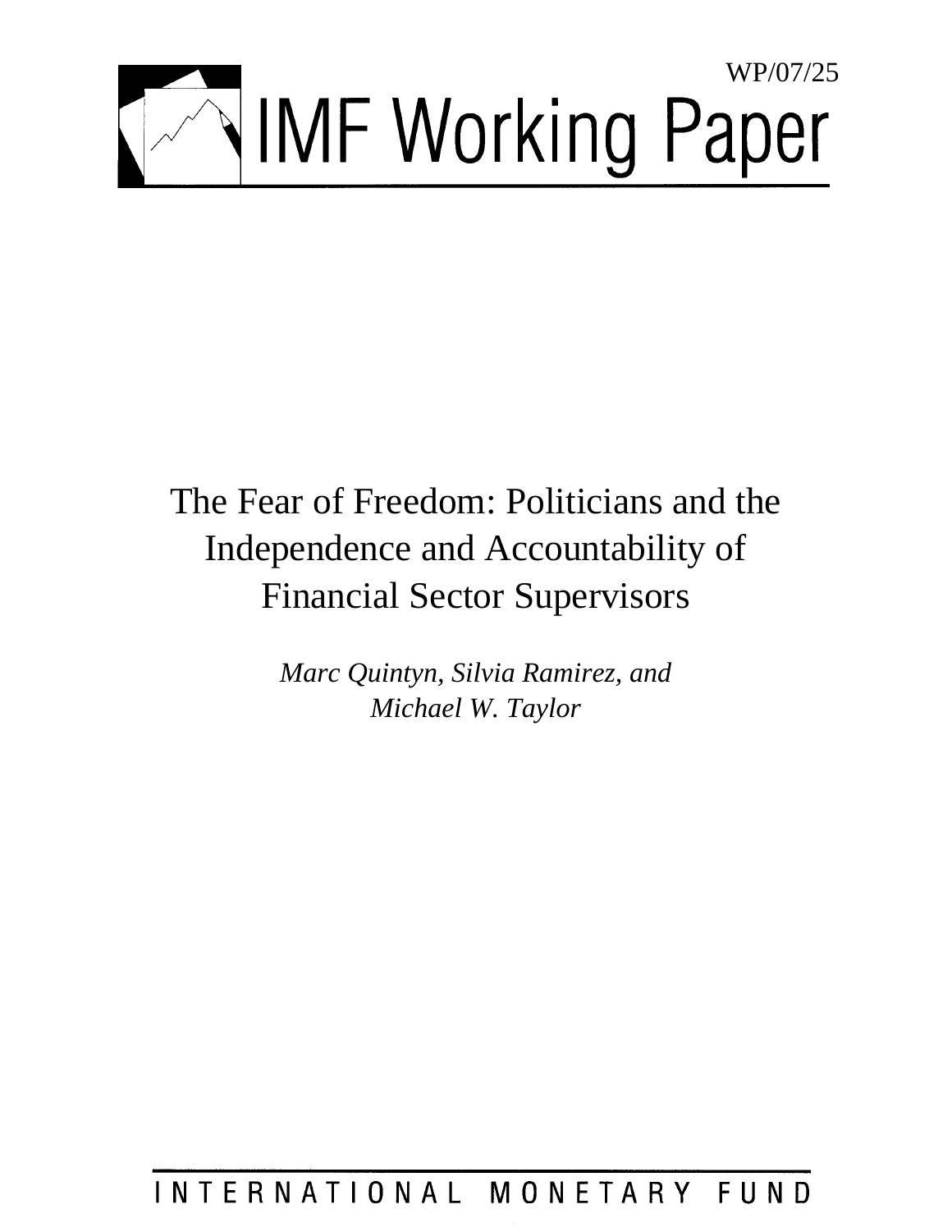WP/07/25

# IMF Working Paper

# The Fear of Freedom: Politicians and the Independence and Accountability of Financial Sector Supervisors

*Marc Quintyn, Silvia Ramirez, and Michael W. Taylor*

INTERNATIONAL MONETARY FUND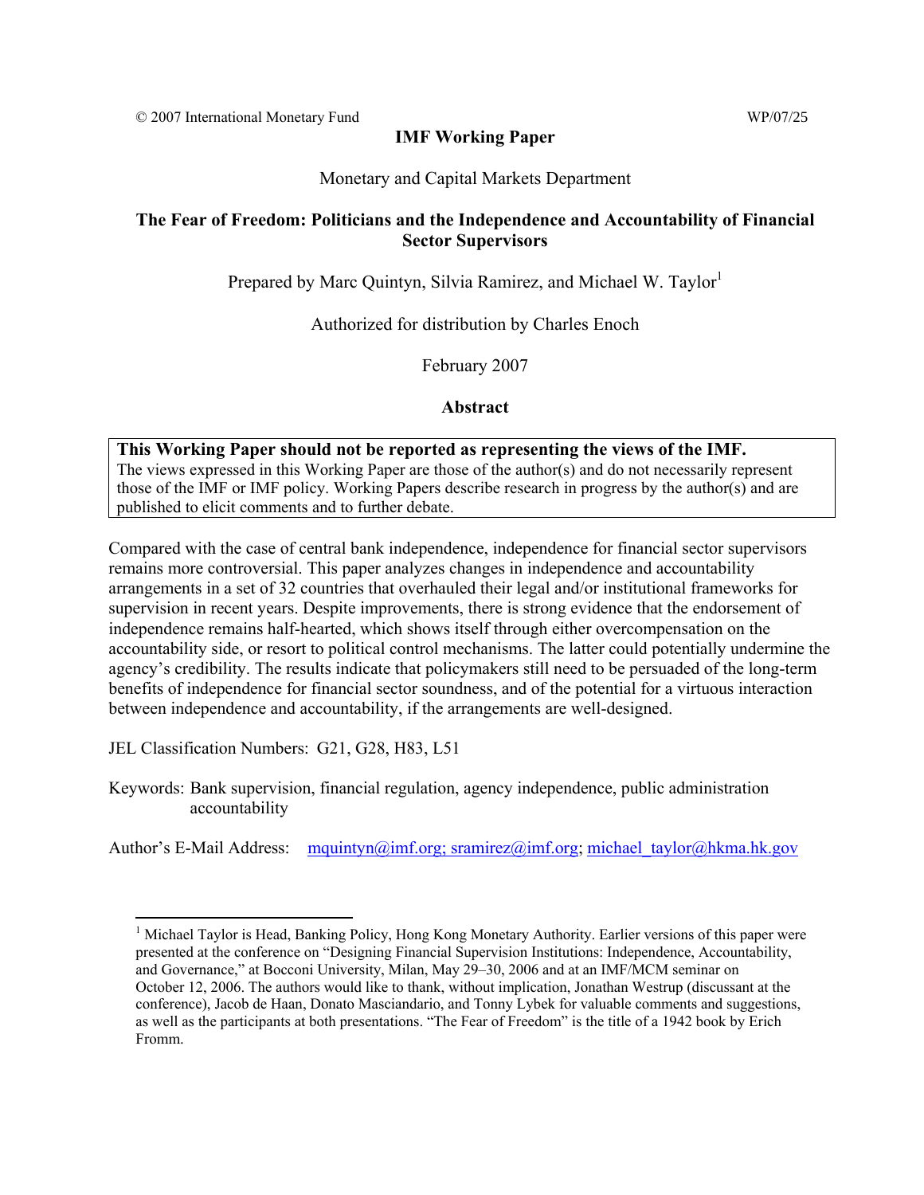© 2007 International Monetary Fund WP/07/25

# IMF Working Paper

Monetary and Capital Markets Department

## The Fear of Freedom: Politicians and the Independence and Accountability of Financial Sector Supervisors

Prepared by Marc Quintyn, Silvia Ramirez, and Michael W. Taylor[1]

Authorized for distribution by Charles Enoch

February 2007

### Abstract

**This Working Paper should not be reported as representing the views of the IMF.**
The views expressed in this Working Paper are those of the author(s) and do not necessarily represent those of the IMF or IMF policy. Working Papers describe research in progress by the author(s) and are published to elicit comments and to further debate.

Compared with the case of central bank independence, independence for financial sector supervisors remains more controversial. This paper analyzes changes in independence and accountability arrangements in a set of 32 countries that overhauled their legal and/or institutional frameworks for supervision in recent years. Despite improvements, there is strong evidence that the endorsement of independence remains half-hearted, which shows itself through either overcompensation on the accountability side, or resort to political control mechanisms. The latter could potentially undermine the agency's credibility. The results indicate that policymakers still need to be persuaded of the long-term benefits of independence for financial sector soundness, and of the potential for a virtuous interaction between independence and accountability, if the arrangements are well-designed.

JEL Classification Numbers: G21, G28, H83, L51

Keywords: Bank supervision, financial regulation, agency independence, public administration accountability

Author's E-Mail Address: mquintyn@imf.org; sramirez@imf.org; michael_taylor@hkma.hk.gov

[1] Michael Taylor is Head, Banking Policy, Hong Kong Monetary Authority. Earlier versions of this paper were presented at the conference on "Designing Financial Supervision Institutions: Independence, Accountability, and Governance," at Bocconi University, Milan, May 29–30, 2006 and at an IMF/MCM seminar on October 12, 2006. The authors would like to thank, without implication, Jonathan Westrup (discussant at the conference), Jacob de Haan, Donato Masciandario, and Tonny Lybek for valuable comments and suggestions, as well as the participants at both presentations. "The Fear of Freedom" is the title of a 1942 book by Erich Fromm.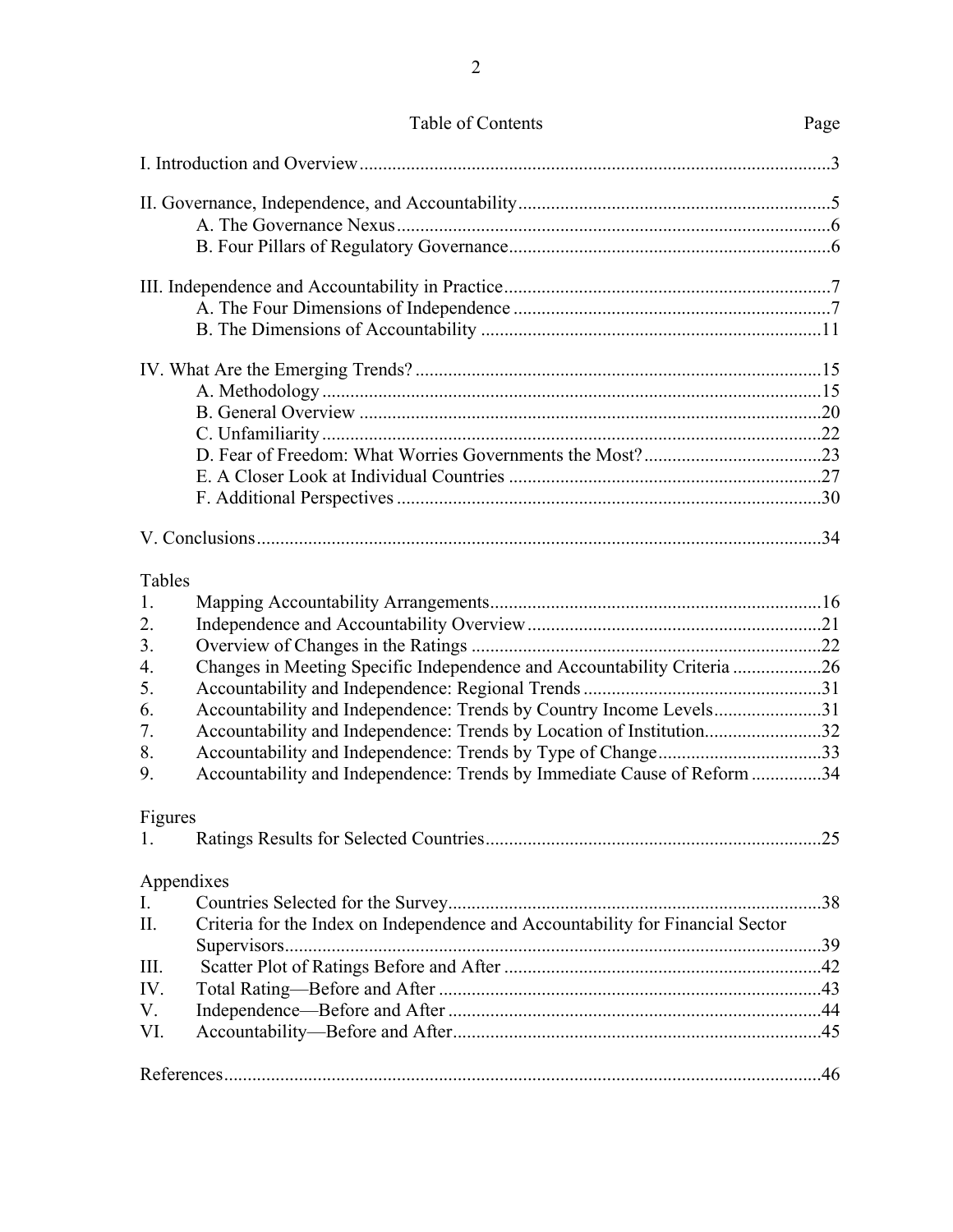Table of Contents

| | Page |
|---|---|
| I. Introduction and Overview | 3 |
| II. Governance, Independence, and Accountability | 5 |
| A. The Governance Nexus | 6 |
| B. Four Pillars of Regulatory Governance | 6 |
| III. Independence and Accountability in Practice | 7 |
| A. The Four Dimensions of Independence | 7 |
| B. The Dimensions of Accountability | 11 |
| IV. What Are the Emerging Trends? | 15 |
| A. Methodology | 15 |
| B. General Overview | 20 |
| C. Unfamiliarity | 22 |
| D. Fear of Freedom: What Worries Governments the Most? | 23 |
| E. A Closer Look at Individual Countries | 27 |
| F. Additional Perspectives | 30 |
| V. Conclusions | 34 |

Tables

| | | |
|---|---|---|
| 1. | Mapping Accountability Arrangements | 16 |
| 2. | Independence and Accountability Overview | 21 |
| 3. | Overview of Changes in the Ratings | 22 |
| 4. | Changes in Meeting Specific Independence and Accountability Criteria | 26 |
| 5. | Accountability and Independence: Regional Trends | 31 |
| 6. | Accountability and Independence: Trends by Country Income Levels | 31 |
| 7. | Accountability and Independence: Trends by Location of Institution | 32 |
| 8. | Accountability and Independence: Trends by Type of Change | 33 |
| 9. | Accountability and Independence: Trends by Immediate Cause of Reform | 34 |

Figures

| | | |
|---|---|---|
| 1. | Ratings Results for Selected Countries | 25 |

Appendixes

| | | |
|---|---|---|
| I. | Countries Selected for the Survey | 38 |
| II. | Criteria for the Index on Independence and Accountability for Financial Sector Supervisors | 39 |
| III. | Scatter Plot of Ratings Before and After | 42 |
| IV. | Total Rating—Before and After | 43 |
| V. | Independence—Before and After | 44 |
| VI. | Accountability—Before and After | 45 |

| | |
|---|---|
| References | 46 |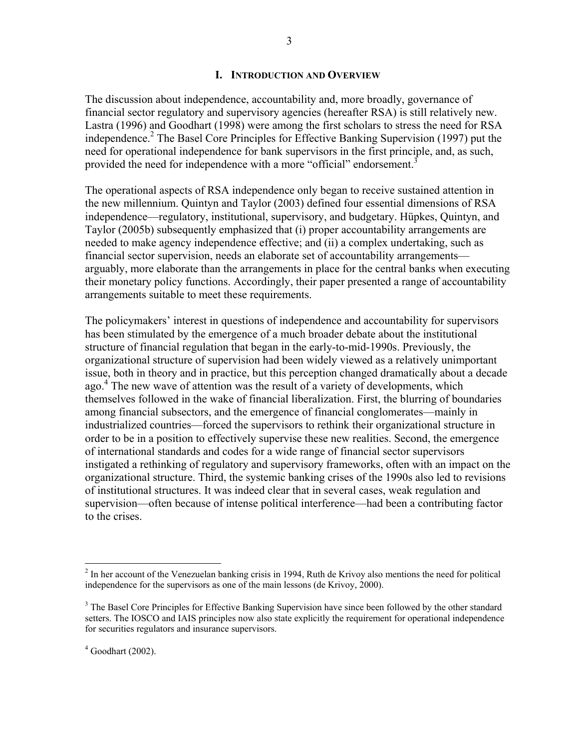# I. Introduction and Overview

The discussion about independence, accountability and, more broadly, governance of financial sector regulatory and supervisory agencies (hereafter RSA) is still relatively new. Lastra (1996) and Goodhart (1998) were among the first scholars to stress the need for RSA independence.[2] The Basel Core Principles for Effective Banking Supervision (1997) put the need for operational independence for bank supervisors in the first principle, and, as such, provided the need for independence with a more "official" endorsement.[3]

The operational aspects of RSA independence only began to receive sustained attention in the new millennium. Quintyn and Taylor (2003) defined four essential dimensions of RSA independence—regulatory, institutional, supervisory, and budgetary. Hüpkes, Quintyn, and Taylor (2005b) subsequently emphasized that (i) proper accountability arrangements are needed to make agency independence effective; and (ii) a complex undertaking, such as financial sector supervision, needs an elaborate set of accountability arrangements—arguably, more elaborate than the arrangements in place for the central banks when executing their monetary policy functions. Accordingly, their paper presented a range of accountability arrangements suitable to meet these requirements.

The policymakers' interest in questions of independence and accountability for supervisors has been stimulated by the emergence of a much broader debate about the institutional structure of financial regulation that began in the early-to-mid-1990s. Previously, the organizational structure of supervision had been widely viewed as a relatively unimportant issue, both in theory and in practice, but this perception changed dramatically about a decade ago.[4] The new wave of attention was the result of a variety of developments, which themselves followed in the wake of financial liberalization. First, the blurring of boundaries among financial subsectors, and the emergence of financial conglomerates—mainly in industrialized countries—forced the supervisors to rethink their organizational structure in order to be in a position to effectively supervise these new realities. Second, the emergence of international standards and codes for a wide range of financial sector supervisors instigated a rethinking of regulatory and supervisory frameworks, often with an impact on the organizational structure. Third, the systemic banking crises of the 1990s also led to revisions of institutional structures. It was indeed clear that in several cases, weak regulation and supervision—often because of intense political interference—had been a contributing factor to the crises.

---

[2] In her account of the Venezuelan banking crisis in 1994, Ruth de Krivoy also mentions the need for political independence for the supervisors as one of the main lessons (de Krivoy, 2000).

[3] The Basel Core Principles for Effective Banking Supervision have since been followed by the other standard setters. The IOSCO and IAIS principles now also state explicitly the requirement for operational independence for securities regulators and insurance supervisors.

[4] Goodhart (2002).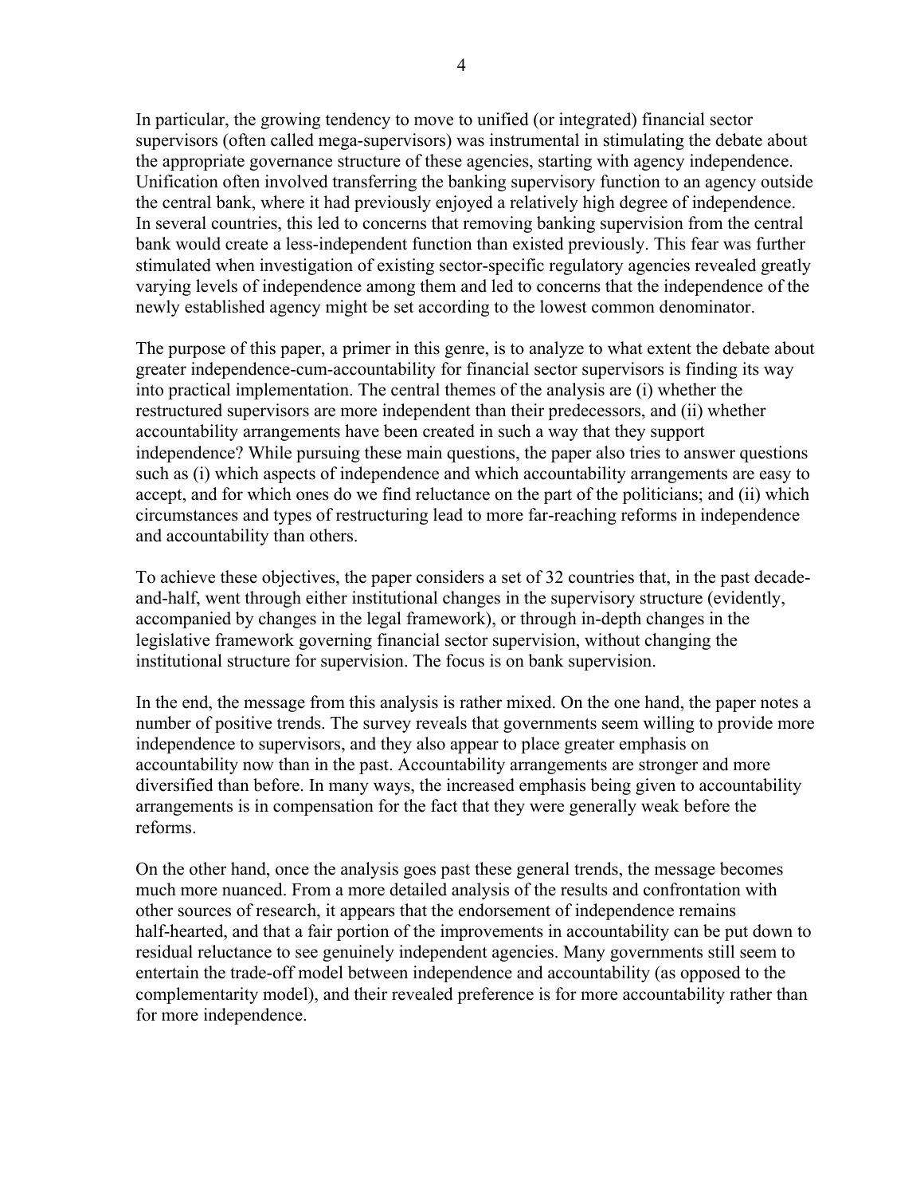In particular, the growing tendency to move to unified (or integrated) financial sector supervisors (often called mega-supervisors) was instrumental in stimulating the debate about the appropriate governance structure of these agencies, starting with agency independence. Unification often involved transferring the banking supervisory function to an agency outside the central bank, where it had previously enjoyed a relatively high degree of independence. In several countries, this led to concerns that removing banking supervision from the central bank would create a less-independent function than existed previously. This fear was further stimulated when investigation of existing sector-specific regulatory agencies revealed greatly varying levels of independence among them and led to concerns that the independence of the newly established agency might be set according to the lowest common denominator.

The purpose of this paper, a primer in this genre, is to analyze to what extent the debate about greater independence-cum-accountability for financial sector supervisors is finding its way into practical implementation. The central themes of the analysis are (i) whether the restructured supervisors are more independent than their predecessors, and (ii) whether accountability arrangements have been created in such a way that they support independence? While pursuing these main questions, the paper also tries to answer questions such as (i) which aspects of independence and which accountability arrangements are easy to accept, and for which ones do we find reluctance on the part of the politicians; and (ii) which circumstances and types of restructuring lead to more far-reaching reforms in independence and accountability than others.

To achieve these objectives, the paper considers a set of 32 countries that, in the past decade-and-half, went through either institutional changes in the supervisory structure (evidently, accompanied by changes in the legal framework), or through in-depth changes in the legislative framework governing financial sector supervision, without changing the institutional structure for supervision. The focus is on bank supervision.

In the end, the message from this analysis is rather mixed. On the one hand, the paper notes a number of positive trends. The survey reveals that governments seem willing to provide more independence to supervisors, and they also appear to place greater emphasis on accountability now than in the past. Accountability arrangements are stronger and more diversified than before. In many ways, the increased emphasis being given to accountability arrangements is in compensation for the fact that they were generally weak before the reforms.

On the other hand, once the analysis goes past these general trends, the message becomes much more nuanced. From a more detailed analysis of the results and confrontation with other sources of research, it appears that the endorsement of independence remains half-hearted, and that a fair portion of the improvements in accountability can be put down to residual reluctance to see genuinely independent agencies. Many governments still seem to entertain the trade-off model between independence and accountability (as opposed to the complementarity model), and their revealed preference is for more accountability rather than for more independence.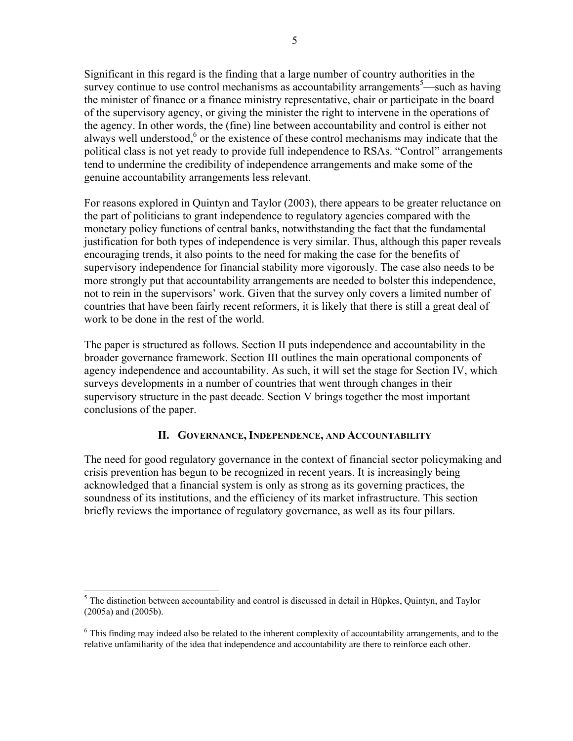Significant in this regard is the finding that a large number of country authorities in the survey continue to use control mechanisms as accountability arrangements[5]—such as having the minister of finance or a finance ministry representative, chair or participate in the board of the supervisory agency, or giving the minister the right to intervene in the operations of the agency. In other words, the (fine) line between accountability and control is either not always well understood,[6] or the existence of these control mechanisms may indicate that the political class is not yet ready to provide full independence to RSAs. "Control" arrangements tend to undermine the credibility of independence arrangements and make some of the genuine accountability arrangements less relevant.

For reasons explored in Quintyn and Taylor (2003), there appears to be greater reluctance on the part of politicians to grant independence to regulatory agencies compared with the monetary policy functions of central banks, notwithstanding the fact that the fundamental justification for both types of independence is very similar. Thus, although this paper reveals encouraging trends, it also points to the need for making the case for the benefits of supervisory independence for financial stability more vigorously. The case also needs to be more strongly put that accountability arrangements are needed to bolster this independence, not to rein in the supervisors' work. Given that the survey only covers a limited number of countries that have been fairly recent reformers, it is likely that there is still a great deal of work to be done in the rest of the world.

The paper is structured as follows. Section II puts independence and accountability in the broader governance framework. Section III outlines the main operational components of agency independence and accountability. As such, it will set the stage for Section IV, which surveys developments in a number of countries that went through changes in their supervisory structure in the past decade. Section V brings together the most important conclusions of the paper.

## II. Governance, Independence, and Accountability

The need for good regulatory governance in the context of financial sector policymaking and crisis prevention has begun to be recognized in recent years. It is increasingly being acknowledged that a financial system is only as strong as its governing practices, the soundness of its institutions, and the efficiency of its market infrastructure. This section briefly reviews the importance of regulatory governance, as well as its four pillars.

---

[5] The distinction between accountability and control is discussed in detail in Hüpkes, Quintyn, and Taylor (2005a) and (2005b).

[6] This finding may indeed also be related to the inherent complexity of accountability arrangements, and to the relative unfamiliarity of the idea that independence and accountability are there to reinforce each other.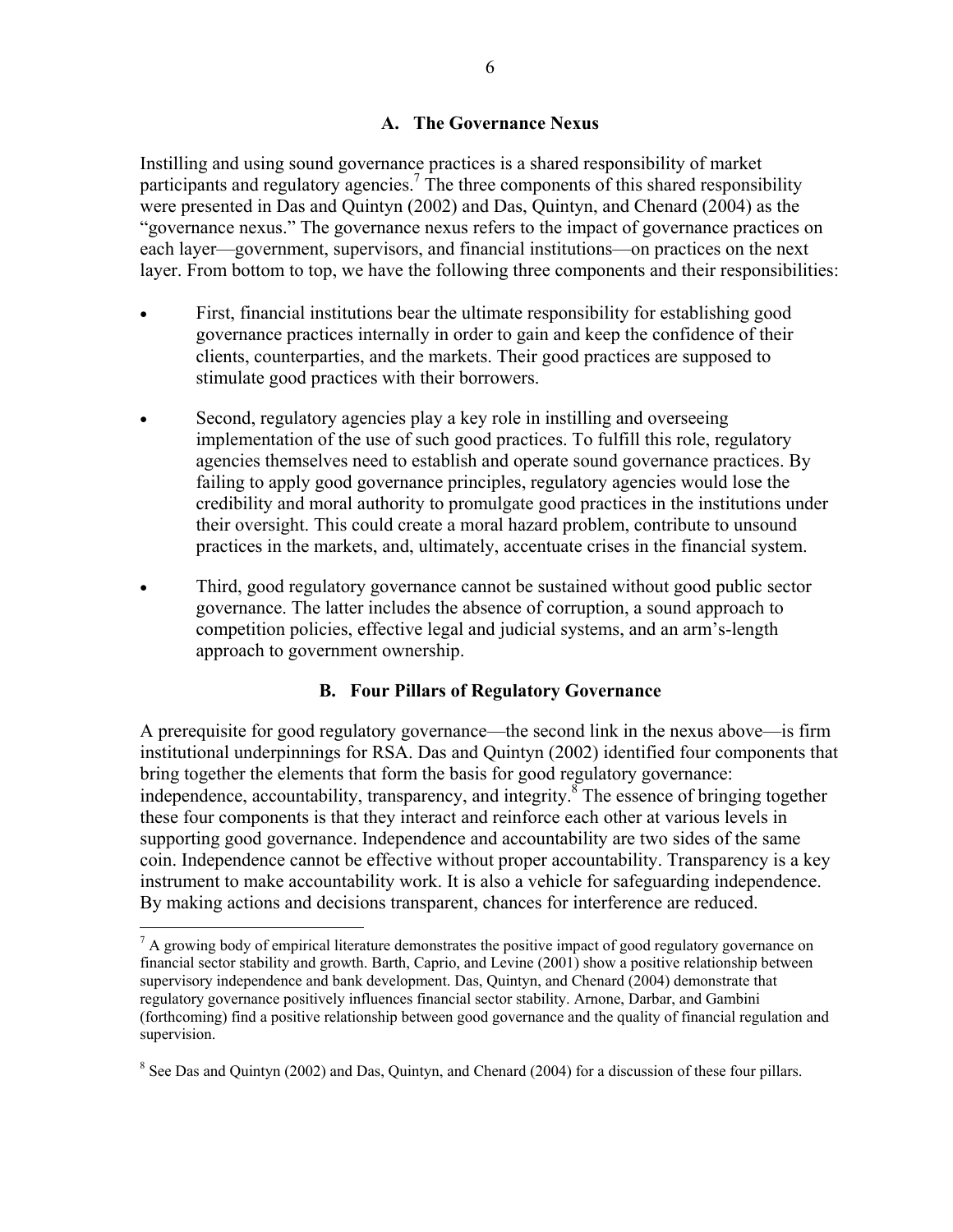### A. The Governance Nexus

Instilling and using sound governance practices is a shared responsibility of market participants and regulatory agencies.[7] The three components of this shared responsibility were presented in Das and Quintyn (2002) and Das, Quintyn, and Chenard (2004) as the "governance nexus." The governance nexus refers to the impact of governance practices on each layer—government, supervisors, and financial institutions—on practices on the next layer. From bottom to top, we have the following three components and their responsibilities:

- First, financial institutions bear the ultimate responsibility for establishing good governance practices internally in order to gain and keep the confidence of their clients, counterparties, and the markets. Their good practices are supposed to stimulate good practices with their borrowers.

- Second, regulatory agencies play a key role in instilling and overseeing implementation of the use of such good practices. To fulfill this role, regulatory agencies themselves need to establish and operate sound governance practices. By failing to apply good governance principles, regulatory agencies would lose the credibility and moral authority to promulgate good practices in the institutions under their oversight. This could create a moral hazard problem, contribute to unsound practices in the markets, and, ultimately, accentuate crises in the financial system.

- Third, good regulatory governance cannot be sustained without good public sector governance. The latter includes the absence of corruption, a sound approach to competition policies, effective legal and judicial systems, and an arm's-length approach to government ownership.

### B. Four Pillars of Regulatory Governance

A prerequisite for good regulatory governance—the second link in the nexus above—is firm institutional underpinnings for RSA. Das and Quintyn (2002) identified four components that bring together the elements that form the basis for good regulatory governance: independence, accountability, transparency, and integrity.[8] The essence of bringing together these four components is that they interact and reinforce each other at various levels in supporting good governance. Independence and accountability are two sides of the same coin. Independence cannot be effective without proper accountability. Transparency is a key instrument to make accountability work. It is also a vehicle for safeguarding independence. By making actions and decisions transparent, chances for interference are reduced.

---

[7] A growing body of empirical literature demonstrates the positive impact of good regulatory governance on financial sector stability and growth. Barth, Caprio, and Levine (2001) show a positive relationship between supervisory independence and bank development. Das, Quintyn, and Chenard (2004) demonstrate that regulatory governance positively influences financial sector stability. Arnone, Darbar, and Gambini (forthcoming) find a positive relationship between good governance and the quality of financial regulation and supervision.

[8] See Das and Quintyn (2002) and Das, Quintyn, and Chenard (2004) for a discussion of these four pillars.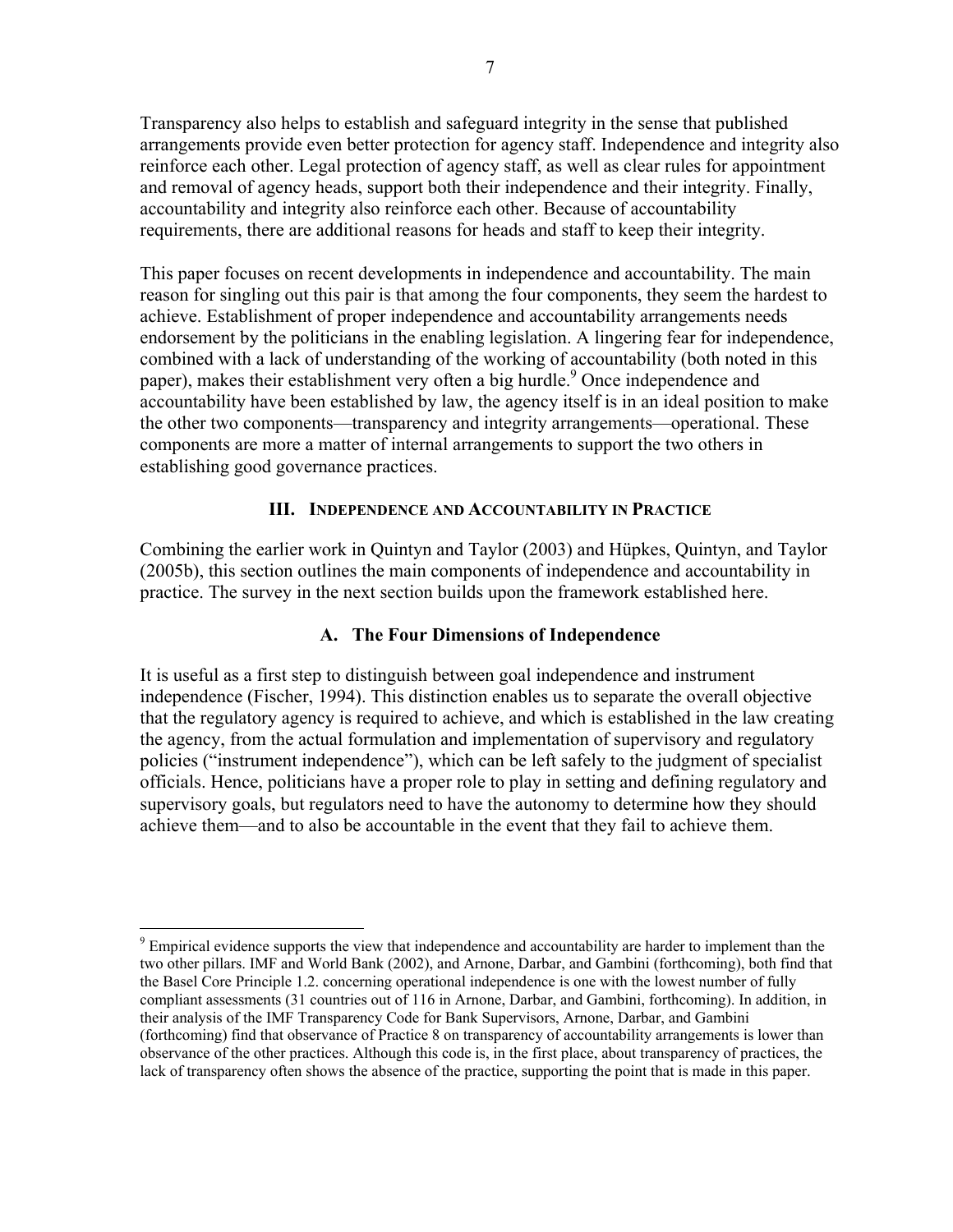Transparency also helps to establish and safeguard integrity in the sense that published arrangements provide even better protection for agency staff. Independence and integrity also reinforce each other. Legal protection of agency staff, as well as clear rules for appointment and removal of agency heads, support both their independence and their integrity. Finally, accountability and integrity also reinforce each other. Because of accountability requirements, there are additional reasons for heads and staff to keep their integrity.

This paper focuses on recent developments in independence and accountability. The main reason for singling out this pair is that among the four components, they seem the hardest to achieve. Establishment of proper independence and accountability arrangements needs endorsement by the politicians in the enabling legislation. A lingering fear for independence, combined with a lack of understanding of the working of accountability (both noted in this paper), makes their establishment very often a big hurdle.[9] Once independence and accountability have been established by law, the agency itself is in an ideal position to make the other two components—transparency and integrity arrangements—operational. These components are more a matter of internal arrangements to support the two others in establishing good governance practices.

## III. Independence and Accountability in Practice

Combining the earlier work in Quintyn and Taylor (2003) and Hüpkes, Quintyn, and Taylor (2005b), this section outlines the main components of independence and accountability in practice. The survey in the next section builds upon the framework established here.

### A. The Four Dimensions of Independence

It is useful as a first step to distinguish between goal independence and instrument independence (Fischer, 1994). This distinction enables us to separate the overall objective that the regulatory agency is required to achieve, and which is established in the law creating the agency, from the actual formulation and implementation of supervisory and regulatory policies ("instrument independence"), which can be left safely to the judgment of specialist officials. Hence, politicians have a proper role to play in setting and defining regulatory and supervisory goals, but regulators need to have the autonomy to determine how they should achieve them—and to also be accountable in the event that they fail to achieve them.

---

[9] Empirical evidence supports the view that independence and accountability are harder to implement than the two other pillars. IMF and World Bank (2002), and Arnone, Darbar, and Gambini (forthcoming), both find that the Basel Core Principle 1.2. concerning operational independence is one with the lowest number of fully compliant assessments (31 countries out of 116 in Arnone, Darbar, and Gambini, forthcoming). In addition, in their analysis of the IMF Transparency Code for Bank Supervisors, Arnone, Darbar, and Gambini (forthcoming) find that observance of Practice 8 on transparency of accountability arrangements is lower than observance of the other practices. Although this code is, in the first place, about transparency of practices, the lack of transparency often shows the absence of the practice, supporting the point that is made in this paper.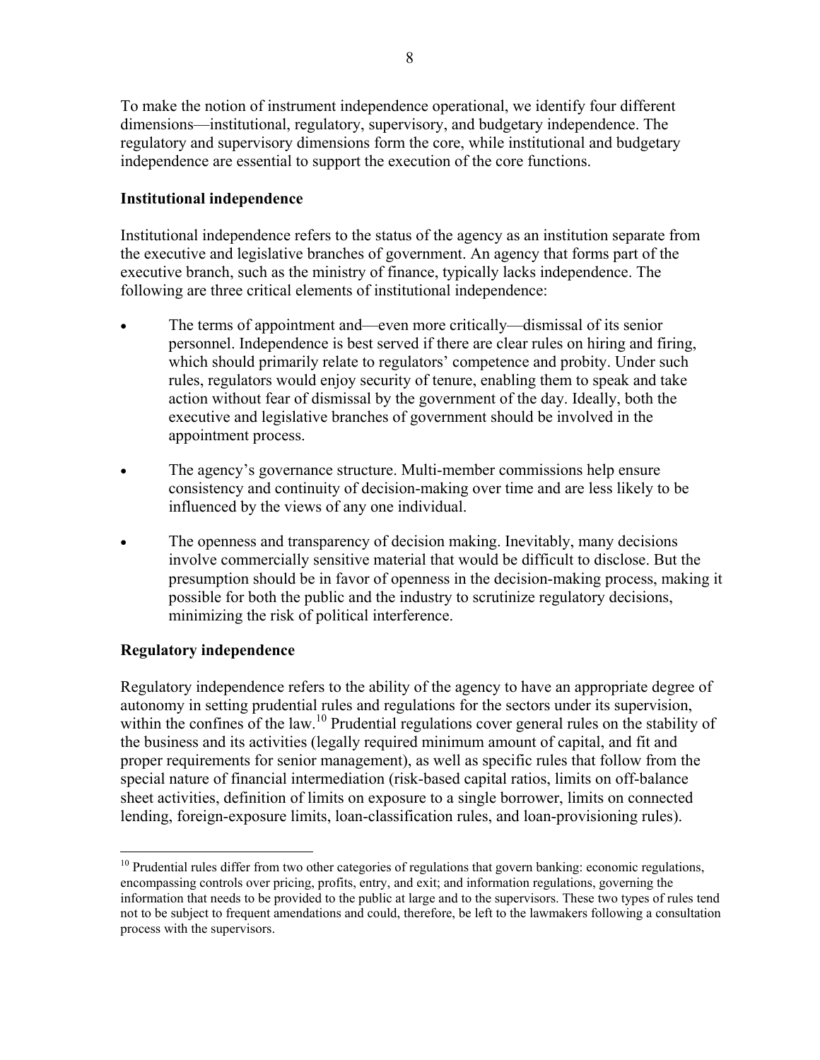To make the notion of instrument independence operational, we identify four different dimensions—institutional, regulatory, supervisory, and budgetary independence. The regulatory and supervisory dimensions form the core, while institutional and budgetary independence are essential to support the execution of the core functions.

**Institutional independence**

Institutional independence refers to the status of the agency as an institution separate from the executive and legislative branches of government. An agency that forms part of the executive branch, such as the ministry of finance, typically lacks independence. The following are three critical elements of institutional independence:

- The terms of appointment and—even more critically—dismissal of its senior personnel. Independence is best served if there are clear rules on hiring and firing, which should primarily relate to regulators' competence and probity. Under such rules, regulators would enjoy security of tenure, enabling them to speak and take action without fear of dismissal by the government of the day. Ideally, both the executive and legislative branches of government should be involved in the appointment process.
- The agency's governance structure. Multi-member commissions help ensure consistency and continuity of decision-making over time and are less likely to be influenced by the views of any one individual.
- The openness and transparency of decision making. Inevitably, many decisions involve commercially sensitive material that would be difficult to disclose. But the presumption should be in favor of openness in the decision-making process, making it possible for both the public and the industry to scrutinize regulatory decisions, minimizing the risk of political interference.

**Regulatory independence**

Regulatory independence refers to the ability of the agency to have an appropriate degree of autonomy in setting prudential rules and regulations for the sectors under its supervision, within the confines of the law.[10] Prudential regulations cover general rules on the stability of the business and its activities (legally required minimum amount of capital, and fit and proper requirements for senior management), as well as specific rules that follow from the special nature of financial intermediation (risk-based capital ratios, limits on off-balance sheet activities, definition of limits on exposure to a single borrower, limits on connected lending, foreign-exposure limits, loan-classification rules, and loan-provisioning rules).

[10] Prudential rules differ from two other categories of regulations that govern banking: economic regulations, encompassing controls over pricing, profits, entry, and exit; and information regulations, governing the information that needs to be provided to the public at large and to the supervisors. These two types of rules tend not to be subject to frequent amendments and could, therefore, be left to the lawmakers following a consultation process with the supervisors.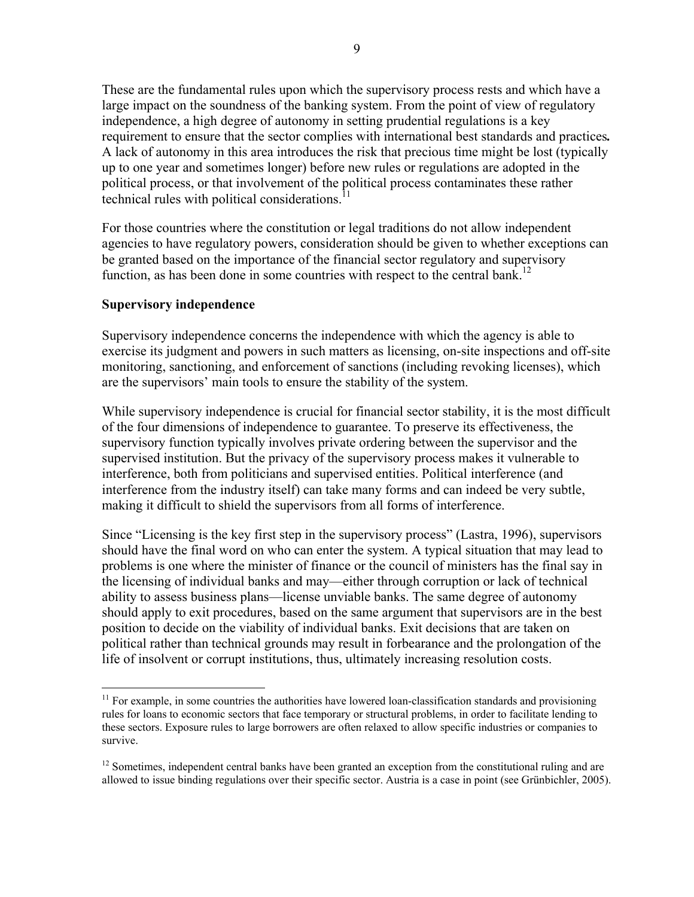These are the fundamental rules upon which the supervisory process rests and which have a large impact on the soundness of the banking system. From the point of view of regulatory independence, a high degree of autonomy in setting prudential regulations is a key requirement to ensure that the sector complies with international best standards and practices**.** A lack of autonomy in this area introduces the risk that precious time might be lost (typically up to one year and sometimes longer) before new rules or regulations are adopted in the political process, or that involvement of the political process contaminates these rather technical rules with political considerations.[11]

For those countries where the constitution or legal traditions do not allow independent agencies to have regulatory powers, consideration should be given to whether exceptions can be granted based on the importance of the financial sector regulatory and supervisory function, as has been done in some countries with respect to the central bank.[12]

**Supervisory independence**

Supervisory independence concerns the independence with which the agency is able to exercise its judgment and powers in such matters as licensing, on-site inspections and off-site monitoring, sanctioning, and enforcement of sanctions (including revoking licenses), which are the supervisors' main tools to ensure the stability of the system.

While supervisory independence is crucial for financial sector stability, it is the most difficult of the four dimensions of independence to guarantee. To preserve its effectiveness, the supervisory function typically involves private ordering between the supervisor and the supervised institution. But the privacy of the supervisory process makes it vulnerable to interference, both from politicians and supervised entities. Political interference (and interference from the industry itself) can take many forms and can indeed be very subtle, making it difficult to shield the supervisors from all forms of interference.

Since "Licensing is the key first step in the supervisory process" (Lastra, 1996), supervisors should have the final word on who can enter the system. A typical situation that may lead to problems is one where the minister of finance or the council of ministers has the final say in the licensing of individual banks and may—either through corruption or lack of technical ability to assess business plans—license unviable banks. The same degree of autonomy should apply to exit procedures, based on the same argument that supervisors are in the best position to decide on the viability of individual banks. Exit decisions that are taken on political rather than technical grounds may result in forbearance and the prolongation of the life of insolvent or corrupt institutions, thus, ultimately increasing resolution costs.

[11] For example, in some countries the authorities have lowered loan-classification standards and provisioning rules for loans to economic sectors that face temporary or structural problems, in order to facilitate lending to these sectors. Exposure rules to large borrowers are often relaxed to allow specific industries or companies to survive.

[12] Sometimes, independent central banks have been granted an exception from the constitutional ruling and are allowed to issue binding regulations over their specific sector. Austria is a case in point (see Grünbichler, 2005).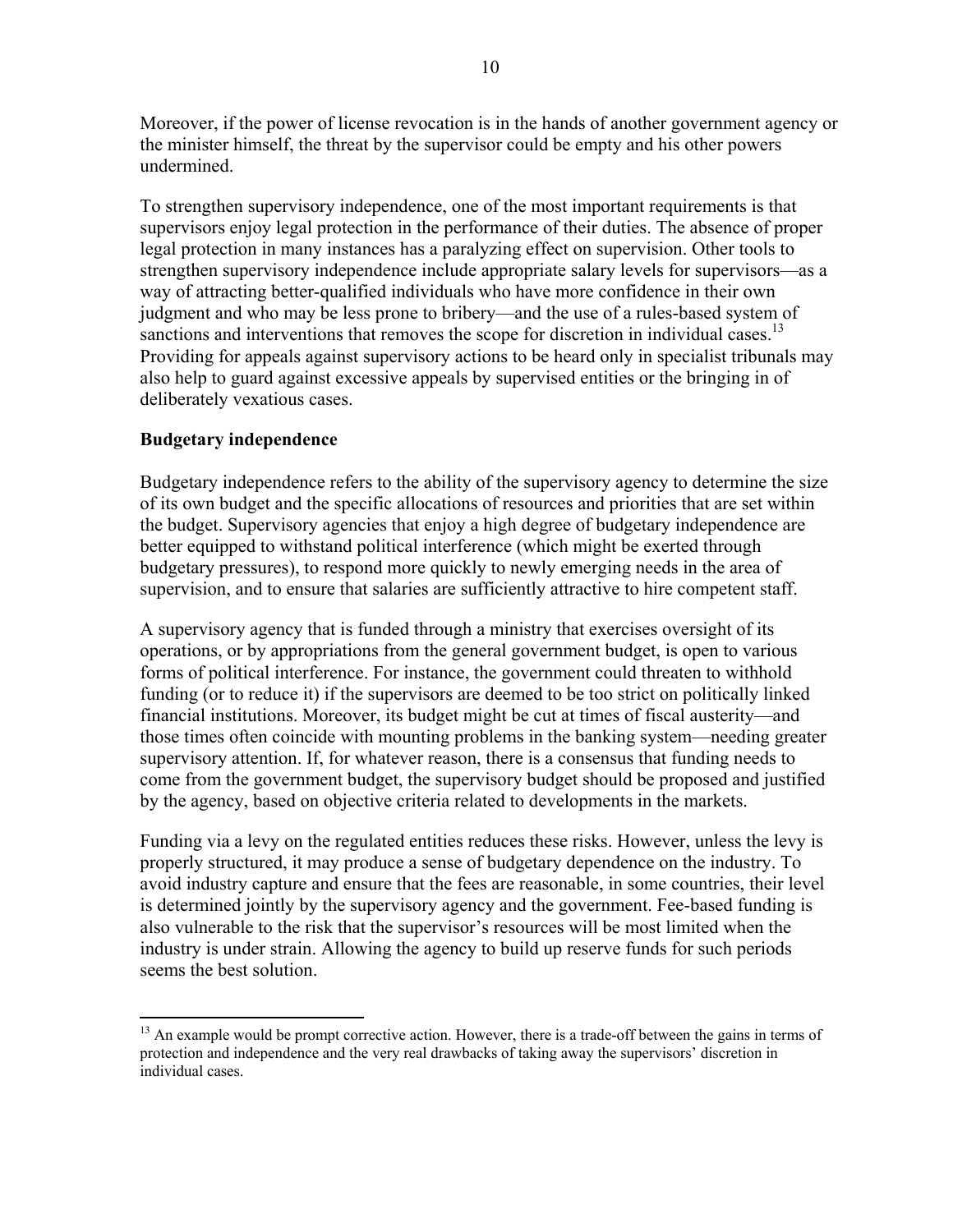Moreover, if the power of license revocation is in the hands of another government agency or the minister himself, the threat by the supervisor could be empty and his other powers undermined.

To strengthen supervisory independence, one of the most important requirements is that supervisors enjoy legal protection in the performance of their duties. The absence of proper legal protection in many instances has a paralyzing effect on supervision. Other tools to strengthen supervisory independence include appropriate salary levels for supervisors—as a way of attracting better-qualified individuals who have more confidence in their own judgment and who may be less prone to bribery—and the use of a rules-based system of sanctions and interventions that removes the scope for discretion in individual cases.[13] Providing for appeals against supervisory actions to be heard only in specialist tribunals may also help to guard against excessive appeals by supervised entities or the bringing in of deliberately vexatious cases.

**Budgetary independence**

Budgetary independence refers to the ability of the supervisory agency to determine the size of its own budget and the specific allocations of resources and priorities that are set within the budget. Supervisory agencies that enjoy a high degree of budgetary independence are better equipped to withstand political interference (which might be exerted through budgetary pressures), to respond more quickly to newly emerging needs in the area of supervision, and to ensure that salaries are sufficiently attractive to hire competent staff.

A supervisory agency that is funded through a ministry that exercises oversight of its operations, or by appropriations from the general government budget, is open to various forms of political interference. For instance, the government could threaten to withhold funding (or to reduce it) if the supervisors are deemed to be too strict on politically linked financial institutions. Moreover, its budget might be cut at times of fiscal austerity—and those times often coincide with mounting problems in the banking system—needing greater supervisory attention. If, for whatever reason, there is a consensus that funding needs to come from the government budget, the supervisory budget should be proposed and justified by the agency, based on objective criteria related to developments in the markets.

Funding via a levy on the regulated entities reduces these risks. However, unless the levy is properly structured, it may produce a sense of budgetary dependence on the industry. To avoid industry capture and ensure that the fees are reasonable, in some countries, their level is determined jointly by the supervisory agency and the government. Fee-based funding is also vulnerable to the risk that the supervisor's resources will be most limited when the industry is under strain. Allowing the agency to build up reserve funds for such periods seems the best solution.

[13] An example would be prompt corrective action. However, there is a trade-off between the gains in terms of protection and independence and the very real drawbacks of taking away the supervisors' discretion in individual cases.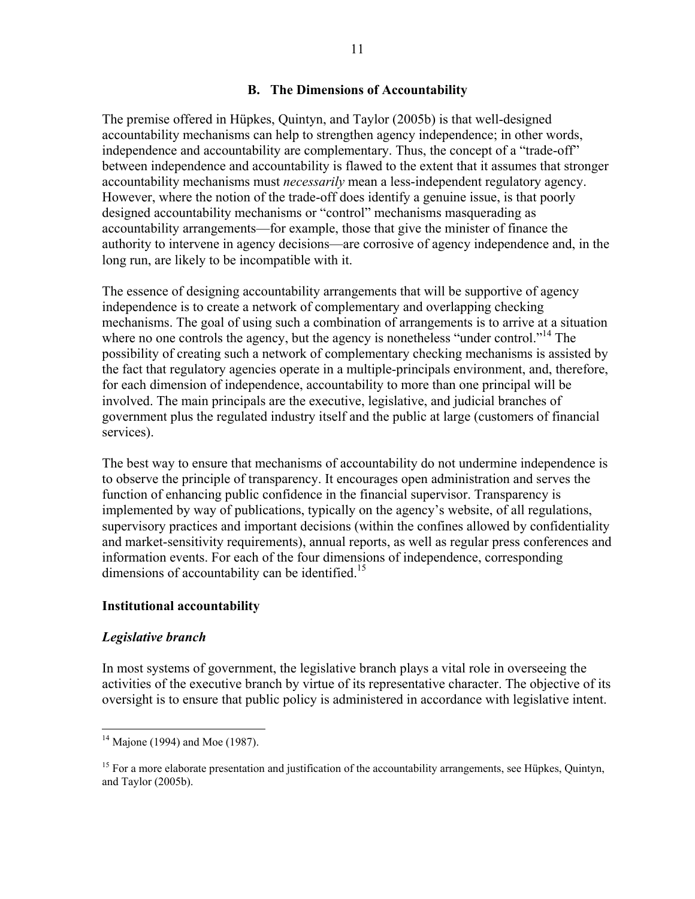### B. The Dimensions of Accountability

The premise offered in Hüpkes, Quintyn, and Taylor (2005b) is that well-designed accountability mechanisms can help to strengthen agency independence; in other words, independence and accountability are complementary. Thus, the concept of a "trade-off" between independence and accountability is flawed to the extent that it assumes that stronger accountability mechanisms must *necessarily* mean a less-independent regulatory agency. However, where the notion of the trade-off does identify a genuine issue, is that poorly designed accountability mechanisms or "control" mechanisms masquerading as accountability arrangements—for example, those that give the minister of finance the authority to intervene in agency decisions—are corrosive of agency independence and, in the long run, are likely to be incompatible with it.

The essence of designing accountability arrangements that will be supportive of agency independence is to create a network of complementary and overlapping checking mechanisms. The goal of using such a combination of arrangements is to arrive at a situation where no one controls the agency, but the agency is nonetheless "under control."[14] The possibility of creating such a network of complementary checking mechanisms is assisted by the fact that regulatory agencies operate in a multiple-principals environment, and, therefore, for each dimension of independence, accountability to more than one principal will be involved. The main principals are the executive, legislative, and judicial branches of government plus the regulated industry itself and the public at large (customers of financial services).

The best way to ensure that mechanisms of accountability do not undermine independence is to observe the principle of transparency. It encourages open administration and serves the function of enhancing public confidence in the financial supervisor. Transparency is implemented by way of publications, typically on the agency's website, of all regulations, supervisory practices and important decisions (within the confines allowed by confidentiality and market-sensitivity requirements), annual reports, as well as regular press conferences and information events. For each of the four dimensions of independence, corresponding dimensions of accountability can be identified.[15]

**Institutional accountability**

***Legislative branch***

In most systems of government, the legislative branch plays a vital role in overseeing the activities of the executive branch by virtue of its representative character. The objective of its oversight is to ensure that public policy is administered in accordance with legislative intent.

---

[14] Majone (1994) and Moe (1987).

[15] For a more elaborate presentation and justification of the accountability arrangements, see Hüpkes, Quintyn, and Taylor (2005b).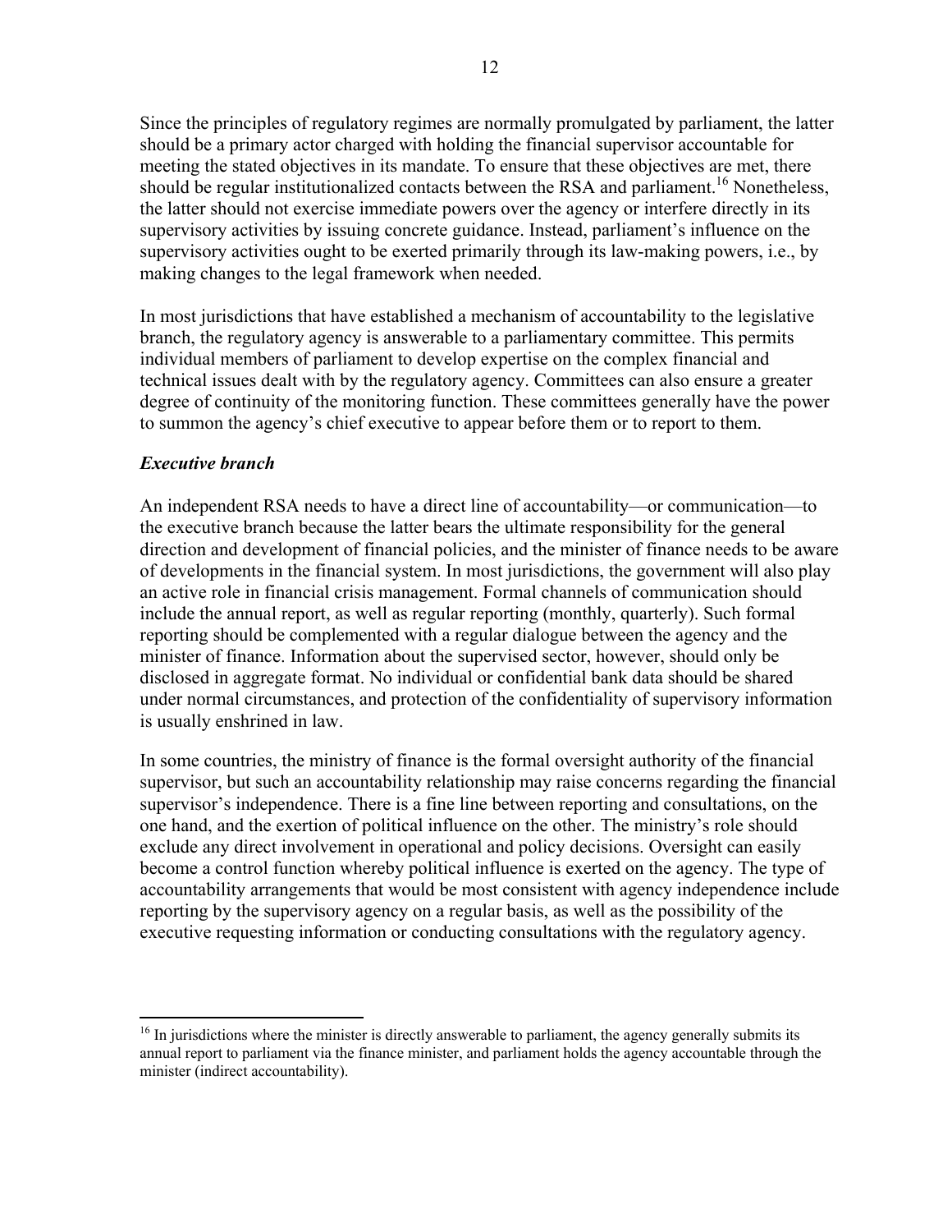Since the principles of regulatory regimes are normally promulgated by parliament, the latter should be a primary actor charged with holding the financial supervisor accountable for meeting the stated objectives in its mandate. To ensure that these objectives are met, there should be regular institutionalized contacts between the RSA and parliament.[16] Nonetheless, the latter should not exercise immediate powers over the agency or interfere directly in its supervisory activities by issuing concrete guidance. Instead, parliament's influence on the supervisory activities ought to be exerted primarily through its law-making powers, i.e., by making changes to the legal framework when needed.

In most jurisdictions that have established a mechanism of accountability to the legislative branch, the regulatory agency is answerable to a parliamentary committee. This permits individual members of parliament to develop expertise on the complex financial and technical issues dealt with by the regulatory agency. Committees can also ensure a greater degree of continuity of the monitoring function. These committees generally have the power to summon the agency's chief executive to appear before them or to report to them.

### *Executive branch*

An independent RSA needs to have a direct line of accountability—or communication—to the executive branch because the latter bears the ultimate responsibility for the general direction and development of financial policies, and the minister of finance needs to be aware of developments in the financial system. In most jurisdictions, the government will also play an active role in financial crisis management. Formal channels of communication should include the annual report, as well as regular reporting (monthly, quarterly). Such formal reporting should be complemented with a regular dialogue between the agency and the minister of finance. Information about the supervised sector, however, should only be disclosed in aggregate format. No individual or confidential bank data should be shared under normal circumstances, and protection of the confidentiality of supervisory information is usually enshrined in law.

In some countries, the ministry of finance is the formal oversight authority of the financial supervisor, but such an accountability relationship may raise concerns regarding the financial supervisor's independence. There is a fine line between reporting and consultations, on the one hand, and the exertion of political influence on the other. The ministry's role should exclude any direct involvement in operational and policy decisions. Oversight can easily become a control function whereby political influence is exerted on the agency. The type of accountability arrangements that would be most consistent with agency independence include reporting by the supervisory agency on a regular basis, as well as the possibility of the executive requesting information or conducting consultations with the regulatory agency.

---

[16] In jurisdictions where the minister is directly answerable to parliament, the agency generally submits its annual report to parliament via the finance minister, and parliament holds the agency accountable through the minister (indirect accountability).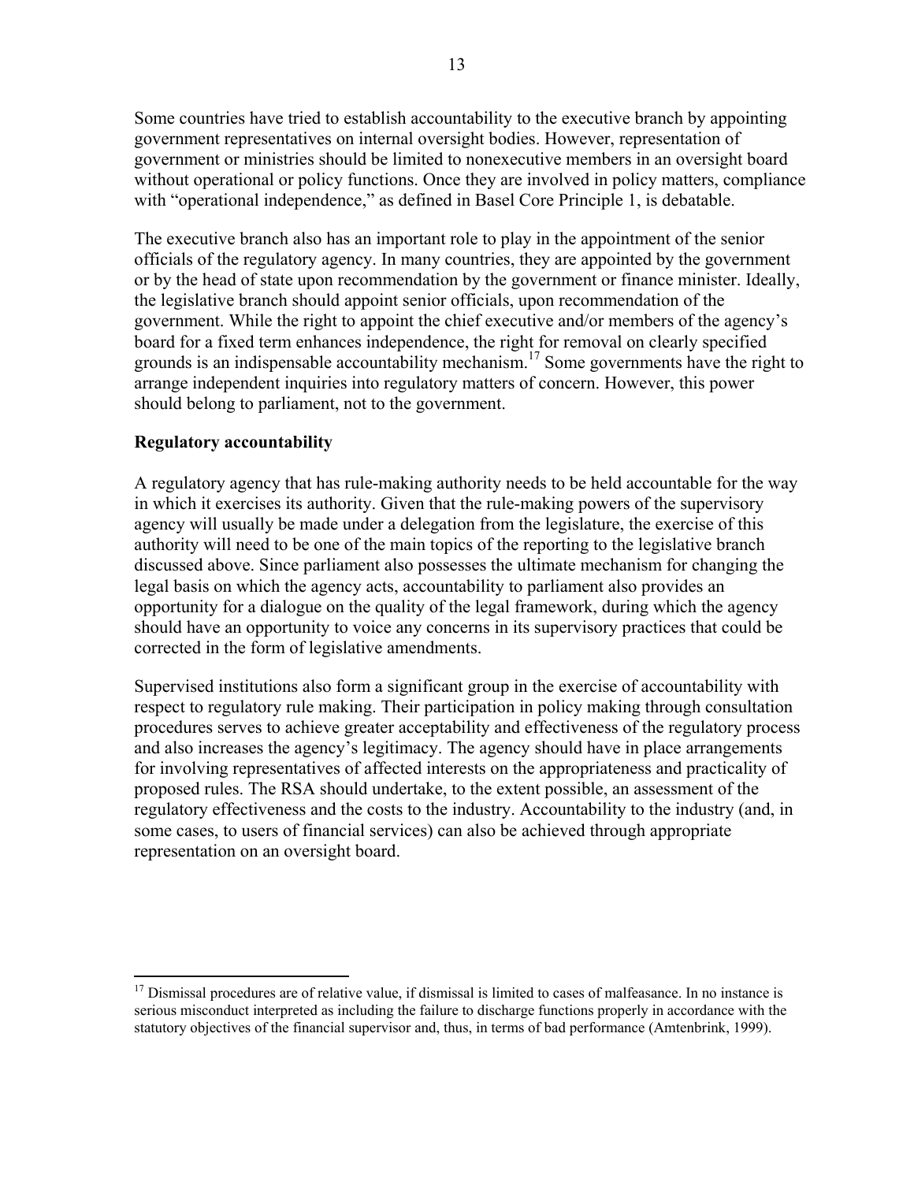Some countries have tried to establish accountability to the executive branch by appointing government representatives on internal oversight bodies. However, representation of government or ministries should be limited to nonexecutive members in an oversight board without operational or policy functions. Once they are involved in policy matters, compliance with "operational independence," as defined in Basel Core Principle 1, is debatable.

The executive branch also has an important role to play in the appointment of the senior officials of the regulatory agency. In many countries, they are appointed by the government or by the head of state upon recommendation by the government or finance minister. Ideally, the legislative branch should appoint senior officials, upon recommendation of the government. While the right to appoint the chief executive and/or members of the agency's board for a fixed term enhances independence, the right for removal on clearly specified grounds is an indispensable accountability mechanism.[17] Some governments have the right to arrange independent inquiries into regulatory matters of concern. However, this power should belong to parliament, not to the government.

**Regulatory accountability**

A regulatory agency that has rule-making authority needs to be held accountable for the way in which it exercises its authority. Given that the rule-making powers of the supervisory agency will usually be made under a delegation from the legislature, the exercise of this authority will need to be one of the main topics of the reporting to the legislative branch discussed above. Since parliament also possesses the ultimate mechanism for changing the legal basis on which the agency acts, accountability to parliament also provides an opportunity for a dialogue on the quality of the legal framework, during which the agency should have an opportunity to voice any concerns in its supervisory practices that could be corrected in the form of legislative amendments.

Supervised institutions also form a significant group in the exercise of accountability with respect to regulatory rule making. Their participation in policy making through consultation procedures serves to achieve greater acceptability and effectiveness of the regulatory process and also increases the agency's legitimacy. The agency should have in place arrangements for involving representatives of affected interests on the appropriateness and practicality of proposed rules. The RSA should undertake, to the extent possible, an assessment of the regulatory effectiveness and the costs to the industry. Accountability to the industry (and, in some cases, to users of financial services) can also be achieved through appropriate representation on an oversight board.

---

[17] Dismissal procedures are of relative value, if dismissal is limited to cases of malfeasance. In no instance is serious misconduct interpreted as including the failure to discharge functions properly in accordance with the statutory objectives of the financial supervisor and, thus, in terms of bad performance (Amtenbrink, 1999).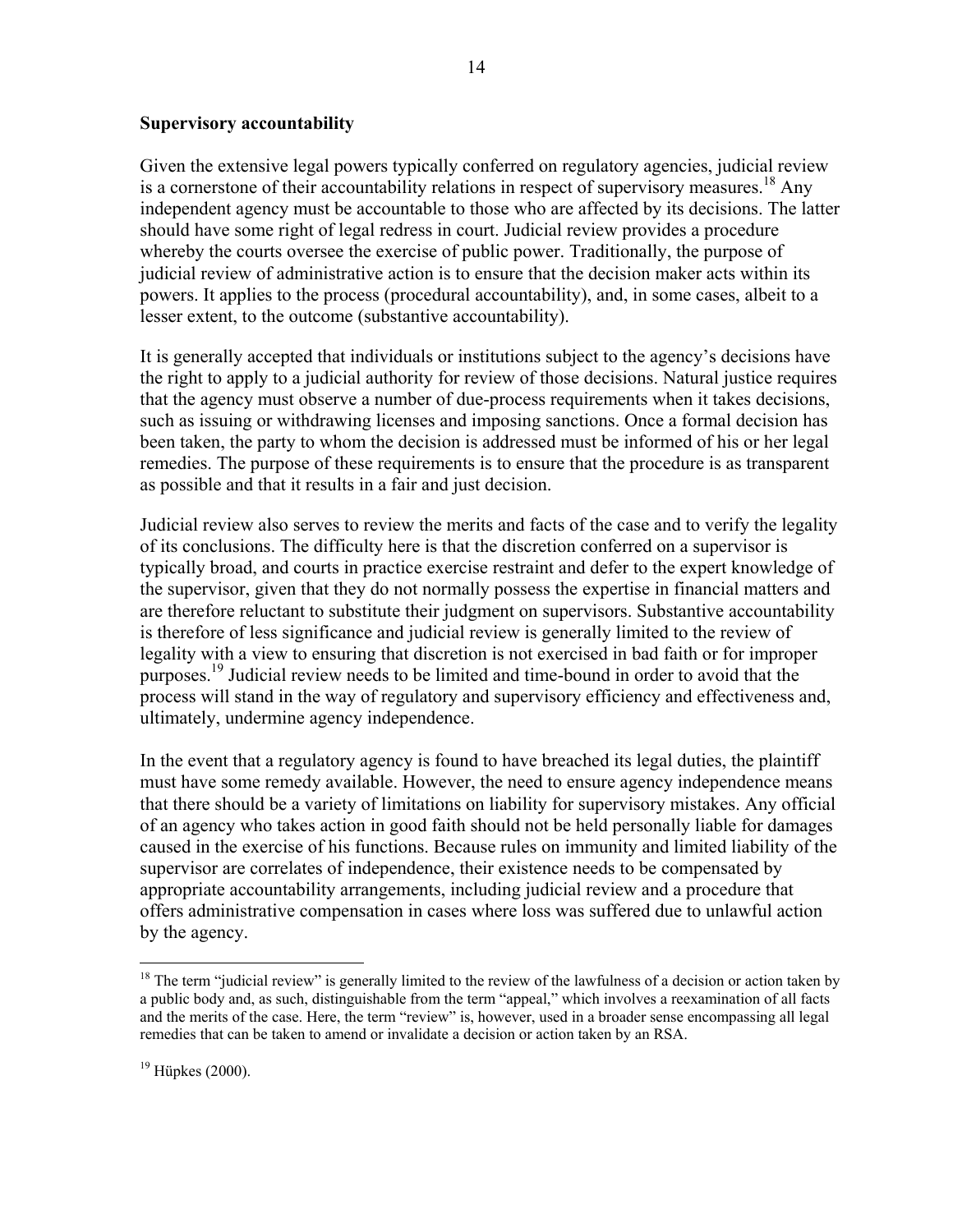**Supervisory accountability**

Given the extensive legal powers typically conferred on regulatory agencies, judicial review is a cornerstone of their accountability relations in respect of supervisory measures.[18] Any independent agency must be accountable to those who are affected by its decisions. The latter should have some right of legal redress in court. Judicial review provides a procedure whereby the courts oversee the exercise of public power. Traditionally, the purpose of judicial review of administrative action is to ensure that the decision maker acts within its powers. It applies to the process (procedural accountability), and, in some cases, albeit to a lesser extent, to the outcome (substantive accountability).

It is generally accepted that individuals or institutions subject to the agency's decisions have the right to apply to a judicial authority for review of those decisions. Natural justice requires that the agency must observe a number of due-process requirements when it takes decisions, such as issuing or withdrawing licenses and imposing sanctions. Once a formal decision has been taken, the party to whom the decision is addressed must be informed of his or her legal remedies. The purpose of these requirements is to ensure that the procedure is as transparent as possible and that it results in a fair and just decision.

Judicial review also serves to review the merits and facts of the case and to verify the legality of its conclusions. The difficulty here is that the discretion conferred on a supervisor is typically broad, and courts in practice exercise restraint and defer to the expert knowledge of the supervisor, given that they do not normally possess the expertise in financial matters and are therefore reluctant to substitute their judgment on supervisors. Substantive accountability is therefore of less significance and judicial review is generally limited to the review of legality with a view to ensuring that discretion is not exercised in bad faith or for improper purposes.[19] Judicial review needs to be limited and time-bound in order to avoid that the process will stand in the way of regulatory and supervisory efficiency and effectiveness and, ultimately, undermine agency independence.

In the event that a regulatory agency is found to have breached its legal duties, the plaintiff must have some remedy available. However, the need to ensure agency independence means that there should be a variety of limitations on liability for supervisory mistakes. Any official of an agency who takes action in good faith should not be held personally liable for damages caused in the exercise of his functions. Because rules on immunity and limited liability of the supervisor are correlates of independence, their existence needs to be compensated by appropriate accountability arrangements, including judicial review and a procedure that offers administrative compensation in cases where loss was suffered due to unlawful action by the agency.

---

[18] The term "judicial review" is generally limited to the review of the lawfulness of a decision or action taken by a public body and, as such, distinguishable from the term "appeal," which involves a reexamination of all facts and the merits of the case. Here, the term "review" is, however, used in a broader sense encompassing all legal remedies that can be taken to amend or invalidate a decision or action taken by an RSA.

[19] Hüpkes (2000).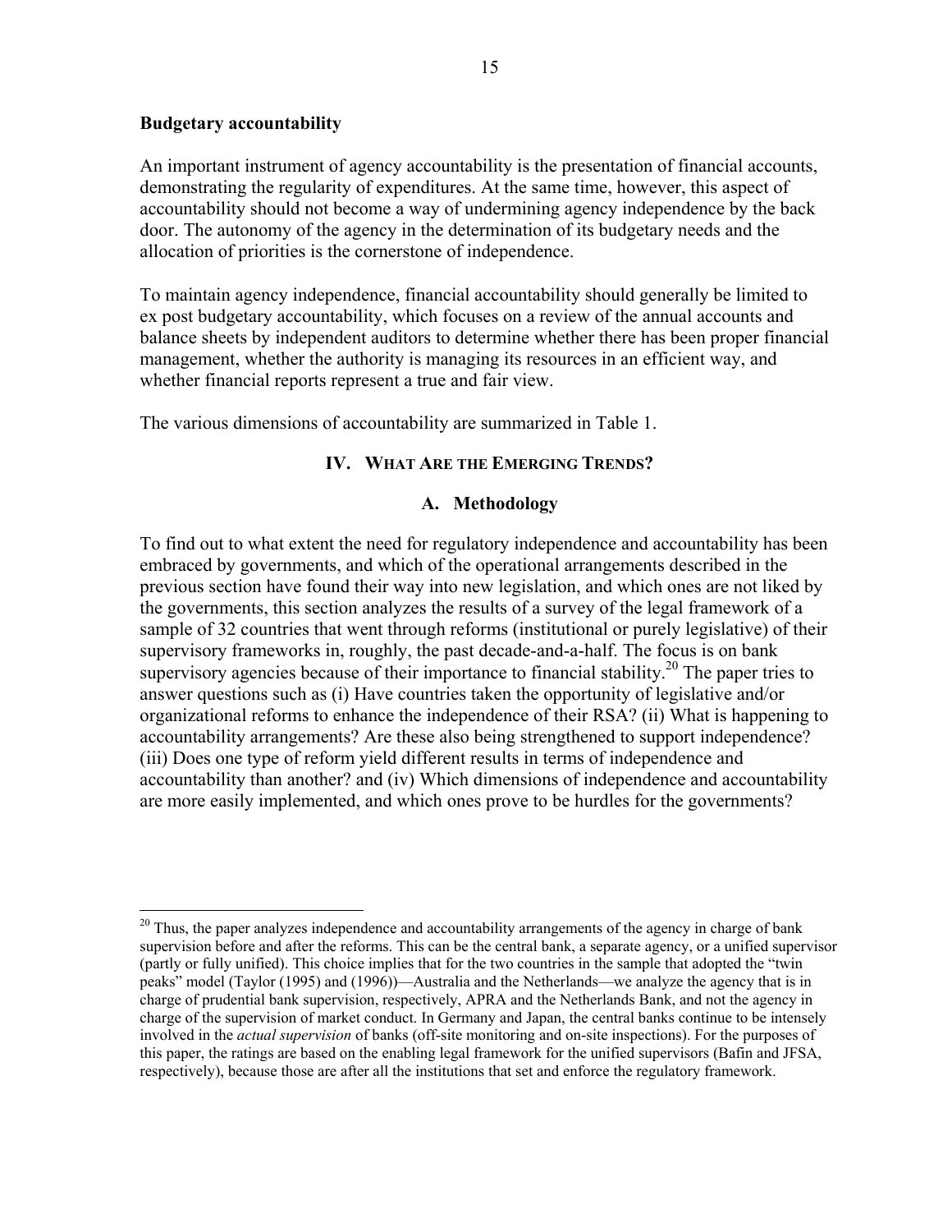**Budgetary accountability**

An important instrument of agency accountability is the presentation of financial accounts, demonstrating the regularity of expenditures. At the same time, however, this aspect of accountability should not become a way of undermining agency independence by the back door. The autonomy of the agency in the determination of its budgetary needs and the allocation of priorities is the cornerstone of independence.

To maintain agency independence, financial accountability should generally be limited to ex post budgetary accountability, which focuses on a review of the annual accounts and balance sheets by independent auditors to determine whether there has been proper financial management, whether the authority is managing its resources in an efficient way, and whether financial reports represent a true and fair view.

The various dimensions of accountability are summarized in Table 1.

## IV. What Are the Emerging Trends?

### A. Methodology

To find out to what extent the need for regulatory independence and accountability has been embraced by governments, and which of the operational arrangements described in the previous section have found their way into new legislation, and which ones are not liked by the governments, this section analyzes the results of a survey of the legal framework of a sample of 32 countries that went through reforms (institutional or purely legislative) of their supervisory frameworks in, roughly, the past decade-and-a-half. The focus is on bank supervisory agencies because of their importance to financial stability.[20] The paper tries to answer questions such as (i) Have countries taken the opportunity of legislative and/or organizational reforms to enhance the independence of their RSA? (ii) What is happening to accountability arrangements? Are these also being strengthened to support independence? (iii) Does one type of reform yield different results in terms of independence and accountability than another? and (iv) Which dimensions of independence and accountability are more easily implemented, and which ones prove to be hurdles for the governments?

[20] Thus, the paper analyzes independence and accountability arrangements of the agency in charge of bank supervision before and after the reforms. This can be the central bank, a separate agency, or a unified supervisor (partly or fully unified). This choice implies that for the two countries in the sample that adopted the "twin peaks" model (Taylor (1995) and (1996))—Australia and the Netherlands—we analyze the agency that is in charge of prudential bank supervision, respectively, APRA and the Netherlands Bank, and not the agency in charge of the supervision of market conduct. In Germany and Japan, the central banks continue to be intensely involved in the *actual supervision* of banks (off-site monitoring and on-site inspections). For the purposes of this paper, the ratings are based on the enabling legal framework for the unified supervisors (Bafin and JFSA, respectively), because those are after all the institutions that set and enforce the regulatory framework.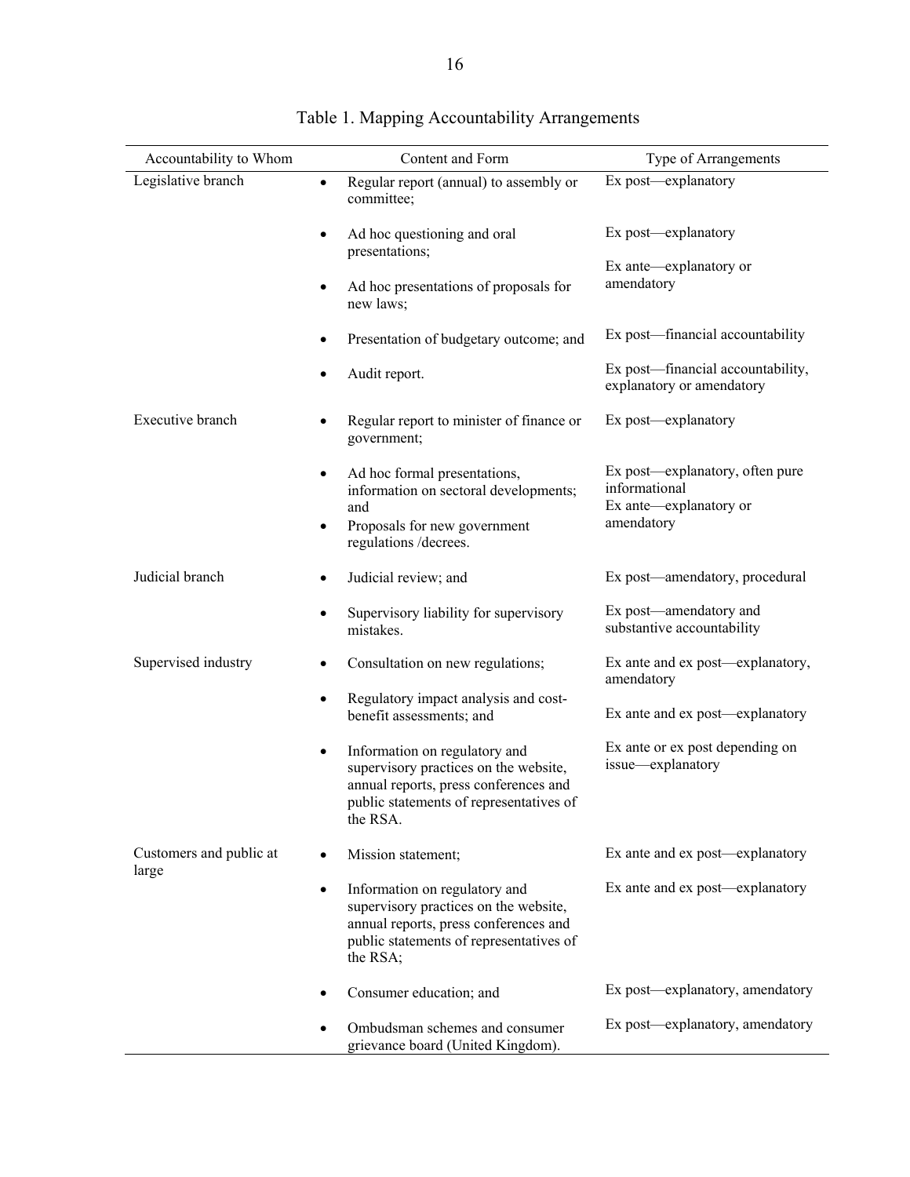Table 1. Mapping Accountability Arrangements

| Accountability to Whom | Content and Form | Type of Arrangements |
|---|---|---|
| Legislative branch | • Regular report (annual) to assembly or committee; | Ex post—explanatory |
| | • Ad hoc questioning and oral presentations; | Ex post—explanatory |
| | • Ad hoc presentations of proposals for new laws; | Ex ante—explanatory or amendatory |
| | • Presentation of budgetary outcome; and | Ex post—financial accountability |
| | • Audit report. | Ex post—financial accountability, explanatory or amendatory |
| Executive branch | • Regular report to minister of finance or government; | Ex post—explanatory |
| | • Ad hoc formal presentations, information on sectoral developments; and | Ex post—explanatory, often pure informational |
| | • Proposals for new government regulations /decrees. | Ex ante—explanatory or amendatory |
| Judicial branch | • Judicial review; and | Ex post—amendatory, procedural |
| | • Supervisory liability for supervisory mistakes. | Ex post—amendatory and substantive accountability |
| Supervised industry | • Consultation on new regulations; | Ex ante and ex post—explanatory, amendatory |
| | • Regulatory impact analysis and cost-benefit assessments; and | Ex ante and ex post—explanatory |
| | • Information on regulatory and supervisory practices on the website, annual reports, press conferences and public statements of representatives of the RSA. | Ex ante or ex post depending on issue—explanatory |
| Customers and public at large | • Mission statement; | Ex ante and ex post—explanatory |
| | • Information on regulatory and supervisory practices on the website, annual reports, press conferences and public statements of representatives of the RSA; | Ex ante and ex post—explanatory |
| | • Consumer education; and | Ex post—explanatory, amendatory |
| | • Ombudsman schemes and consumer grievance board (United Kingdom). | Ex post—explanatory, amendatory |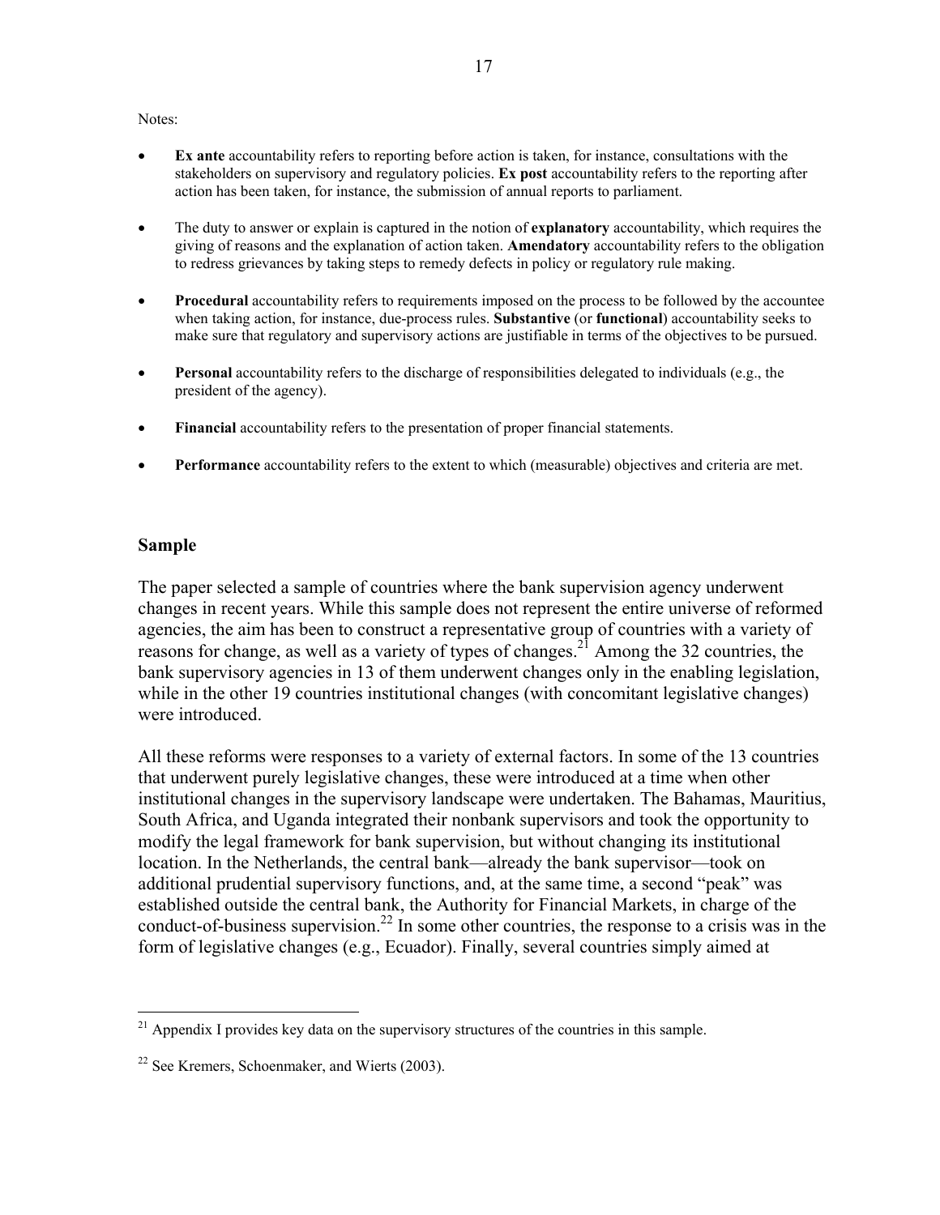Notes:

- **Ex ante** accountability refers to reporting before action is taken, for instance, consultations with the stakeholders on supervisory and regulatory policies. **Ex post** accountability refers to the reporting after action has been taken, for instance, the submission of annual reports to parliament.

- The duty to answer or explain is captured in the notion of **explanatory** accountability, which requires the giving of reasons and the explanation of action taken. **Amendatory** accountability refers to the obligation to redress grievances by taking steps to remedy defects in policy or regulatory rule making.

- **Procedural** accountability refers to requirements imposed on the process to be followed by the accountee when taking action, for instance, due-process rules. **Substantive** (or **functional**) accountability seeks to make sure that regulatory and supervisory actions are justifiable in terms of the objectives to be pursued.

- **Personal** accountability refers to the discharge of responsibilities delegated to individuals (e.g., the president of the agency).

- **Financial** accountability refers to the presentation of proper financial statements.

- **Performance** accountability refers to the extent to which (measurable) objectives and criteria are met.

## Sample

The paper selected a sample of countries where the bank supervision agency underwent changes in recent years. While this sample does not represent the entire universe of reformed agencies, the aim has been to construct a representative group of countries with a variety of reasons for change, as well as a variety of types of changes.[21] Among the 32 countries, the bank supervisory agencies in 13 of them underwent changes only in the enabling legislation, while in the other 19 countries institutional changes (with concomitant legislative changes) were introduced.

All these reforms were responses to a variety of external factors. In some of the 13 countries that underwent purely legislative changes, these were introduced at a time when other institutional changes in the supervisory landscape were undertaken. The Bahamas, Mauritius, South Africa, and Uganda integrated their nonbank supervisors and took the opportunity to modify the legal framework for bank supervision, but without changing its institutional location. In the Netherlands, the central bank—already the bank supervisor—took on additional prudential supervisory functions, and, at the same time, a second "peak" was established outside the central bank, the Authority for Financial Markets, in charge of the conduct-of-business supervision.[22] In some other countries, the response to a crisis was in the form of legislative changes (e.g., Ecuador). Finally, several countries simply aimed at

---

[21] Appendix I provides key data on the supervisory structures of the countries in this sample.

[22] See Kremers, Schoenmaker, and Wierts (2003).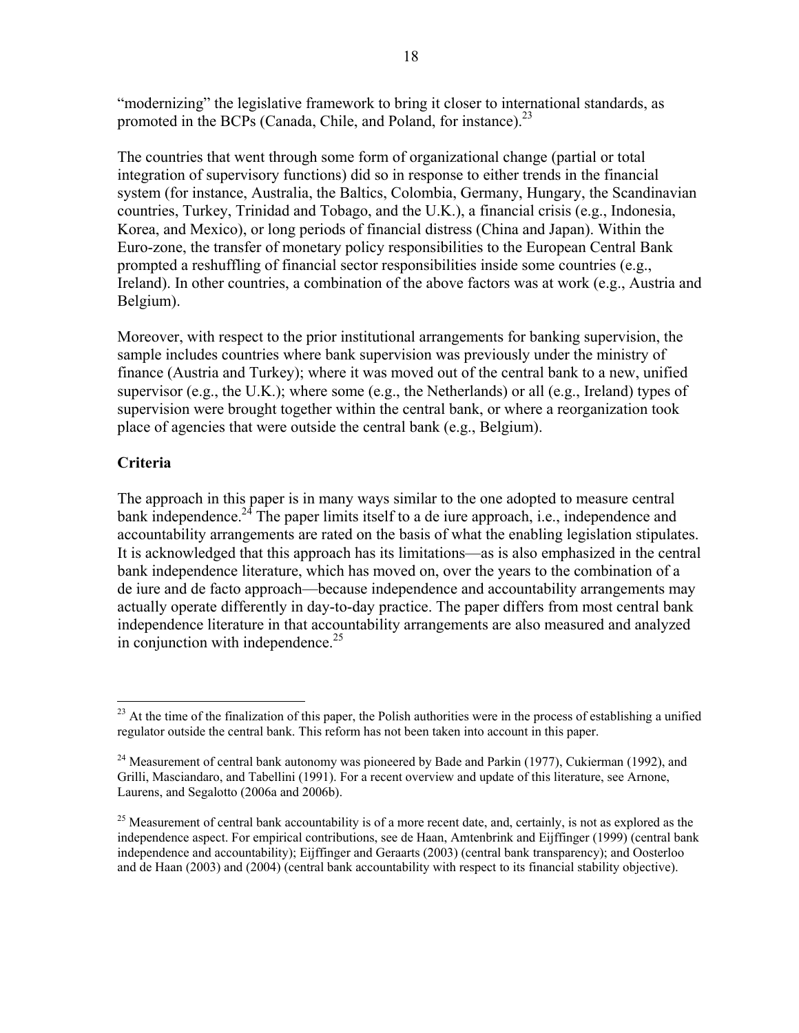"modernizing" the legislative framework to bring it closer to international standards, as promoted in the BCPs (Canada, Chile, and Poland, for instance).[23]

The countries that went through some form of organizational change (partial or total integration of supervisory functions) did so in response to either trends in the financial system (for instance, Australia, the Baltics, Colombia, Germany, Hungary, the Scandinavian countries, Turkey, Trinidad and Tobago, and the U.K.), a financial crisis (e.g., Indonesia, Korea, and Mexico), or long periods of financial distress (China and Japan). Within the Euro-zone, the transfer of monetary policy responsibilities to the European Central Bank prompted a reshuffling of financial sector responsibilities inside some countries (e.g., Ireland). In other countries, a combination of the above factors was at work (e.g., Austria and Belgium).

Moreover, with respect to the prior institutional arrangements for banking supervision, the sample includes countries where bank supervision was previously under the ministry of finance (Austria and Turkey); where it was moved out of the central bank to a new, unified supervisor (e.g., the U.K.); where some (e.g., the Netherlands) or all (e.g., Ireland) types of supervision were brought together within the central bank, or where a reorganization took place of agencies that were outside the central bank (e.g., Belgium).

**Criteria**

The approach in this paper is in many ways similar to the one adopted to measure central bank independence.[24] The paper limits itself to a de iure approach, i.e., independence and accountability arrangements are rated on the basis of what the enabling legislation stipulates. It is acknowledged that this approach has its limitations—as is also emphasized in the central bank independence literature, which has moved on, over the years to the combination of a de iure and de facto approach—because independence and accountability arrangements may actually operate differently in day-to-day practice. The paper differs from most central bank independence literature in that accountability arrangements are also measured and analyzed in conjunction with independence.[25]

[23] At the time of the finalization of this paper, the Polish authorities were in the process of establishing a unified regulator outside the central bank. This reform has not been taken into account in this paper.

[24] Measurement of central bank autonomy was pioneered by Bade and Parkin (1977), Cukierman (1992), and Grilli, Masciandaro, and Tabellini (1991). For a recent overview and update of this literature, see Arnone, Laurens, and Segalotto (2006a and 2006b).

[25] Measurement of central bank accountability is of a more recent date, and, certainly, is not as explored as the independence aspect. For empirical contributions, see de Haan, Amtenbrink and Eijffinger (1999) (central bank independence and accountability); Eijffinger and Geraarts (2003) (central bank transparency); and Oosterloo and de Haan (2003) and (2004) (central bank accountability with respect to its financial stability objective).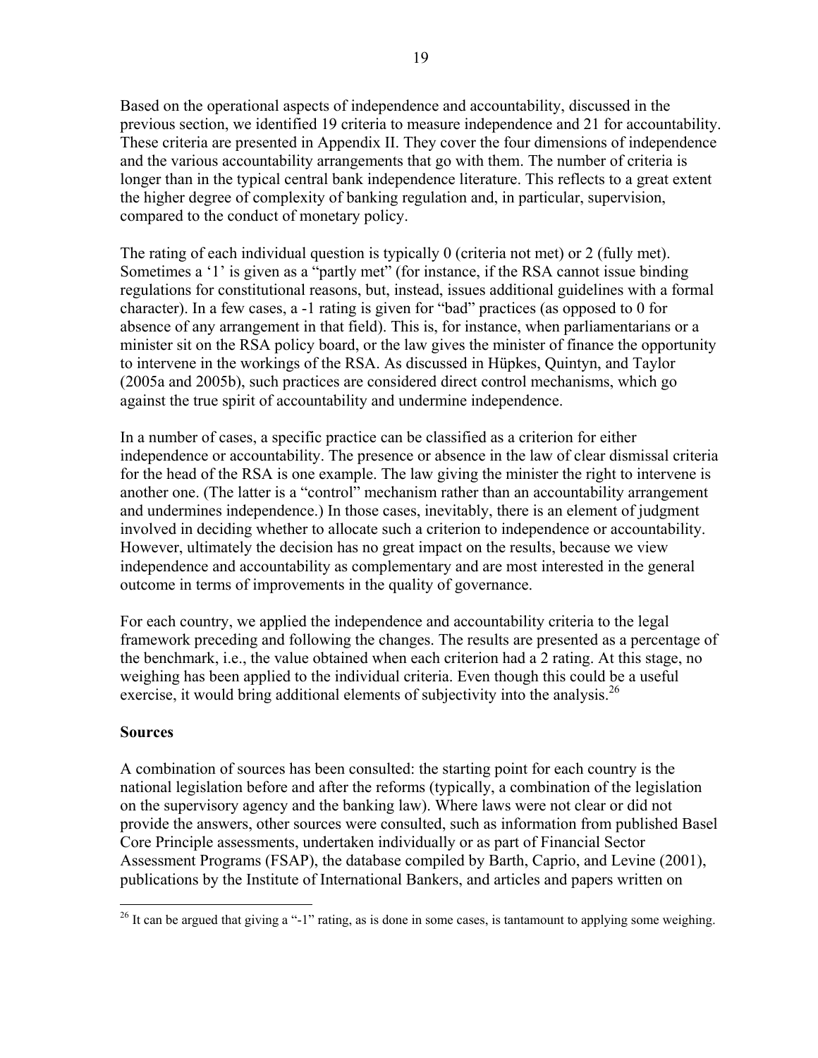Based on the operational aspects of independence and accountability, discussed in the previous section, we identified 19 criteria to measure independence and 21 for accountability. These criteria are presented in Appendix II. They cover the four dimensions of independence and the various accountability arrangements that go with them. The number of criteria is longer than in the typical central bank independence literature. This reflects to a great extent the higher degree of complexity of banking regulation and, in particular, supervision, compared to the conduct of monetary policy.

The rating of each individual question is typically 0 (criteria not met) or 2 (fully met). Sometimes a '1' is given as a "partly met" (for instance, if the RSA cannot issue binding regulations for constitutional reasons, but, instead, issues additional guidelines with a formal character). In a few cases, a -1 rating is given for "bad" practices (as opposed to 0 for absence of any arrangement in that field). This is, for instance, when parliamentarians or a minister sit on the RSA policy board, or the law gives the minister of finance the opportunity to intervene in the workings of the RSA. As discussed in Hüpkes, Quintyn, and Taylor (2005a and 2005b), such practices are considered direct control mechanisms, which go against the true spirit of accountability and undermine independence.

In a number of cases, a specific practice can be classified as a criterion for either independence or accountability. The presence or absence in the law of clear dismissal criteria for the head of the RSA is one example. The law giving the minister the right to intervene is another one. (The latter is a "control" mechanism rather than an accountability arrangement and undermines independence.) In those cases, inevitably, there is an element of judgment involved in deciding whether to allocate such a criterion to independence or accountability. However, ultimately the decision has no great impact on the results, because we view independence and accountability as complementary and are most interested in the general outcome in terms of improvements in the quality of governance.

For each country, we applied the independence and accountability criteria to the legal framework preceding and following the changes. The results are presented as a percentage of the benchmark, i.e., the value obtained when each criterion had a 2 rating. At this stage, no weighing has been applied to the individual criteria. Even though this could be a useful exercise, it would bring additional elements of subjectivity into the analysis.[26]

**Sources**

A combination of sources has been consulted: the starting point for each country is the national legislation before and after the reforms (typically, a combination of the legislation on the supervisory agency and the banking law). Where laws were not clear or did not provide the answers, other sources were consulted, such as information from published Basel Core Principle assessments, undertaken individually or as part of Financial Sector Assessment Programs (FSAP), the database compiled by Barth, Caprio, and Levine (2001), publications by the Institute of International Bankers, and articles and papers written on

[26] It can be argued that giving a "-1" rating, as is done in some cases, is tantamount to applying some weighing.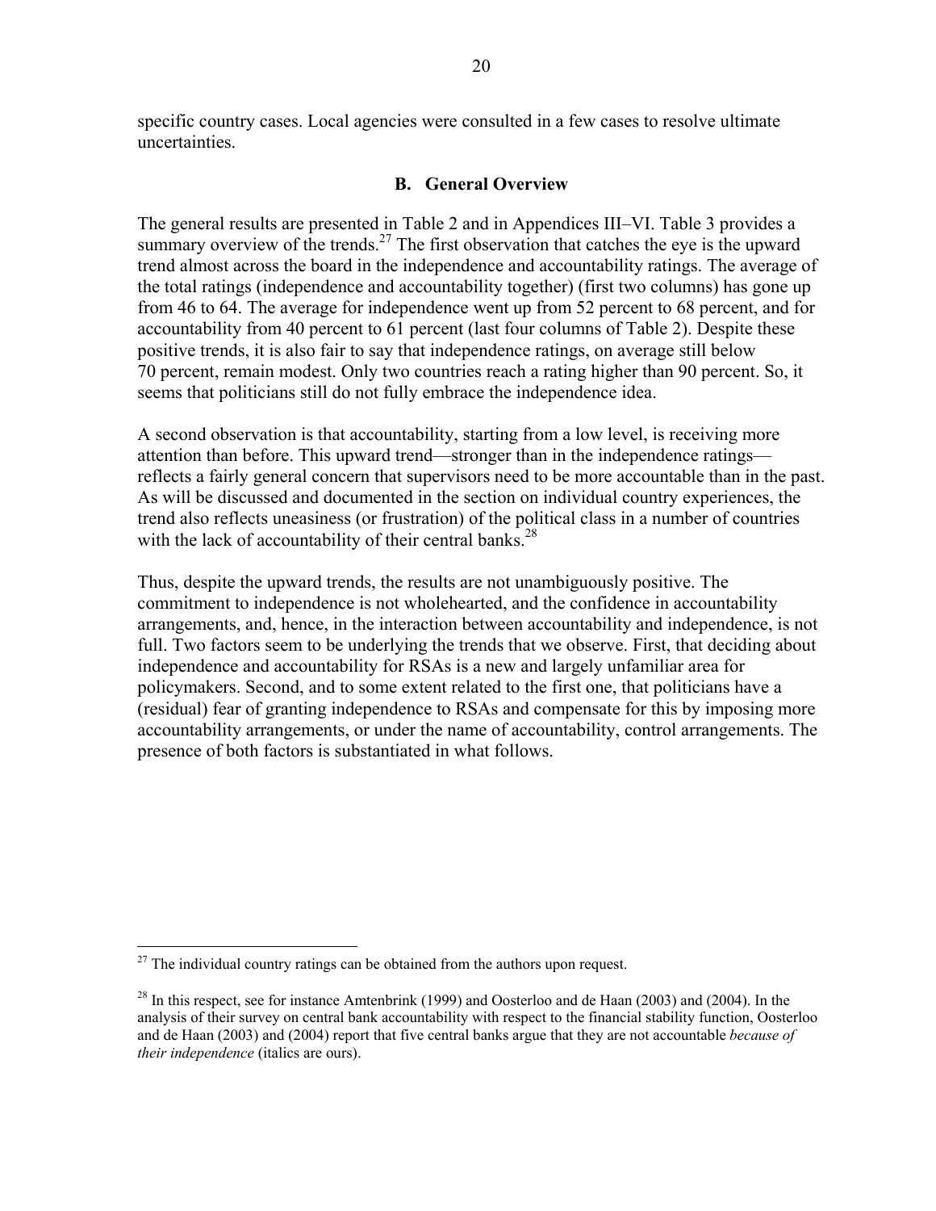specific country cases. Local agencies were consulted in a few cases to resolve ultimate uncertainties.

### B. General Overview

The general results are presented in Table 2 and in Appendices III–VI. Table 3 provides a summary overview of the trends.[27] The first observation that catches the eye is the upward trend almost across the board in the independence and accountability ratings. The average of the total ratings (independence and accountability together) (first two columns) has gone up from 46 to 64. The average for independence went up from 52 percent to 68 percent, and for accountability from 40 percent to 61 percent (last four columns of Table 2). Despite these positive trends, it is also fair to say that independence ratings, on average still below 70 percent, remain modest. Only two countries reach a rating higher than 90 percent. So, it seems that politicians still do not fully embrace the independence idea.

A second observation is that accountability, starting from a low level, is receiving more attention than before. This upward trend—stronger than in the independence ratings—reflects a fairly general concern that supervisors need to be more accountable than in the past. As will be discussed and documented in the section on individual country experiences, the trend also reflects uneasiness (or frustration) of the political class in a number of countries with the lack of accountability of their central banks.[28]

Thus, despite the upward trends, the results are not unambiguously positive. The commitment to independence is not wholehearted, and the confidence in accountability arrangements, and, hence, in the interaction between accountability and independence, is not full. Two factors seem to be underlying the trends that we observe. First, that deciding about independence and accountability for RSAs is a new and largely unfamiliar area for policymakers. Second, and to some extent related to the first one, that politicians have a (residual) fear of granting independence to RSAs and compensate for this by imposing more accountability arrangements, or under the name of accountability, control arrangements. The presence of both factors is substantiated in what follows.

---

[27] The individual country ratings can be obtained from the authors upon request.

[28] In this respect, see for instance Amtenbrink (1999) and Oosterloo and de Haan (2003) and (2004). In the analysis of their survey on central bank accountability with respect to the financial stability function, Oosterloo and de Haan (2003) and (2004) report that five central banks argue that they are not accountable *because of their independence* (italics are ours).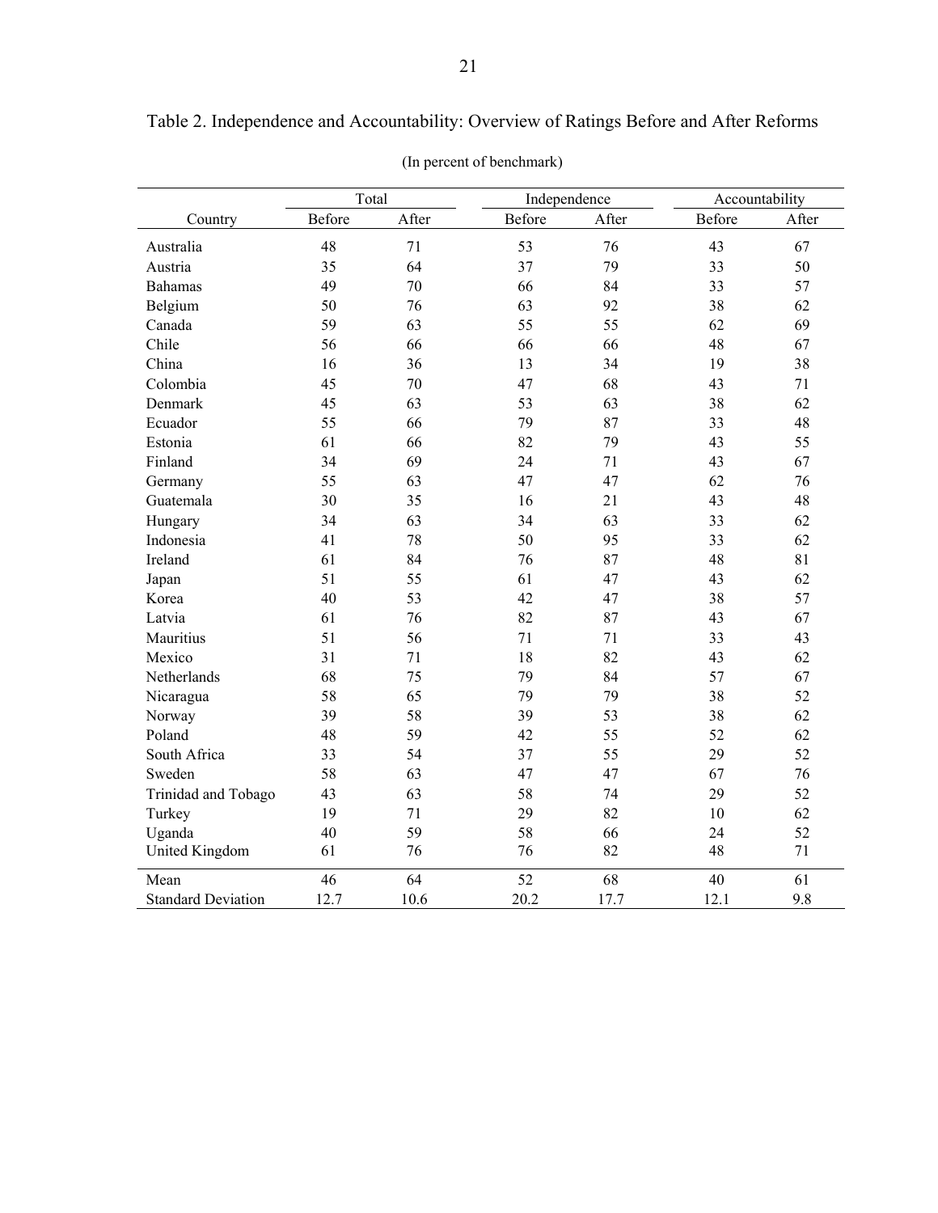Table 2. Independence and Accountability: Overview of Ratings Before and After Reforms

(In percent of benchmark)

| Country | Total | | Independence | | Accountability | |
|---|---|---|---|---|---|---|
| | Before | After | Before | After | Before | After |
| Australia | 48 | 71 | 53 | 76 | 43 | 67 |
| Austria | 35 | 64 | 37 | 79 | 33 | 50 |
| Bahamas | 49 | 70 | 66 | 84 | 33 | 57 |
| Belgium | 50 | 76 | 63 | 92 | 38 | 62 |
| Canada | 59 | 63 | 55 | 55 | 62 | 69 |
| Chile | 56 | 66 | 66 | 66 | 48 | 67 |
| China | 16 | 36 | 13 | 34 | 19 | 38 |
| Colombia | 45 | 70 | 47 | 68 | 43 | 71 |
| Denmark | 45 | 63 | 53 | 63 | 38 | 62 |
| Ecuador | 55 | 66 | 79 | 87 | 33 | 48 |
| Estonia | 61 | 66 | 82 | 79 | 43 | 55 |
| Finland | 34 | 69 | 24 | 71 | 43 | 67 |
| Germany | 55 | 63 | 47 | 47 | 62 | 76 |
| Guatemala | 30 | 35 | 16 | 21 | 43 | 48 |
| Hungary | 34 | 63 | 34 | 63 | 33 | 62 |
| Indonesia | 41 | 78 | 50 | 95 | 33 | 62 |
| Ireland | 61 | 84 | 76 | 87 | 48 | 81 |
| Japan | 51 | 55 | 61 | 47 | 43 | 62 |
| Korea | 40 | 53 | 42 | 47 | 38 | 57 |
| Latvia | 61 | 76 | 82 | 87 | 43 | 67 |
| Mauritius | 51 | 56 | 71 | 71 | 33 | 43 |
| Mexico | 31 | 71 | 18 | 82 | 43 | 62 |
| Netherlands | 68 | 75 | 79 | 84 | 57 | 67 |
| Nicaragua | 58 | 65 | 79 | 79 | 38 | 52 |
| Norway | 39 | 58 | 39 | 53 | 38 | 62 |
| Poland | 48 | 59 | 42 | 55 | 52 | 62 |
| South Africa | 33 | 54 | 37 | 55 | 29 | 52 |
| Sweden | 58 | 63 | 47 | 47 | 67 | 76 |
| Trinidad and Tobago | 43 | 63 | 58 | 74 | 29 | 52 |
| Turkey | 19 | 71 | 29 | 82 | 10 | 62 |
| Uganda | 40 | 59 | 58 | 66 | 24 | 52 |
| United Kingdom | 61 | 76 | 76 | 82 | 48 | 71 |
| Mean | 46 | 64 | 52 | 68 | 40 | 61 |
| Standard Deviation | 12.7 | 10.6 | 20.2 | 17.7 | 12.1 | 9.8 |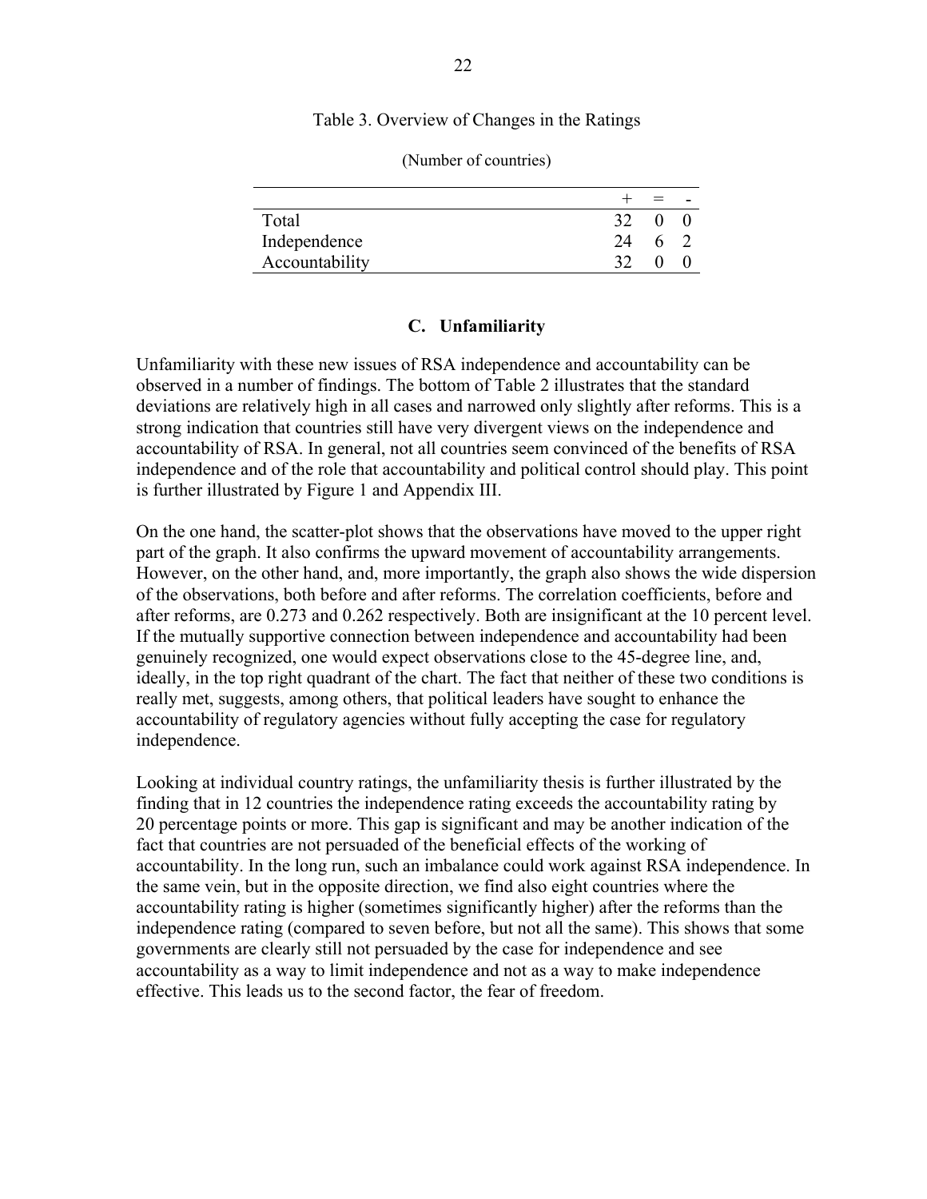Table 3. Overview of Changes in the Ratings

(Number of countries)

| | + | = | - |
|---|---|---|---|
| Total | 32 | 0 | 0 |
| Independence | 24 | 6 | 2 |
| Accountability | 32 | 0 | 0 |

### C. Unfamiliarity

Unfamiliarity with these new issues of RSA independence and accountability can be observed in a number of findings. The bottom of Table 2 illustrates that the standard deviations are relatively high in all cases and narrowed only slightly after reforms. This is a strong indication that countries still have very divergent views on the independence and accountability of RSA. In general, not all countries seem convinced of the benefits of RSA independence and of the role that accountability and political control should play. This point is further illustrated by Figure 1 and Appendix III.

On the one hand, the scatter-plot shows that the observations have moved to the upper right part of the graph. It also confirms the upward movement of accountability arrangements. However, on the other hand, and, more importantly, the graph also shows the wide dispersion of the observations, both before and after reforms. The correlation coefficients, before and after reforms, are 0.273 and 0.262 respectively. Both are insignificant at the 10 percent level. If the mutually supportive connection between independence and accountability had been genuinely recognized, one would expect observations close to the 45-degree line, and, ideally, in the top right quadrant of the chart. The fact that neither of these two conditions is really met, suggests, among others, that political leaders have sought to enhance the accountability of regulatory agencies without fully accepting the case for regulatory independence.

Looking at individual country ratings, the unfamiliarity thesis is further illustrated by the finding that in 12 countries the independence rating exceeds the accountability rating by 20 percentage points or more. This gap is significant and may be another indication of the fact that countries are not persuaded of the beneficial effects of the working of accountability. In the long run, such an imbalance could work against RSA independence. In the same vein, but in the opposite direction, we find also eight countries where the accountability rating is higher (sometimes significantly higher) after the reforms than the independence rating (compared to seven before, but not all the same). This shows that some governments are clearly still not persuaded by the case for independence and see accountability as a way to limit independence and not as a way to make independence effective. This leads us to the second factor, the fear of freedom.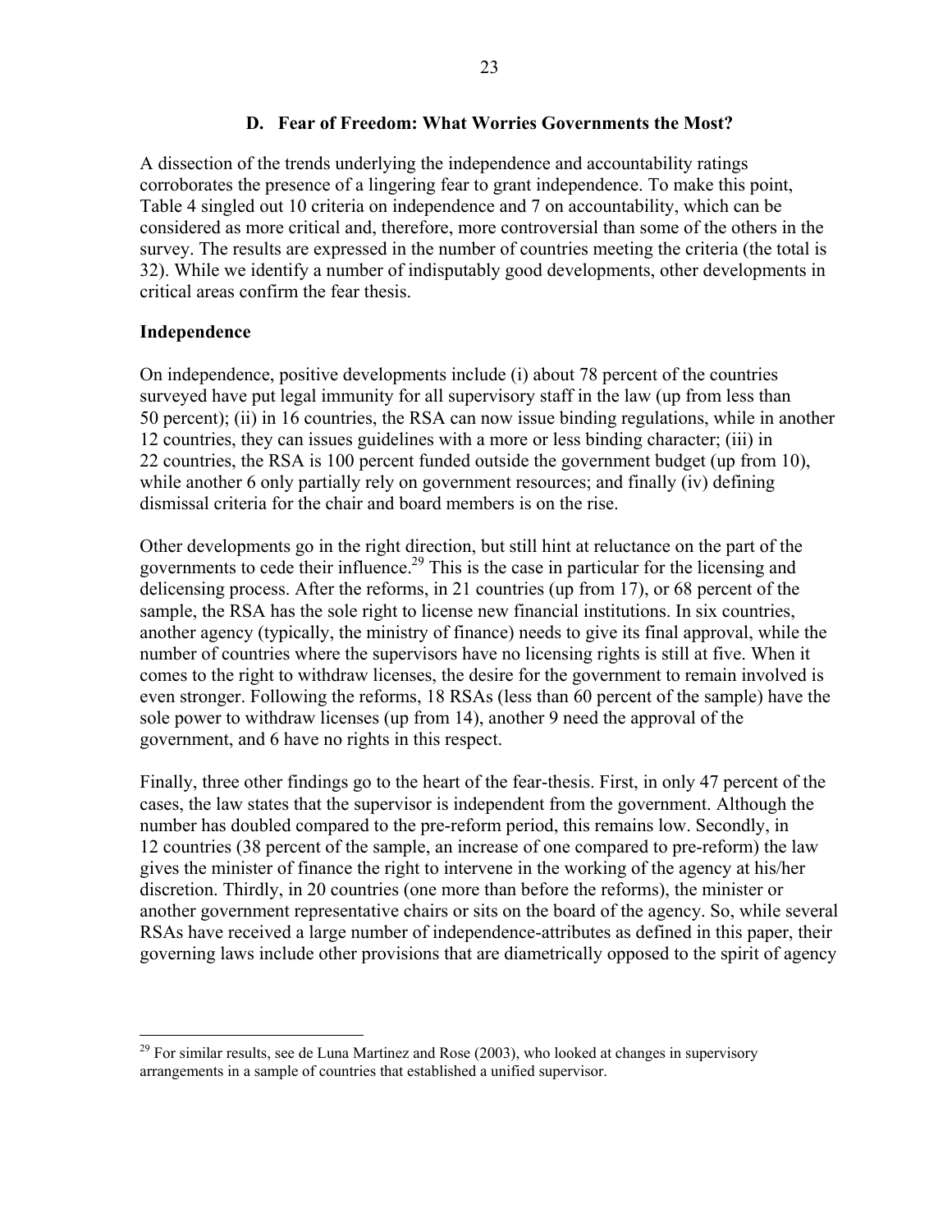### D. Fear of Freedom: What Worries Governments the Most?

A dissection of the trends underlying the independence and accountability ratings corroborates the presence of a lingering fear to grant independence. To make this point, Table 4 singled out 10 criteria on independence and 7 on accountability, which can be considered as more critical and, therefore, more controversial than some of the others in the survey. The results are expressed in the number of countries meeting the criteria (the total is 32). While we identify a number of indisputably good developments, other developments in critical areas confirm the fear thesis.

**Independence**

On independence, positive developments include (i) about 78 percent of the countries surveyed have put legal immunity for all supervisory staff in the law (up from less than 50 percent); (ii) in 16 countries, the RSA can now issue binding regulations, while in another 12 countries, they can issues guidelines with a more or less binding character; (iii) in 22 countries, the RSA is 100 percent funded outside the government budget (up from 10), while another 6 only partially rely on government resources; and finally (iv) defining dismissal criteria for the chair and board members is on the rise.

Other developments go in the right direction, but still hint at reluctance on the part of the governments to cede their influence.[29] This is the case in particular for the licensing and delicensing process. After the reforms, in 21 countries (up from 17), or 68 percent of the sample, the RSA has the sole right to license new financial institutions. In six countries, another agency (typically, the ministry of finance) needs to give its final approval, while the number of countries where the supervisors have no licensing rights is still at five. When it comes to the right to withdraw licenses, the desire for the government to remain involved is even stronger. Following the reforms, 18 RSAs (less than 60 percent of the sample) have the sole power to withdraw licenses (up from 14), another 9 need the approval of the government, and 6 have no rights in this respect.

Finally, three other findings go to the heart of the fear-thesis. First, in only 47 percent of the cases, the law states that the supervisor is independent from the government. Although the number has doubled compared to the pre-reform period, this remains low. Secondly, in 12 countries (38 percent of the sample, an increase of one compared to pre-reform) the law gives the minister of finance the right to intervene in the working of the agency at his/her discretion. Thirdly, in 20 countries (one more than before the reforms), the minister or another government representative chairs or sits on the board of the agency. So, while several RSAs have received a large number of independence-attributes as defined in this paper, their governing laws include other provisions that are diametrically opposed to the spirit of agency

[29] For similar results, see de Luna Martinez and Rose (2003), who looked at changes in supervisory arrangements in a sample of countries that established a unified supervisor.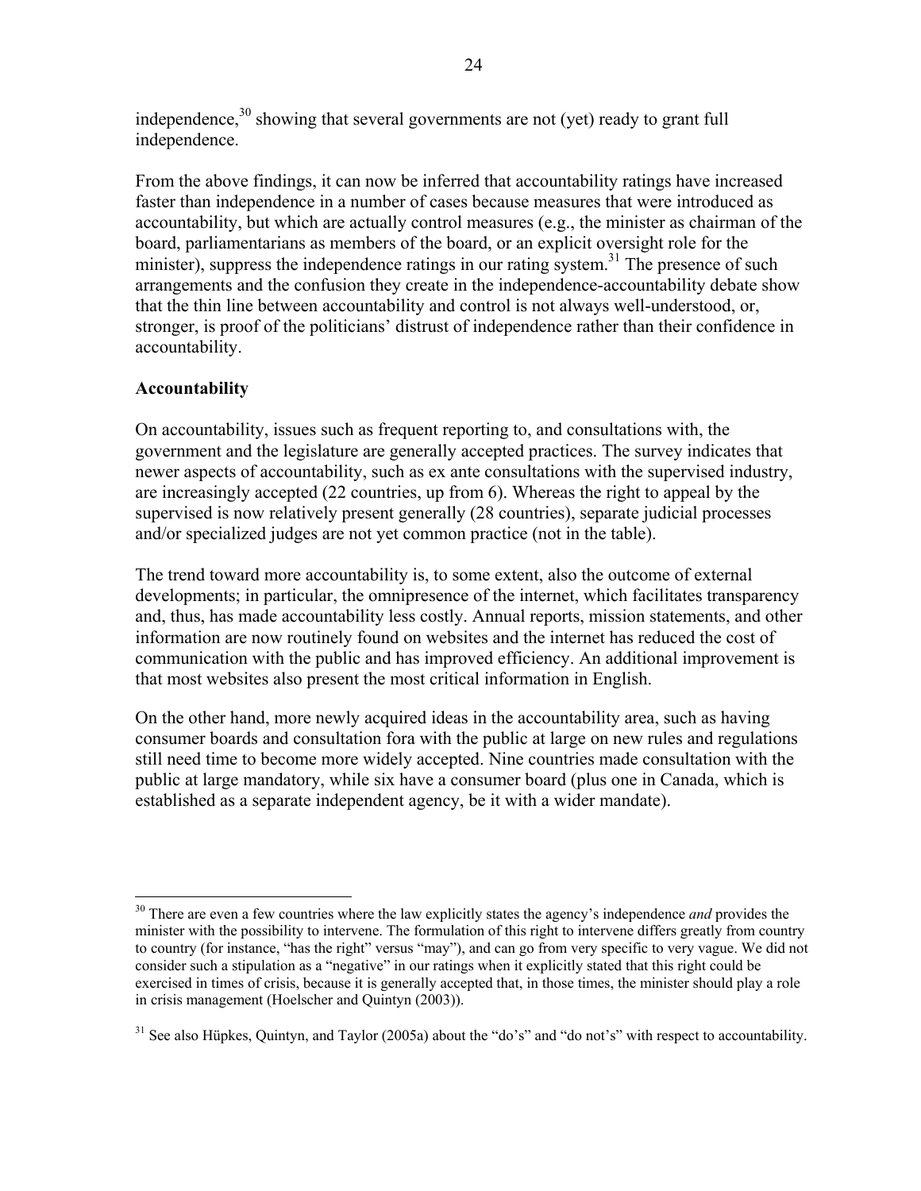independence,[30] showing that several governments are not (yet) ready to grant full independence.

From the above findings, it can now be inferred that accountability ratings have increased faster than independence in a number of cases because measures that were introduced as accountability, but which are actually control measures (e.g., the minister as chairman of the board, parliamentarians as members of the board, or an explicit oversight role for the minister), suppress the independence ratings in our rating system.[31] The presence of such arrangements and the confusion they create in the independence-accountability debate show that the thin line between accountability and control is not always well-understood, or, stronger, is proof of the politicians' distrust of independence rather than their confidence in accountability.

**Accountability**

On accountability, issues such as frequent reporting to, and consultations with, the government and the legislature are generally accepted practices. The survey indicates that newer aspects of accountability, such as ex ante consultations with the supervised industry, are increasingly accepted (22 countries, up from 6). Whereas the right to appeal by the supervised is now relatively present generally (28 countries), separate judicial processes and/or specialized judges are not yet common practice (not in the table).

The trend toward more accountability is, to some extent, also the outcome of external developments; in particular, the omnipresence of the internet, which facilitates transparency and, thus, has made accountability less costly. Annual reports, mission statements, and other information are now routinely found on websites and the internet has reduced the cost of communication with the public and has improved efficiency. An additional improvement is that most websites also present the most critical information in English.

On the other hand, more newly acquired ideas in the accountability area, such as having consumer boards and consultation fora with the public at large on new rules and regulations still need time to become more widely accepted. Nine countries made consultation with the public at large mandatory, while six have a consumer board (plus one in Canada, which is established as a separate independent agency, be it with a wider mandate).

---

[30] There are even a few countries where the law explicitly states the agency's independence *and* provides the minister with the possibility to intervene. The formulation of this right to intervene differs greatly from country to country (for instance, "has the right" versus "may"), and can go from very specific to very vague. We did not consider such a stipulation as a "negative" in our ratings when it explicitly stated that this right could be exercised in times of crisis, because it is generally accepted that, in those times, the minister should play a role in crisis management (Hoelscher and Quintyn (2003)).

[31] See also Hüpkes, Quintyn, and Taylor (2005a) about the "do's" and "do not's" with respect to accountability.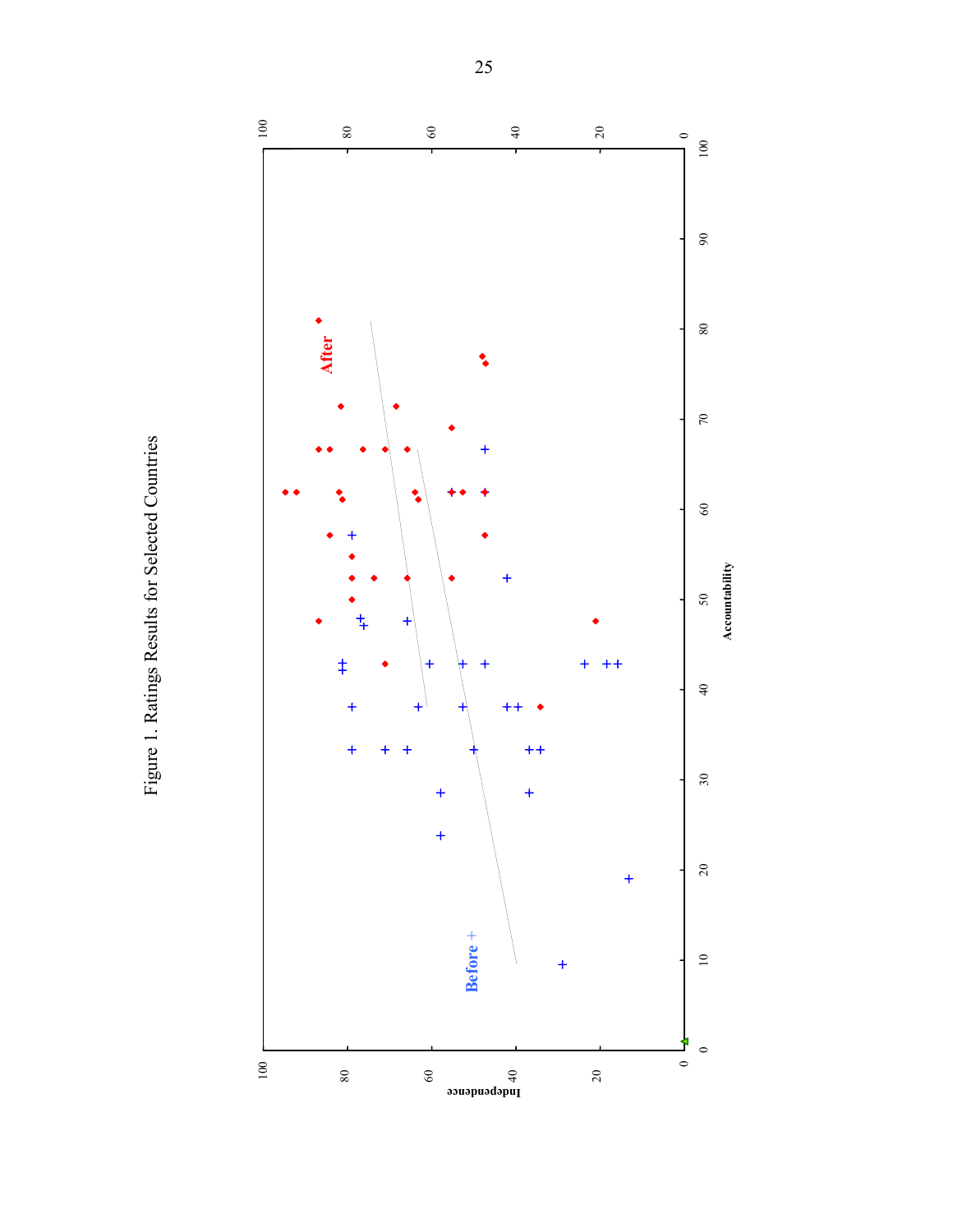Figure 1. Ratings Results for Selected Countries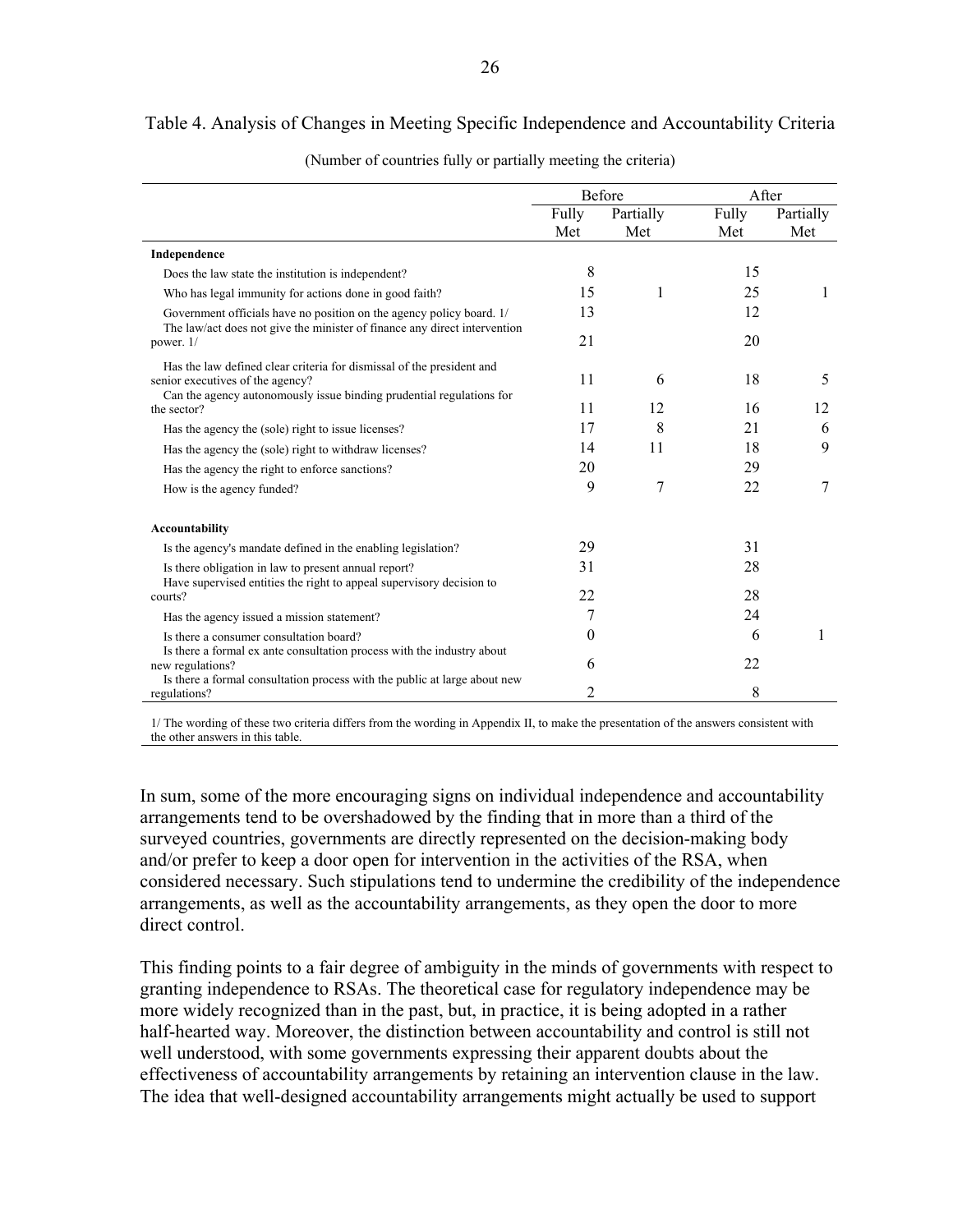Table 4. Analysis of Changes in Meeting Specific Independence and Accountability Criteria

(Number of countries fully or partially meeting the criteria)

| | Before | | After | |
|---|---|---|---|---|
| | Fully Met | Partially Met | Fully Met | Partially Met |
| **Independence** | | | | |
| Does the law state the institution is independent? | 8 | | 15 | |
| Who has legal immunity for actions done in good faith? | 15 | 1 | 25 | 1 |
| Government officials have no position on the agency policy board. 1/ | 13 | | 12 | |
| The law/act does not give the minister of finance any direct intervention power. 1/ | 21 | | 20 | |
| Has the law defined clear criteria for dismissal of the president and senior executives of the agency? | 11 | 6 | 18 | 5 |
| Can the agency autonomously issue binding prudential regulations for the sector? | 11 | 12 | 16 | 12 |
| Has the agency the (sole) right to issue licenses? | 17 | 8 | 21 | 6 |
| Has the agency the (sole) right to withdraw licenses? | 14 | 11 | 18 | 9 |
| Has the agency the right to enforce sanctions? | 20 | | 29 | |
| How is the agency funded? | 9 | 7 | 22 | 7 |
| **Accountability** | | | | |
| Is the agency's mandate defined in the enabling legislation? | 29 | | 31 | |
| Is there obligation in law to present annual report? | 31 | | 28 | |
| Have supervised entities the right to appeal supervisory decision to courts? | 22 | | 28 | |
| Has the agency issued a mission statement? | 7 | | 24 | |
| Is there a consumer consultation board? | 0 | | 6 | 1 |
| Is there a formal ex ante consultation process with the industry about new regulations? | 6 | | 22 | |
| Is there a formal consultation process with the public at large about new regulations? | 2 | | 8 | |

1/ The wording of these two criteria differs from the wording in Appendix II, to make the presentation of the answers consistent with the other answers in this table.

In sum, some of the more encouraging signs on individual independence and accountability arrangements tend to be overshadowed by the finding that in more than a third of the surveyed countries, governments are directly represented on the decision-making body and/or prefer to keep a door open for intervention in the activities of the RSA, when considered necessary. Such stipulations tend to undermine the credibility of the independence arrangements, as well as the accountability arrangements, as they open the door to more direct control.

This finding points to a fair degree of ambiguity in the minds of governments with respect to granting independence to RSAs. The theoretical case for regulatory independence may be more widely recognized than in the past, but, in practice, it is being adopted in a rather half-hearted way. Moreover, the distinction between accountability and control is still not well understood, with some governments expressing their apparent doubts about the effectiveness of accountability arrangements by retaining an intervention clause in the law. The idea that well-designed accountability arrangements might actually be used to support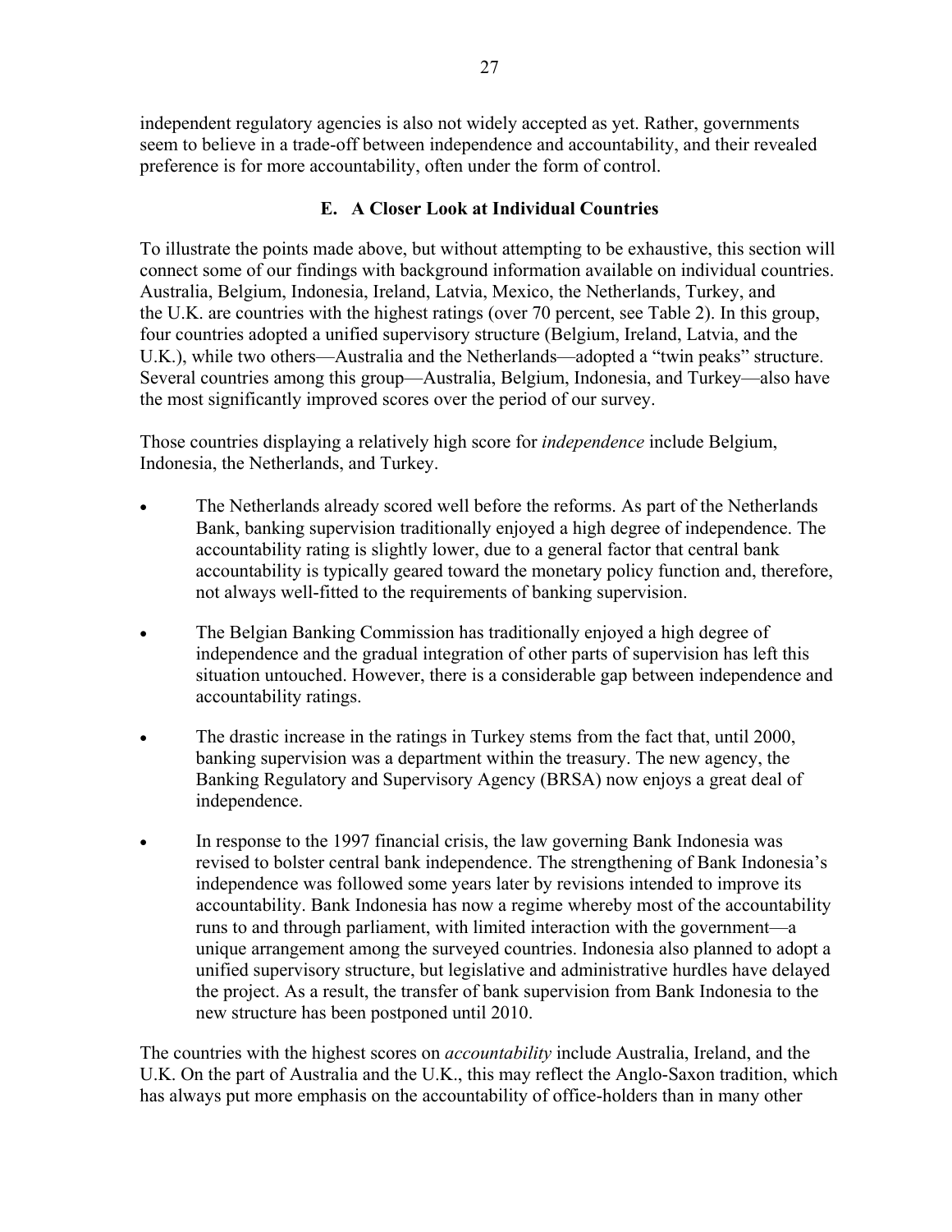independent regulatory agencies is also not widely accepted as yet. Rather, governments seem to believe in a trade-off between independence and accountability, and their revealed preference is for more accountability, often under the form of control.

### E. A Closer Look at Individual Countries

To illustrate the points made above, but without attempting to be exhaustive, this section will connect some of our findings with background information available on individual countries. Australia, Belgium, Indonesia, Ireland, Latvia, Mexico, the Netherlands, Turkey, and the U.K. are countries with the highest ratings (over 70 percent, see Table 2). In this group, four countries adopted a unified supervisory structure (Belgium, Ireland, Latvia, and the U.K.), while two others—Australia and the Netherlands—adopted a "twin peaks" structure. Several countries among this group—Australia, Belgium, Indonesia, and Turkey—also have the most significantly improved scores over the period of our survey.

Those countries displaying a relatively high score for *independence* include Belgium, Indonesia, the Netherlands, and Turkey.

- The Netherlands already scored well before the reforms. As part of the Netherlands Bank, banking supervision traditionally enjoyed a high degree of independence. The accountability rating is slightly lower, due to a general factor that central bank accountability is typically geared toward the monetary policy function and, therefore, not always well-fitted to the requirements of banking supervision.

- The Belgian Banking Commission has traditionally enjoyed a high degree of independence and the gradual integration of other parts of supervision has left this situation untouched. However, there is a considerable gap between independence and accountability ratings.

- The drastic increase in the ratings in Turkey stems from the fact that, until 2000, banking supervision was a department within the treasury. The new agency, the Banking Regulatory and Supervisory Agency (BRSA) now enjoys a great deal of independence.

- In response to the 1997 financial crisis, the law governing Bank Indonesia was revised to bolster central bank independence. The strengthening of Bank Indonesia's independence was followed some years later by revisions intended to improve its accountability. Bank Indonesia has now a regime whereby most of the accountability runs to and through parliament, with limited interaction with the government—a unique arrangement among the surveyed countries. Indonesia also planned to adopt a unified supervisory structure, but legislative and administrative hurdles have delayed the project. As a result, the transfer of bank supervision from Bank Indonesia to the new structure has been postponed until 2010.

The countries with the highest scores on *accountability* include Australia, Ireland, and the U.K. On the part of Australia and the U.K., this may reflect the Anglo-Saxon tradition, which has always put more emphasis on the accountability of office-holders than in many other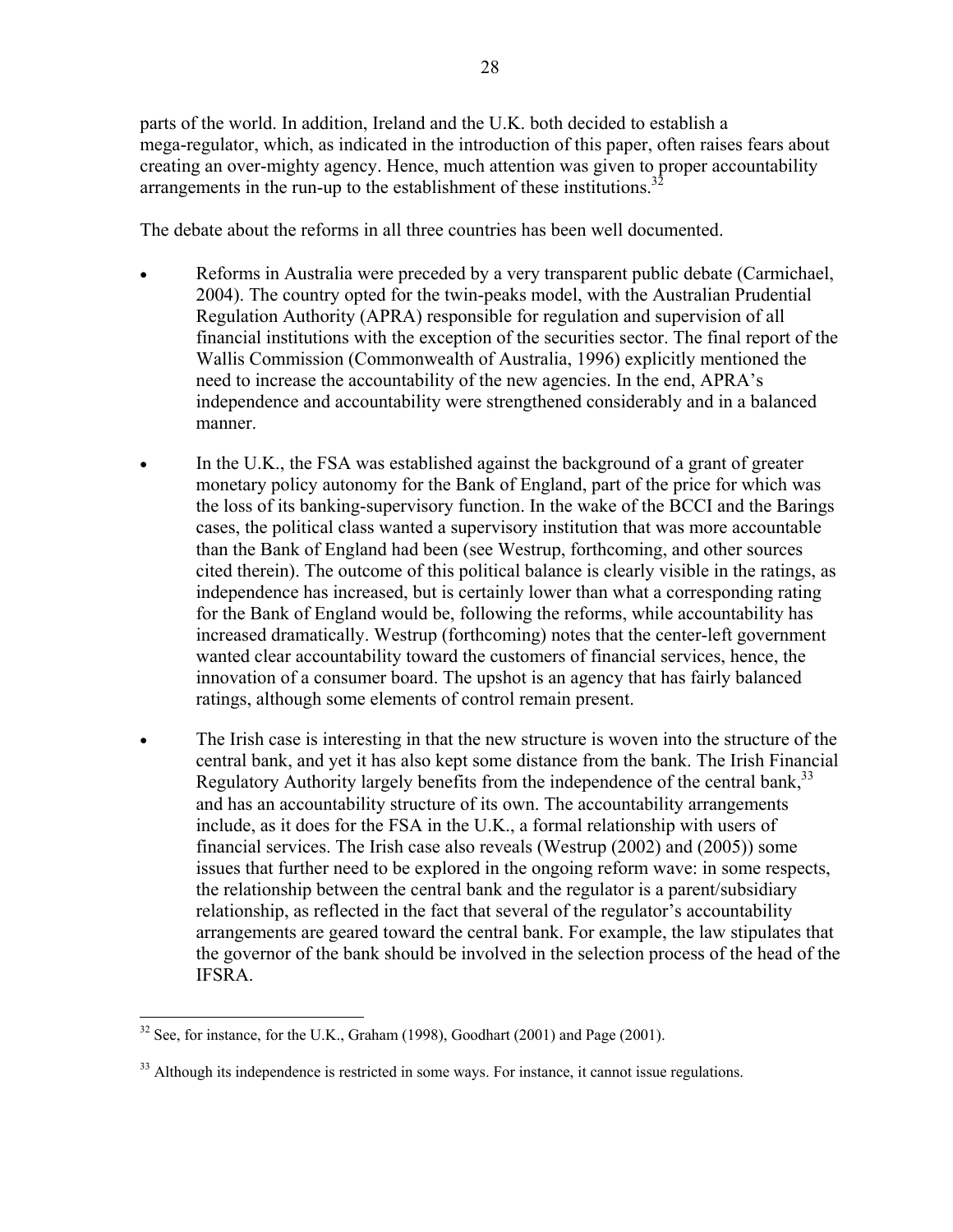parts of the world. In addition, Ireland and the U.K. both decided to establish a mega-regulator, which, as indicated in the introduction of this paper, often raises fears about creating an over-mighty agency. Hence, much attention was given to proper accountability arrangements in the run-up to the establishment of these institutions.[32]

The debate about the reforms in all three countries has been well documented.

- Reforms in Australia were preceded by a very transparent public debate (Carmichael, 2004). The country opted for the twin-peaks model, with the Australian Prudential Regulation Authority (APRA) responsible for regulation and supervision of all financial institutions with the exception of the securities sector. The final report of the Wallis Commission (Commonwealth of Australia, 1996) explicitly mentioned the need to increase the accountability of the new agencies. In the end, APRA's independence and accountability were strengthened considerably and in a balanced manner.

- In the U.K., the FSA was established against the background of a grant of greater monetary policy autonomy for the Bank of England, part of the price for which was the loss of its banking-supervisory function. In the wake of the BCCI and the Barings cases, the political class wanted a supervisory institution that was more accountable than the Bank of England had been (see Westrup, forthcoming, and other sources cited therein). The outcome of this political balance is clearly visible in the ratings, as independence has increased, but is certainly lower than what a corresponding rating for the Bank of England would be, following the reforms, while accountability has increased dramatically. Westrup (forthcoming) notes that the center-left government wanted clear accountability toward the customers of financial services, hence, the innovation of a consumer board. The upshot is an agency that has fairly balanced ratings, although some elements of control remain present.

- The Irish case is interesting in that the new structure is woven into the structure of the central bank, and yet it has also kept some distance from the bank. The Irish Financial Regulatory Authority largely benefits from the independence of the central bank,[33] and has an accountability structure of its own. The accountability arrangements include, as it does for the FSA in the U.K., a formal relationship with users of financial services. The Irish case also reveals (Westrup (2002) and (2005)) some issues that further need to be explored in the ongoing reform wave: in some respects, the relationship between the central bank and the regulator is a parent/subsidiary relationship, as reflected in the fact that several of the regulator's accountability arrangements are geared toward the central bank. For example, the law stipulates that the governor of the bank should be involved in the selection process of the head of the IFSRA.

---

[32] See, for instance, for the U.K., Graham (1998), Goodhart (2001) and Page (2001).

[33] Although its independence is restricted in some ways. For instance, it cannot issue regulations.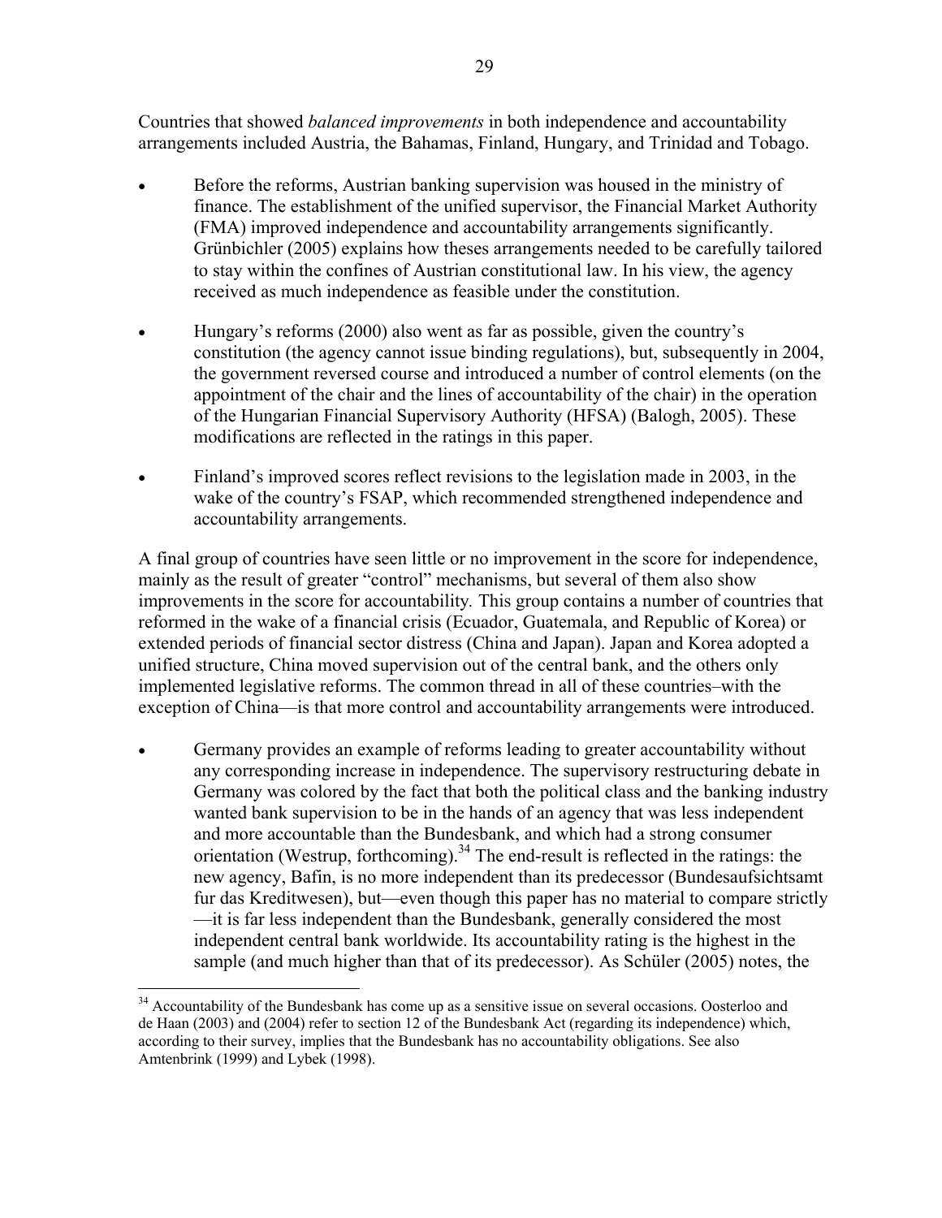Countries that showed *balanced improvements* in both independence and accountability arrangements included Austria, the Bahamas, Finland, Hungary, and Trinidad and Tobago.

- Before the reforms, Austrian banking supervision was housed in the ministry of finance. The establishment of the unified supervisor, the Financial Market Authority (FMA) improved independence and accountability arrangements significantly. Grünbichler (2005) explains how theses arrangements needed to be carefully tailored to stay within the confines of Austrian constitutional law. In his view, the agency received as much independence as feasible under the constitution.

- Hungary's reforms (2000) also went as far as possible, given the country's constitution (the agency cannot issue binding regulations), but, subsequently in 2004, the government reversed course and introduced a number of control elements (on the appointment of the chair and the lines of accountability of the chair) in the operation of the Hungarian Financial Supervisory Authority (HFSA) (Balogh, 2005). These modifications are reflected in the ratings in this paper.

- Finland's improved scores reflect revisions to the legislation made in 2003, in the wake of the country's FSAP, which recommended strengthened independence and accountability arrangements.

A final group of countries have seen little or no improvement in the score for independence, mainly as the result of greater "control" mechanisms, but several of them also show improvements in the score for accountability. This group contains a number of countries that reformed in the wake of a financial crisis (Ecuador, Guatemala, and Republic of Korea) or extended periods of financial sector distress (China and Japan). Japan and Korea adopted a unified structure, China moved supervision out of the central bank, and the others only implemented legislative reforms. The common thread in all of these countries–with the exception of China—is that more control and accountability arrangements were introduced.

- Germany provides an example of reforms leading to greater accountability without any corresponding increase in independence. The supervisory restructuring debate in Germany was colored by the fact that both the political class and the banking industry wanted bank supervision to be in the hands of an agency that was less independent and more accountable than the Bundesbank, and which had a strong consumer orientation (Westrup, forthcoming).[34] The end-result is reflected in the ratings: the new agency, Bafin, is no more independent than its predecessor (Bundesaufsichtsamt fur das Kreditwesen), but—even though this paper has no material to compare strictly —it is far less independent than the Bundesbank, generally considered the most independent central bank worldwide. Its accountability rating is the highest in the sample (and much higher than that of its predecessor). As Schüler (2005) notes, the

[34] Accountability of the Bundesbank has come up as a sensitive issue on several occasions. Oosterloo and de Haan (2003) and (2004) refer to section 12 of the Bundesbank Act (regarding its independence) which, according to their survey, implies that the Bundesbank has no accountability obligations. See also Amtenbrink (1999) and Lybek (1998).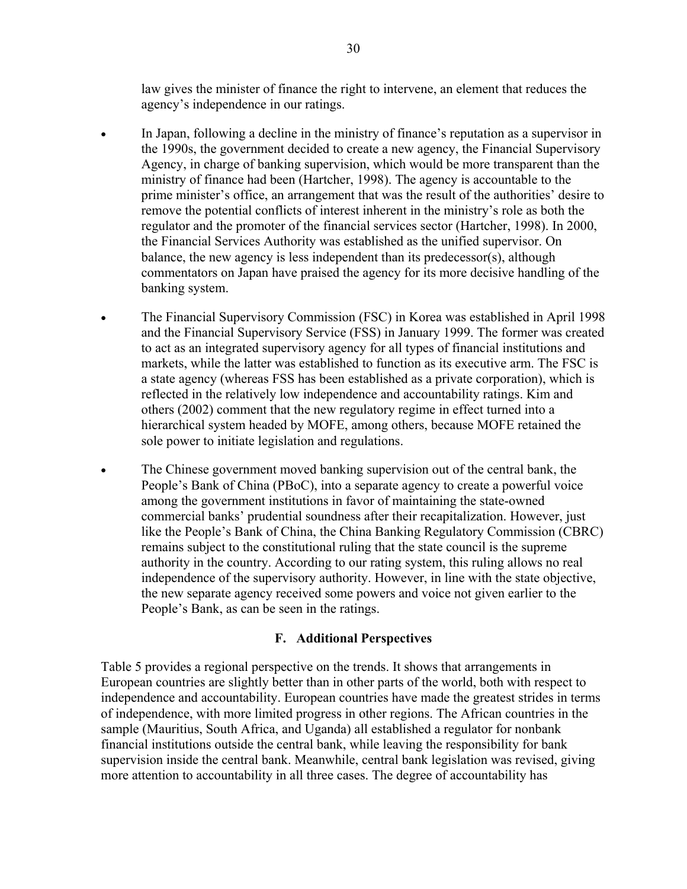law gives the minister of finance the right to intervene, an element that reduces the agency's independence in our ratings.

- In Japan, following a decline in the ministry of finance's reputation as a supervisor in the 1990s, the government decided to create a new agency, the Financial Supervisory Agency, in charge of banking supervision, which would be more transparent than the ministry of finance had been (Hartcher, 1998). The agency is accountable to the prime minister's office, an arrangement that was the result of the authorities' desire to remove the potential conflicts of interest inherent in the ministry's role as both the regulator and the promoter of the financial services sector (Hartcher, 1998). In 2000, the Financial Services Authority was established as the unified supervisor. On balance, the new agency is less independent than its predecessor(s), although commentators on Japan have praised the agency for its more decisive handling of the banking system.

- The Financial Supervisory Commission (FSC) in Korea was established in April 1998 and the Financial Supervisory Service (FSS) in January 1999. The former was created to act as an integrated supervisory agency for all types of financial institutions and markets, while the latter was established to function as its executive arm. The FSC is a state agency (whereas FSS has been established as a private corporation), which is reflected in the relatively low independence and accountability ratings. Kim and others (2002) comment that the new regulatory regime in effect turned into a hierarchical system headed by MOFE, among others, because MOFE retained the sole power to initiate legislation and regulations.

- The Chinese government moved banking supervision out of the central bank, the People's Bank of China (PBoC), into a separate agency to create a powerful voice among the government institutions in favor of maintaining the state-owned commercial banks' prudential soundness after their recapitalization. However, just like the People's Bank of China, the China Banking Regulatory Commission (CBRC) remains subject to the constitutional ruling that the state council is the supreme authority in the country. According to our rating system, this ruling allows no real independence of the supervisory authority. However, in line with the state objective, the new separate agency received some powers and voice not given earlier to the People's Bank, as can be seen in the ratings.

### F. Additional Perspectives

Table 5 provides a regional perspective on the trends. It shows that arrangements in European countries are slightly better than in other parts of the world, both with respect to independence and accountability. European countries have made the greatest strides in terms of independence, with more limited progress in other regions. The African countries in the sample (Mauritius, South Africa, and Uganda) all established a regulator for nonbank financial institutions outside the central bank, while leaving the responsibility for bank supervision inside the central bank. Meanwhile, central bank legislation was revised, giving more attention to accountability in all three cases. The degree of accountability has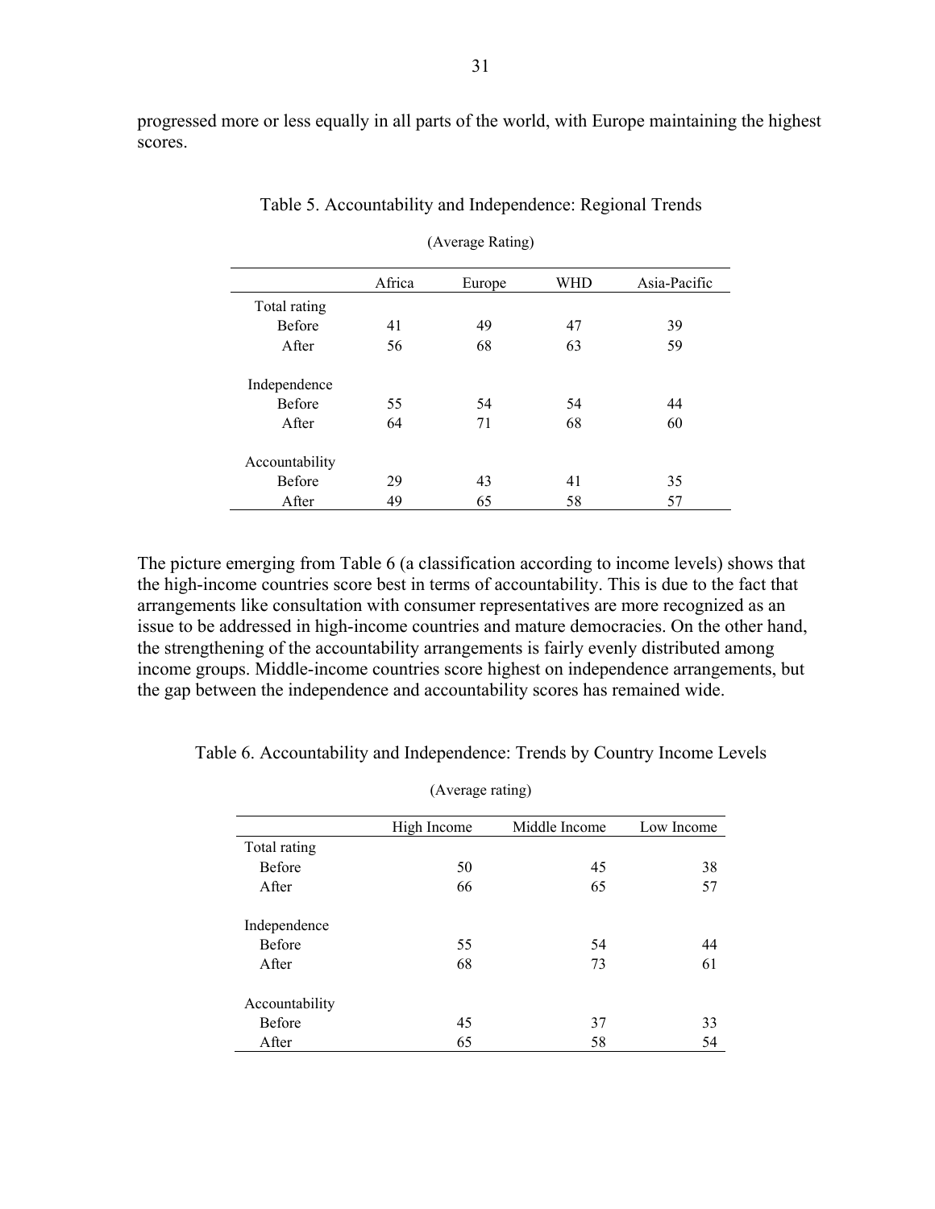progressed more or less equally in all parts of the world, with Europe maintaining the highest scores.

Table 5. Accountability and Independence: Regional Trends

(Average Rating)

| | Africa | Europe | WHD | Asia-Pacific |
|---|---|---|---|---|
| Total rating | | | | |
| Before | 41 | 49 | 47 | 39 |
| After | 56 | 68 | 63 | 59 |
| Independence | | | | |
| Before | 55 | 54 | 54 | 44 |
| After | 64 | 71 | 68 | 60 |
| Accountability | | | | |
| Before | 29 | 43 | 41 | 35 |
| After | 49 | 65 | 58 | 57 |

The picture emerging from Table 6 (a classification according to income levels) shows that the high-income countries score best in terms of accountability. This is due to the fact that arrangements like consultation with consumer representatives are more recognized as an issue to be addressed in high-income countries and mature democracies. On the other hand, the strengthening of the accountability arrangements is fairly evenly distributed among income groups. Middle-income countries score highest on independence arrangements, but the gap between the independence and accountability scores has remained wide.

Table 6. Accountability and Independence: Trends by Country Income Levels

(Average rating)

| | High Income | Middle Income | Low Income |
|---|---|---|---|
| Total rating | | | |
| Before | 50 | 45 | 38 |
| After | 66 | 65 | 57 |
| Independence | | | |
| Before | 55 | 54 | 44 |
| After | 68 | 73 | 61 |
| Accountability | | | |
| Before | 45 | 37 | 33 |
| After | 65 | 58 | 54 |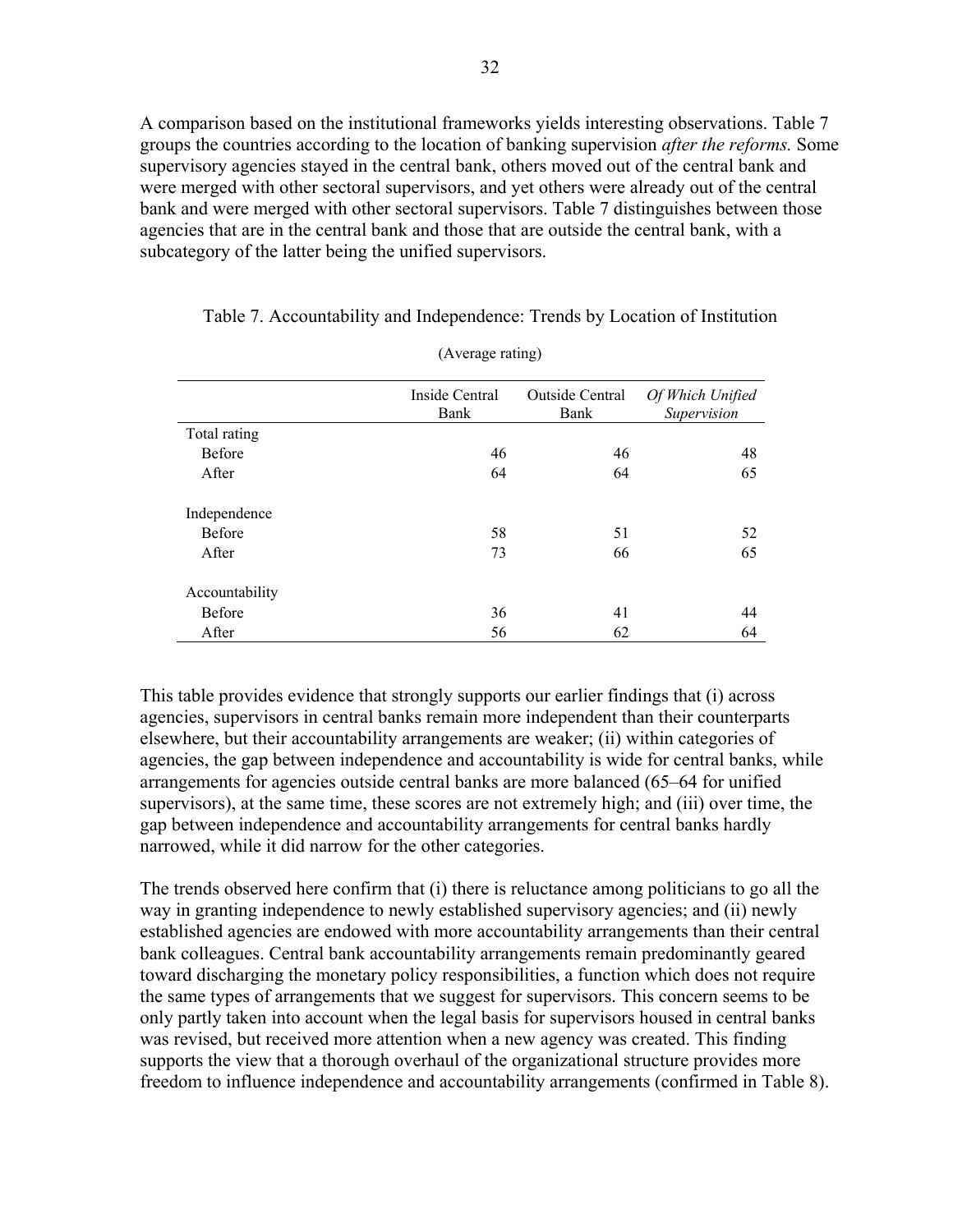A comparison based on the institutional frameworks yields interesting observations. Table 7 groups the countries according to the location of banking supervision *after the reforms.* Some supervisory agencies stayed in the central bank, others moved out of the central bank and were merged with other sectoral supervisors, and yet others were already out of the central bank and were merged with other sectoral supervisors. Table 7 distinguishes between those agencies that are in the central bank and those that are outside the central bank, with a subcategory of the latter being the unified supervisors.

Table 7. Accountability and Independence: Trends by Location of Institution

(Average rating)

| | Inside Central Bank | Outside Central Bank | *Of Which Unified Supervision* |
|---|---|---|---|
| Total rating | | | |
| Before | 46 | 46 | 48 |
| After | 64 | 64 | 65 |
| Independence | | | |
| Before | 58 | 51 | 52 |
| After | 73 | 66 | 65 |
| Accountability | | | |
| Before | 36 | 41 | 44 |
| After | 56 | 62 | 64 |

This table provides evidence that strongly supports our earlier findings that (i) across agencies, supervisors in central banks remain more independent than their counterparts elsewhere, but their accountability arrangements are weaker; (ii) within categories of agencies, the gap between independence and accountability is wide for central banks, while arrangements for agencies outside central banks are more balanced (65–64 for unified supervisors), at the same time, these scores are not extremely high; and (iii) over time, the gap between independence and accountability arrangements for central banks hardly narrowed, while it did narrow for the other categories.

The trends observed here confirm that (i) there is reluctance among politicians to go all the way in granting independence to newly established supervisory agencies; and (ii) newly established agencies are endowed with more accountability arrangements than their central bank colleagues. Central bank accountability arrangements remain predominantly geared toward discharging the monetary policy responsibilities, a function which does not require the same types of arrangements that we suggest for supervisors. This concern seems to be only partly taken into account when the legal basis for supervisors housed in central banks was revised, but received more attention when a new agency was created. This finding supports the view that a thorough overhaul of the organizational structure provides more freedom to influence independence and accountability arrangements (confirmed in Table 8).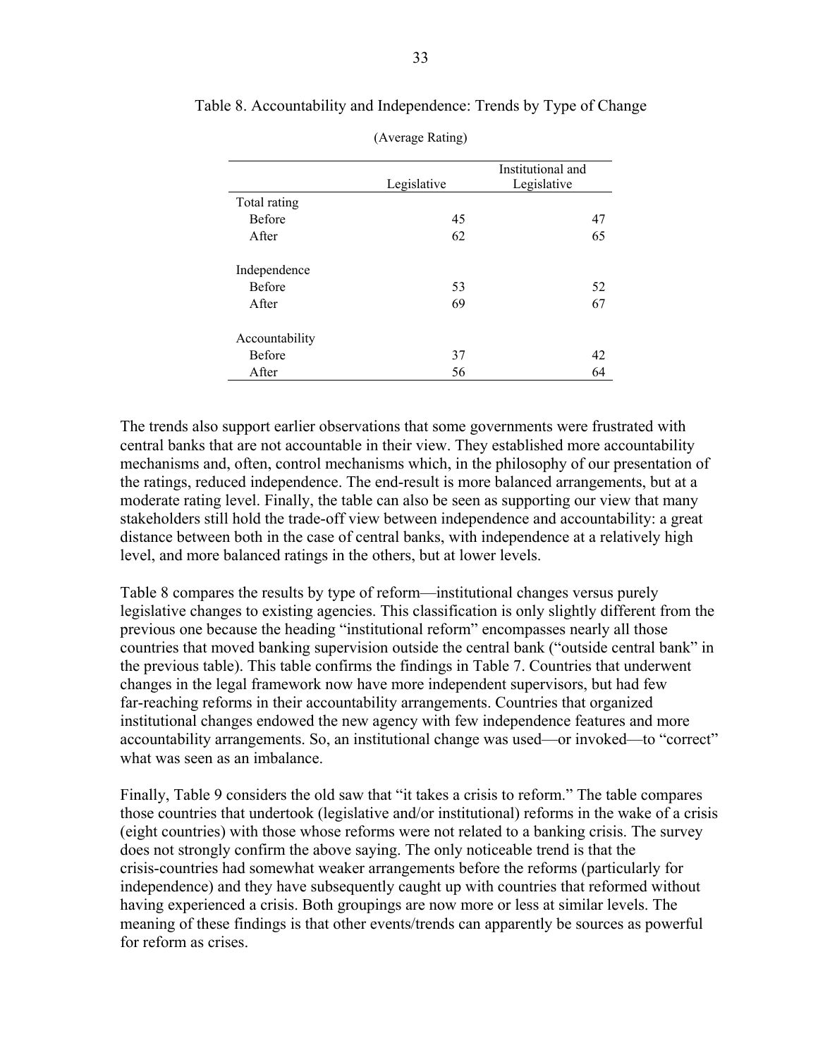Table 8. Accountability and Independence: Trends by Type of Change

(Average Rating)

| | Legislative | Institutional and Legislative |
|---|---|---|
| Total rating | | |
| Before | 45 | 47 |
| After | 62 | 65 |
| Independence | | |
| Before | 53 | 52 |
| After | 69 | 67 |
| Accountability | | |
| Before | 37 | 42 |
| After | 56 | 64 |

The trends also support earlier observations that some governments were frustrated with central banks that are not accountable in their view. They established more accountability mechanisms and, often, control mechanisms which, in the philosophy of our presentation of the ratings, reduced independence. The end-result is more balanced arrangements, but at a moderate rating level. Finally, the table can also be seen as supporting our view that many stakeholders still hold the trade-off view between independence and accountability: a great distance between both in the case of central banks, with independence at a relatively high level, and more balanced ratings in the others, but at lower levels.

Table 8 compares the results by type of reform—institutional changes versus purely legislative changes to existing agencies. This classification is only slightly different from the previous one because the heading "institutional reform" encompasses nearly all those countries that moved banking supervision outside the central bank ("outside central bank" in the previous table). This table confirms the findings in Table 7. Countries that underwent changes in the legal framework now have more independent supervisors, but had few far-reaching reforms in their accountability arrangements. Countries that organized institutional changes endowed the new agency with few independence features and more accountability arrangements. So, an institutional change was used—or invoked—to "correct" what was seen as an imbalance.

Finally, Table 9 considers the old saw that "it takes a crisis to reform." The table compares those countries that undertook (legislative and/or institutional) reforms in the wake of a crisis (eight countries) with those whose reforms were not related to a banking crisis. The survey does not strongly confirm the above saying. The only noticeable trend is that the crisis-countries had somewhat weaker arrangements before the reforms (particularly for independence) and they have subsequently caught up with countries that reformed without having experienced a crisis. Both groupings are now more or less at similar levels. The meaning of these findings is that other events/trends can apparently be sources as powerful for reform as crises.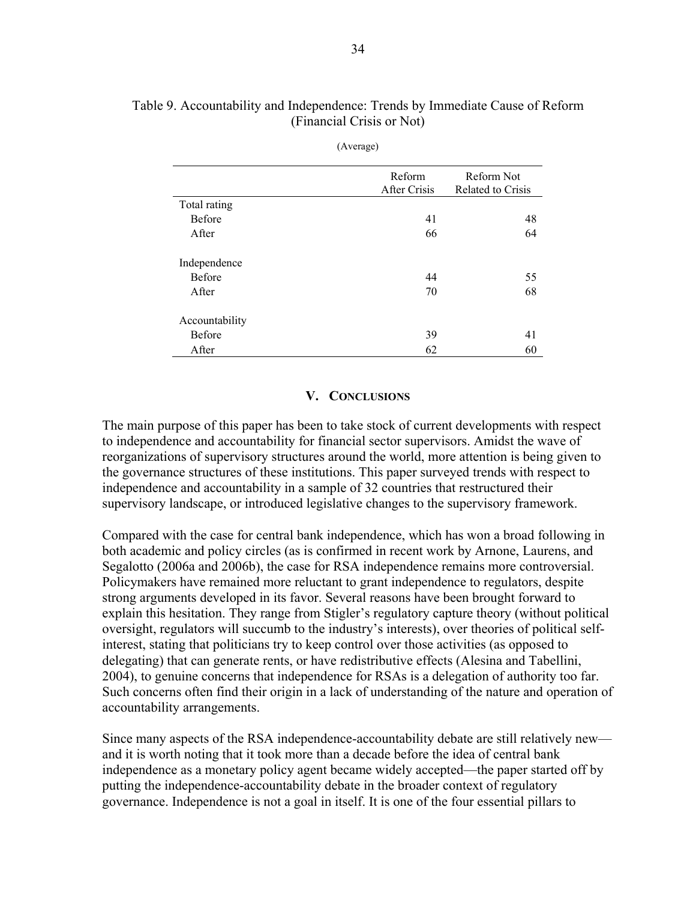Table 9. Accountability and Independence: Trends by Immediate Cause of Reform (Financial Crisis or Not)

(Average)

| | Reform After Crisis | Reform Not Related to Crisis |
|---|---|---|
| Total rating | | |
| Before | 41 | 48 |
| After | 66 | 64 |
| Independence | | |
| Before | 44 | 55 |
| After | 70 | 68 |
| Accountability | | |
| Before | 39 | 41 |
| After | 62 | 60 |

## V. Conclusions

The main purpose of this paper has been to take stock of current developments with respect to independence and accountability for financial sector supervisors. Amidst the wave of reorganizations of supervisory structures around the world, more attention is being given to the governance structures of these institutions. This paper surveyed trends with respect to independence and accountability in a sample of 32 countries that restructured their supervisory landscape, or introduced legislative changes to the supervisory framework.

Compared with the case for central bank independence, which has won a broad following in both academic and policy circles (as is confirmed in recent work by Arnone, Laurens, and Segalotto (2006a and 2006b), the case for RSA independence remains more controversial. Policymakers have remained more reluctant to grant independence to regulators, despite strong arguments developed in its favor. Several reasons have been brought forward to explain this hesitation. They range from Stigler's regulatory capture theory (without political oversight, regulators will succumb to the industry's interests), over theories of political self-interest, stating that politicians try to keep control over those activities (as opposed to delegating) that can generate rents, or have redistributive effects (Alesina and Tabellini, 2004), to genuine concerns that independence for RSAs is a delegation of authority too far. Such concerns often find their origin in a lack of understanding of the nature and operation of accountability arrangements.

Since many aspects of the RSA independence-accountability debate are still relatively new—and it is worth noting that it took more than a decade before the idea of central bank independence as a monetary policy agent became widely accepted—the paper started off by putting the independence-accountability debate in the broader context of regulatory governance. Independence is not a goal in itself. It is one of the four essential pillars to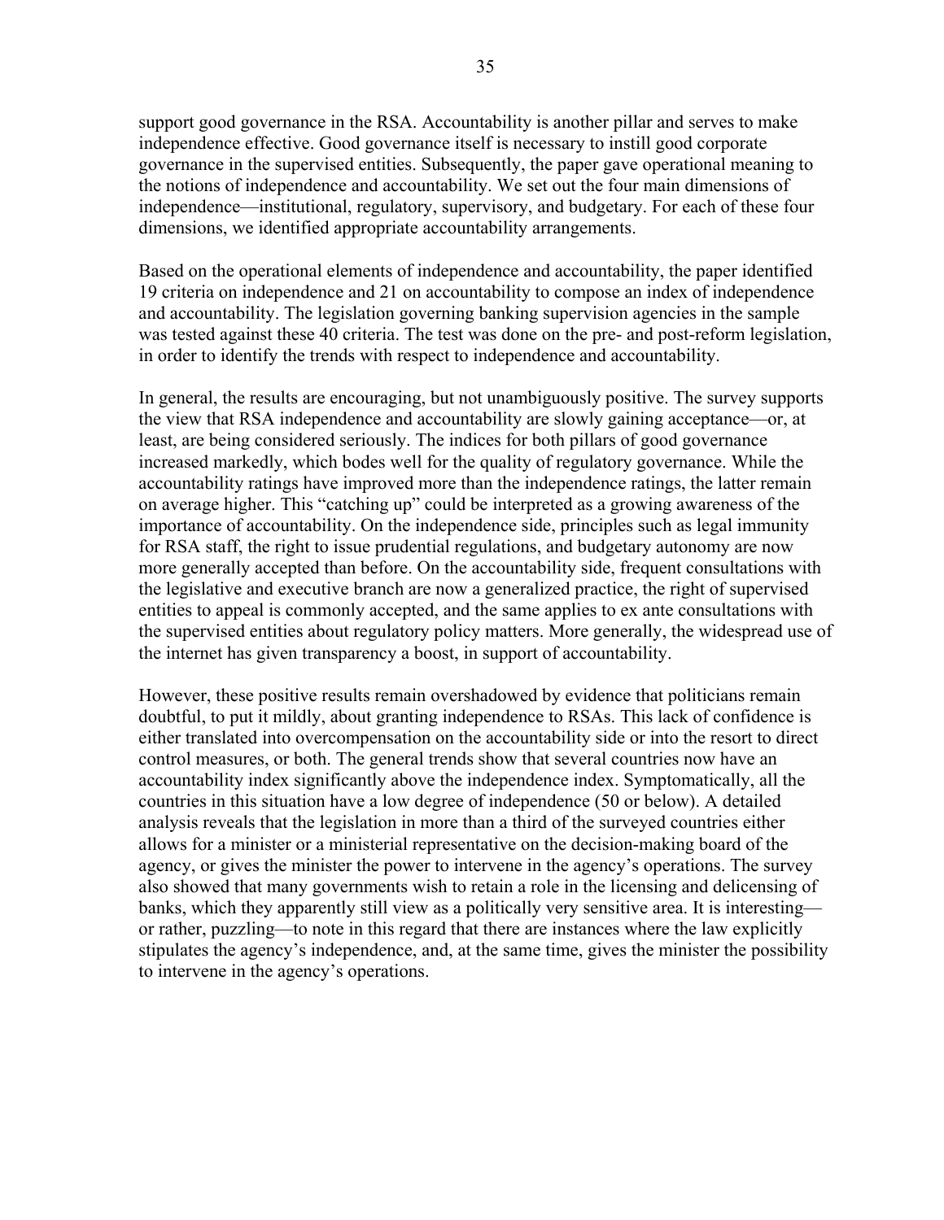support good governance in the RSA. Accountability is another pillar and serves to make independence effective. Good governance itself is necessary to instill good corporate governance in the supervised entities. Subsequently, the paper gave operational meaning to the notions of independence and accountability. We set out the four main dimensions of independence—institutional, regulatory, supervisory, and budgetary. For each of these four dimensions, we identified appropriate accountability arrangements.

Based on the operational elements of independence and accountability, the paper identified 19 criteria on independence and 21 on accountability to compose an index of independence and accountability. The legislation governing banking supervision agencies in the sample was tested against these 40 criteria. The test was done on the pre- and post-reform legislation, in order to identify the trends with respect to independence and accountability.

In general, the results are encouraging, but not unambiguously positive. The survey supports the view that RSA independence and accountability are slowly gaining acceptance—or, at least, are being considered seriously. The indices for both pillars of good governance increased markedly, which bodes well for the quality of regulatory governance. While the accountability ratings have improved more than the independence ratings, the latter remain on average higher. This "catching up" could be interpreted as a growing awareness of the importance of accountability. On the independence side, principles such as legal immunity for RSA staff, the right to issue prudential regulations, and budgetary autonomy are now more generally accepted than before. On the accountability side, frequent consultations with the legislative and executive branch are now a generalized practice, the right of supervised entities to appeal is commonly accepted, and the same applies to ex ante consultations with the supervised entities about regulatory policy matters. More generally, the widespread use of the internet has given transparency a boost, in support of accountability.

However, these positive results remain overshadowed by evidence that politicians remain doubtful, to put it mildly, about granting independence to RSAs. This lack of confidence is either translated into overcompensation on the accountability side or into the resort to direct control measures, or both. The general trends show that several countries now have an accountability index significantly above the independence index. Symptomatically, all the countries in this situation have a low degree of independence (50 or below). A detailed analysis reveals that the legislation in more than a third of the surveyed countries either allows for a minister or a ministerial representative on the decision-making board of the agency, or gives the minister the power to intervene in the agency's operations. The survey also showed that many governments wish to retain a role in the licensing and delicensing of banks, which they apparently still view as a politically very sensitive area. It is interesting—or rather, puzzling—to note in this regard that there are instances where the law explicitly stipulates the agency's independence, and, at the same time, gives the minister the possibility to intervene in the agency's operations.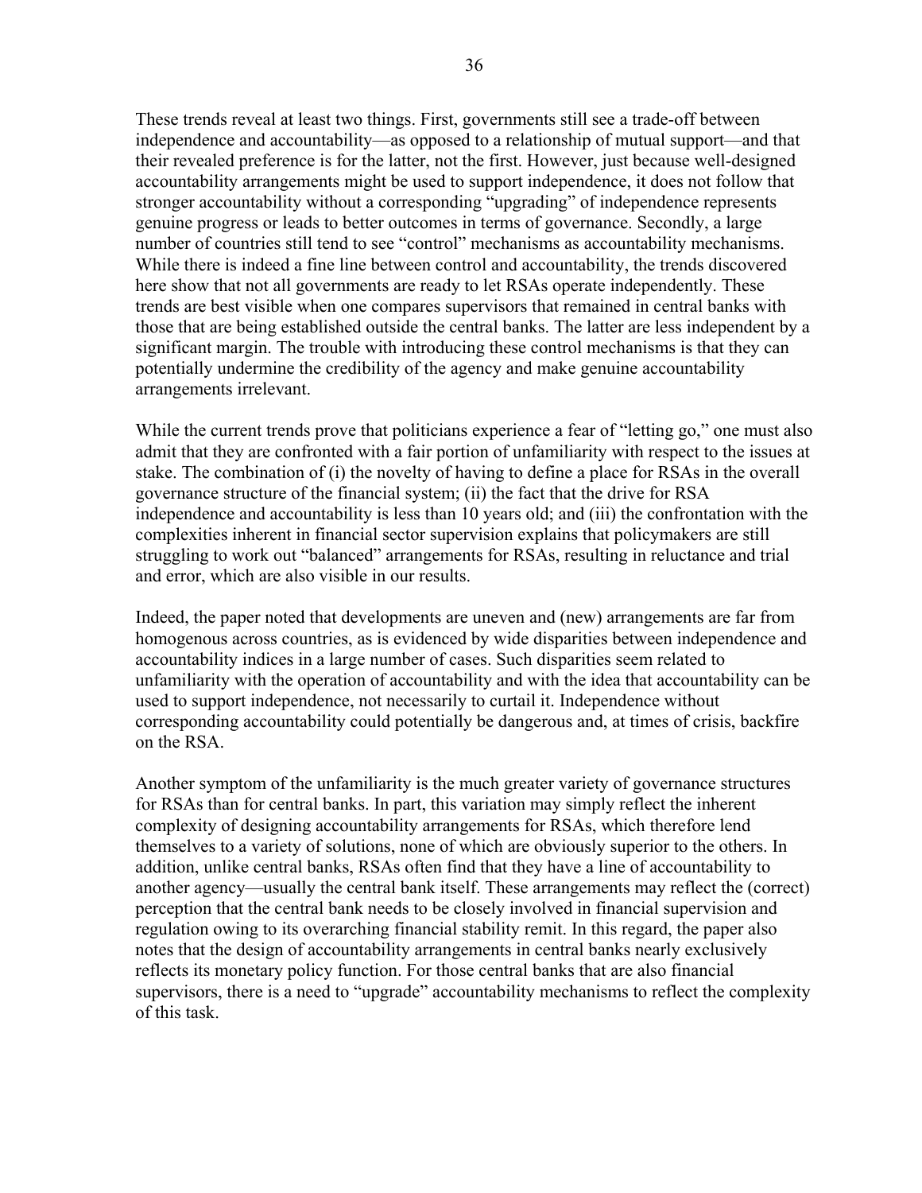These trends reveal at least two things. First, governments still see a trade-off between independence and accountability—as opposed to a relationship of mutual support—and that their revealed preference is for the latter, not the first. However, just because well-designed accountability arrangements might be used to support independence, it does not follow that stronger accountability without a corresponding "upgrading" of independence represents genuine progress or leads to better outcomes in terms of governance. Secondly, a large number of countries still tend to see "control" mechanisms as accountability mechanisms. While there is indeed a fine line between control and accountability, the trends discovered here show that not all governments are ready to let RSAs operate independently. These trends are best visible when one compares supervisors that remained in central banks with those that are being established outside the central banks. The latter are less independent by a significant margin. The trouble with introducing these control mechanisms is that they can potentially undermine the credibility of the agency and make genuine accountability arrangements irrelevant.

While the current trends prove that politicians experience a fear of "letting go," one must also admit that they are confronted with a fair portion of unfamiliarity with respect to the issues at stake. The combination of (i) the novelty of having to define a place for RSAs in the overall governance structure of the financial system; (ii) the fact that the drive for RSA independence and accountability is less than 10 years old; and (iii) the confrontation with the complexities inherent in financial sector supervision explains that policymakers are still struggling to work out "balanced" arrangements for RSAs, resulting in reluctance and trial and error, which are also visible in our results.

Indeed, the paper noted that developments are uneven and (new) arrangements are far from homogenous across countries, as is evidenced by wide disparities between independence and accountability indices in a large number of cases. Such disparities seem related to unfamiliarity with the operation of accountability and with the idea that accountability can be used to support independence, not necessarily to curtail it. Independence without corresponding accountability could potentially be dangerous and, at times of crisis, backfire on the RSA.

Another symptom of the unfamiliarity is the much greater variety of governance structures for RSAs than for central banks. In part, this variation may simply reflect the inherent complexity of designing accountability arrangements for RSAs, which therefore lend themselves to a variety of solutions, none of which are obviously superior to the others. In addition, unlike central banks, RSAs often find that they have a line of accountability to another agency—usually the central bank itself. These arrangements may reflect the (correct) perception that the central bank needs to be closely involved in financial supervision and regulation owing to its overarching financial stability remit. In this regard, the paper also notes that the design of accountability arrangements in central banks nearly exclusively reflects its monetary policy function. For those central banks that are also financial supervisors, there is a need to "upgrade" accountability mechanisms to reflect the complexity of this task.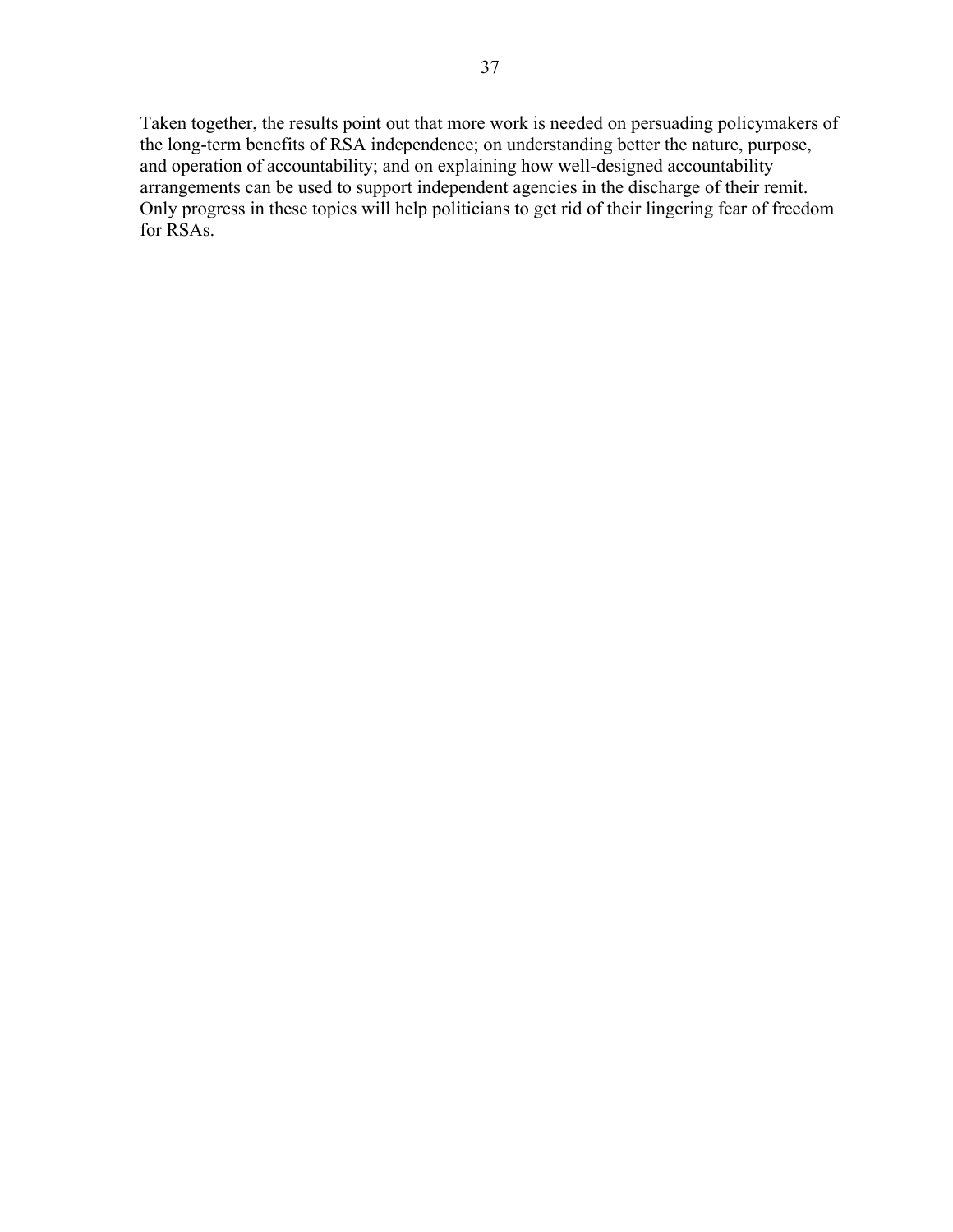Taken together, the results point out that more work is needed on persuading policymakers of the long-term benefits of RSA independence; on understanding better the nature, purpose, and operation of accountability; and on explaining how well-designed accountability arrangements can be used to support independent agencies in the discharge of their remit. Only progress in these topics will help politicians to get rid of their lingering fear of freedom for RSAs.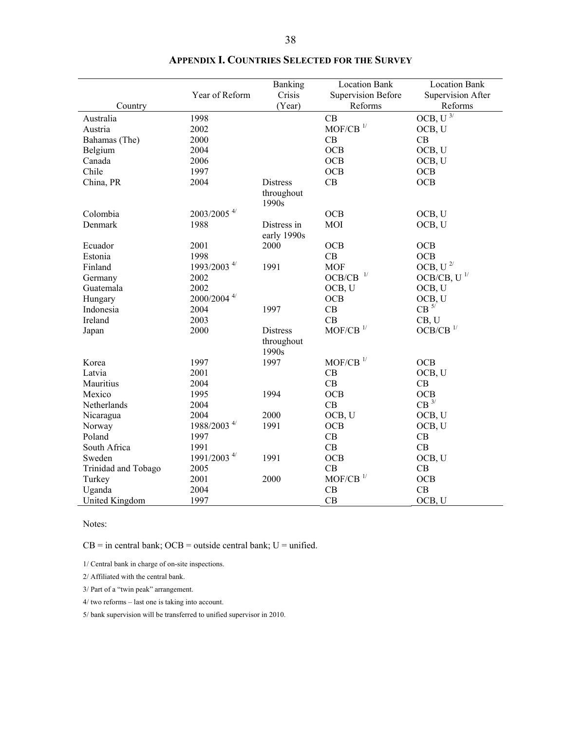## APPENDIX I. COUNTRIES SELECTED FOR THE SURVEY

| Country | Year of Reform | Banking Crisis (Year) | Location Bank Supervision Before Reforms | Location Bank Supervision After Reforms |
|---|---|---|---|---|
| Australia | 1998 | | CB | OCB, U [3/] |
| Austria | 2002 | | MOF/CB [1/] | OCB, U |
| Bahamas (The) | 2000 | | CB | CB |
| Belgium | 2004 | | OCB | OCB, U |
| Canada | 2006 | | OCB | OCB, U |
| Chile | 1997 | | OCB | OCB |
| China, PR | 2004 | Distress throughout 1990s | CB | OCB |
| Colombia | 2003/2005 [4/] | | OCB | OCB, U |
| Denmark | 1988 | Distress in early 1990s | MOI | OCB, U |
| Ecuador | 2001 | 2000 | OCB | OCB |
| Estonia | 1998 | | CB | OCB |
| Finland | 1993/2003 [4/] | 1991 | MOF | OCB, U [2/] |
| Germany | 2002 | | OCB/CB [1/] | OCB/CB, U [1/] |
| Guatemala | 2002 | | OCB, U | OCB, U |
| Hungary | 2000/2004 [4/] | | OCB | OCB, U |
| Indonesia | 2004 | 1997 | CB | CB [5/] |
| Ireland | 2003 | | CB | CB, U |
| Japan | 2000 | Distress throughout 1990s | MOF/CB [1/] | OCB/CB [1/] |
| Korea | 1997 | 1997 | MOF/CB [1/] | OCB |
| Latvia | 2001 | | CB | OCB, U |
| Mauritius | 2004 | | CB | CB |
| Mexico | 1995 | 1994 | OCB | OCB |
| Netherlands | 2004 | | CB | CB [3/] |
| Nicaragua | 2004 | 2000 | OCB, U | OCB, U |
| Norway | 1988/2003 [4/] | 1991 | OCB | OCB, U |
| Poland | 1997 | | CB | CB |
| South Africa | 1991 | | CB | CB |
| Sweden | 1991/2003 [4/] | 1991 | OCB | OCB, U |
| Trinidad and Tobago | 2005 | | CB | CB |
| Turkey | 2001 | 2000 | MOF/CB [1/] | OCB |
| Uganda | 2004 | | CB | CB |
| United Kingdom | 1997 | | CB | OCB, U |

Notes:

CB = in central bank; OCB = outside central bank; U = unified.

1/ Central bank in charge of on-site inspections.

2/ Affiliated with the central bank.

3/ Part of a "twin peak" arrangement.

4/ two reforms – last one is taking into account.

5/ bank supervision will be transferred to unified supervisor in 2010.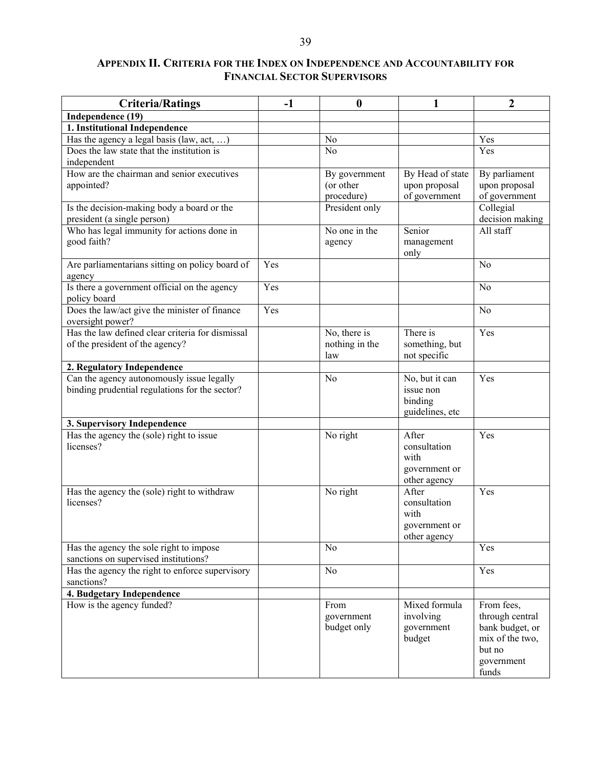## Appendix II. Criteria for the Index on Independence and Accountability for Financial Sector Supervisors

| Criteria/Ratings | -1 | 0 | 1 | 2 |
|---|---|---|---|---|
| **Independence (19)** | | | | |
| **1. Institutional Independence** | | | | |
| Has the agency a legal basis (law, act, …) | | No | | Yes |
| Does the law state that the institution is independent | | No | | Yes |
| How are the chairman and senior executives appointed? | | By government (or other procedure) | By Head of state upon proposal of government | By parliament upon proposal of government |
| Is the decision-making body a board or the president (a single person) | | President only | | Collegial decision making |
| Who has legal immunity for actions done in good faith? | | No one in the agency | Senior management only | All staff |
| Are parliamentarians sitting on policy board of agency | Yes | | | No |
| Is there a government official on the agency policy board | Yes | | | No |
| Does the law/act give the minister of finance oversight power? | Yes | | | No |
| Has the law defined clear criteria for dismissal of the president of the agency? | | No, there is nothing in the law | There is something, but not specific | Yes |
| **2. Regulatory Independence** | | | | |
| Can the agency autonomously issue legally binding prudential regulations for the sector? | | No | No, but it can issue non binding guidelines, etc | Yes |
| **3. Supervisory Independence** | | | | |
| Has the agency the (sole) right to issue licenses? | | No right | After consultation with government or other agency | Yes |
| Has the agency the (sole) right to withdraw licenses? | | No right | After consultation with government or other agency | Yes |
| Has the agency the sole right to impose sanctions on supervised institutions? | | No | | Yes |
| Has the agency the right to enforce supervisory sanctions? | | No | | Yes |
| **4. Budgetary Independence** | | | | |
| How is the agency funded? | | From government budget only | Mixed formula involving government budget | From fees, through central bank budget, or mix of the two, but no government funds |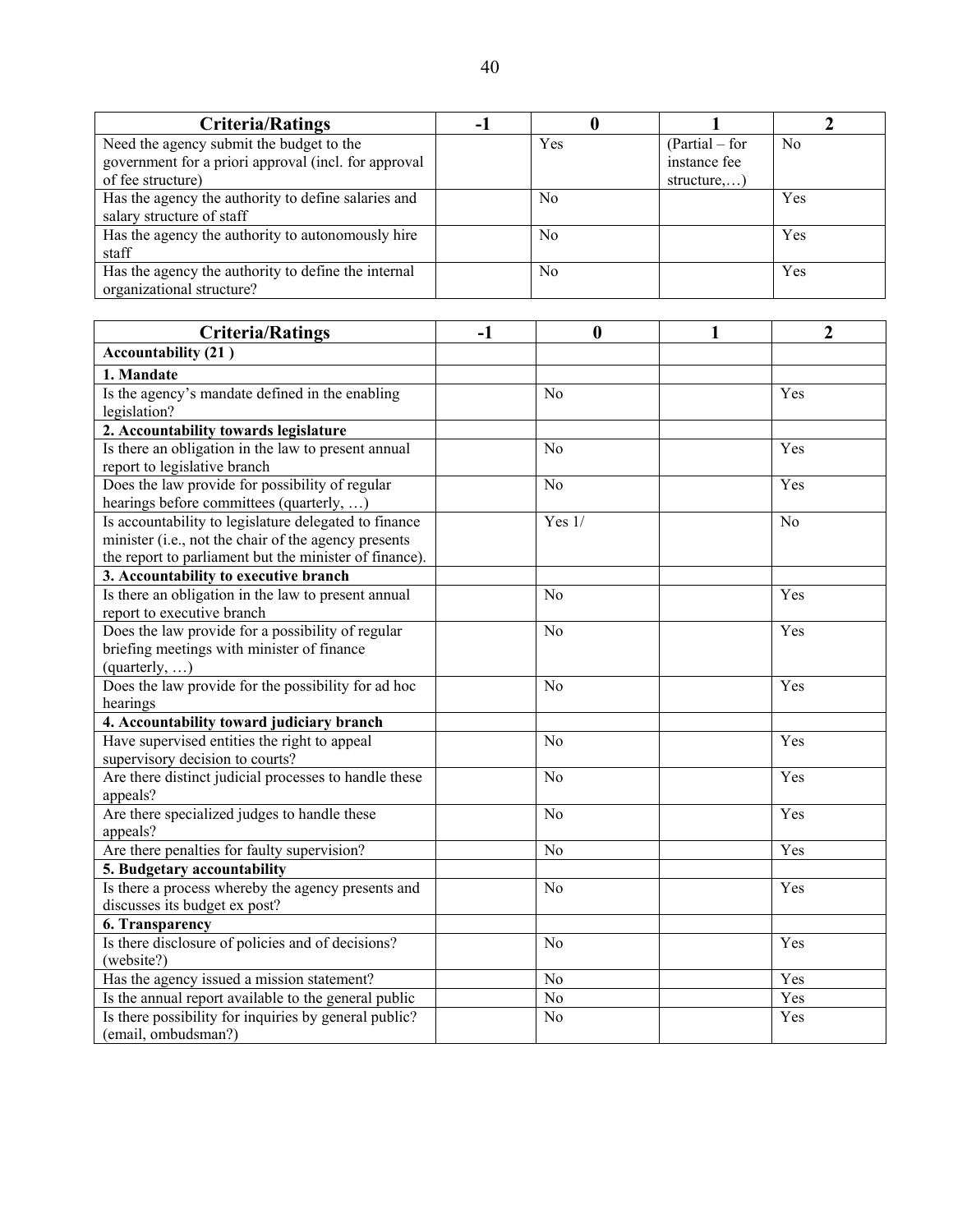| Criteria/Ratings | -1 | 0 | 1 | 2 |
|---|---|---|---|---|
| Need the agency submit the budget to the government for a priori approval (incl. for approval of fee structure) | | Yes | (Partial – for instance fee structure,…) | No |
| Has the agency the authority to define salaries and salary structure of staff | | No | | Yes |
| Has the agency the authority to autonomously hire staff | | No | | Yes |
| Has the agency the authority to define the internal organizational structure? | | No | | Yes |

| Criteria/Ratings | -1 | 0 | 1 | 2 |
|---|---|---|---|---|
| **Accountability (21 )** | | | | |
| **1. Mandate** | | | | |
| Is the agency's mandate defined in the enabling legislation? | | No | | Yes |
| **2. Accountability towards legislature** | | | | |
| Is there an obligation in the law to present annual report to legislative branch | | No | | Yes |
| Does the law provide for possibility of regular hearings before committees (quarterly, …) | | No | | Yes |
| Is accountability to legislature delegated to finance minister (i.e., not the chair of the agency presents the report to parliament but the minister of finance). | | Yes 1/ | | No |
| **3. Accountability to executive branch** | | | | |
| Is there an obligation in the law to present annual report to executive branch | | No | | Yes |
| Does the law provide for a possibility of regular briefing meetings with minister of finance (quarterly, …) | | No | | Yes |
| Does the law provide for the possibility for ad hoc hearings | | No | | Yes |
| **4. Accountability toward judiciary branch** | | | | |
| Have supervised entities the right to appeal supervisory decision to courts? | | No | | Yes |
| Are there distinct judicial processes to handle these appeals? | | No | | Yes |
| Are there specialized judges to handle these appeals? | | No | | Yes |
| Are there penalties for faulty supervision? | | No | | Yes |
| **5. Budgetary accountability** | | | | |
| Is there a process whereby the agency presents and discusses its budget ex post? | | No | | Yes |
| **6. Transparency** | | | | |
| Is there disclosure of policies and of decisions? (website?) | | No | | Yes |
| Has the agency issued a mission statement? | | No | | Yes |
| Is the annual report available to the general public | | No | | Yes |
| Is there possibility for inquiries by general public? (email, ombudsman?) | | No | | Yes |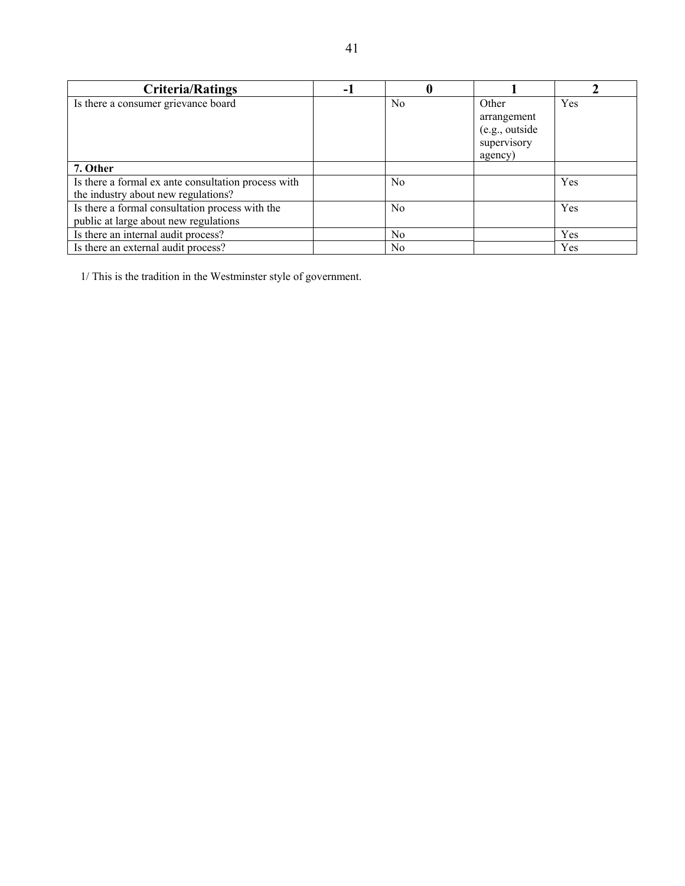| Criteria/Ratings | -1 | 0 | 1 | 2 |
|---|---|---|---|---|
| Is there a consumer grievance board | | No | Other arrangement (e.g., outside supervisory agency) | Yes |
| **7. Other** | | | | |
| Is there a formal ex ante consultation process with the industry about new regulations? | | No | | Yes |
| Is there a formal consultation process with the public at large about new regulations | | No | | Yes |
| Is there an internal audit process? | | No | | Yes |
| Is there an external audit process? | | No | | Yes |

1/ This is the tradition in the Westminster style of government.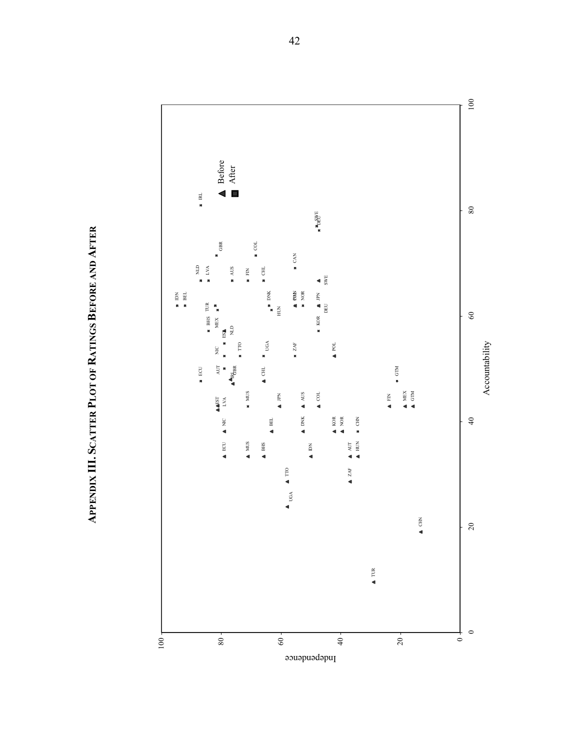# APPENDIX III. SCATTER PLOT OF RATINGS BEFORE AND AFTER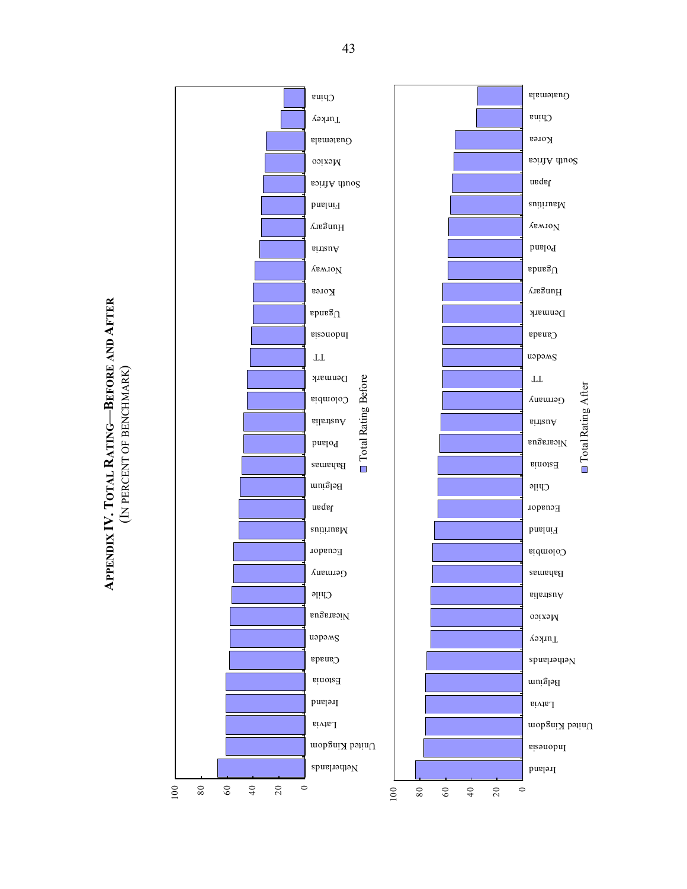# APPENDIX IV. TOTAL RATING—BEFORE AND AFTER
(IN PERCENT OF BENCHMARK)

Total Rating Before

Total Rating After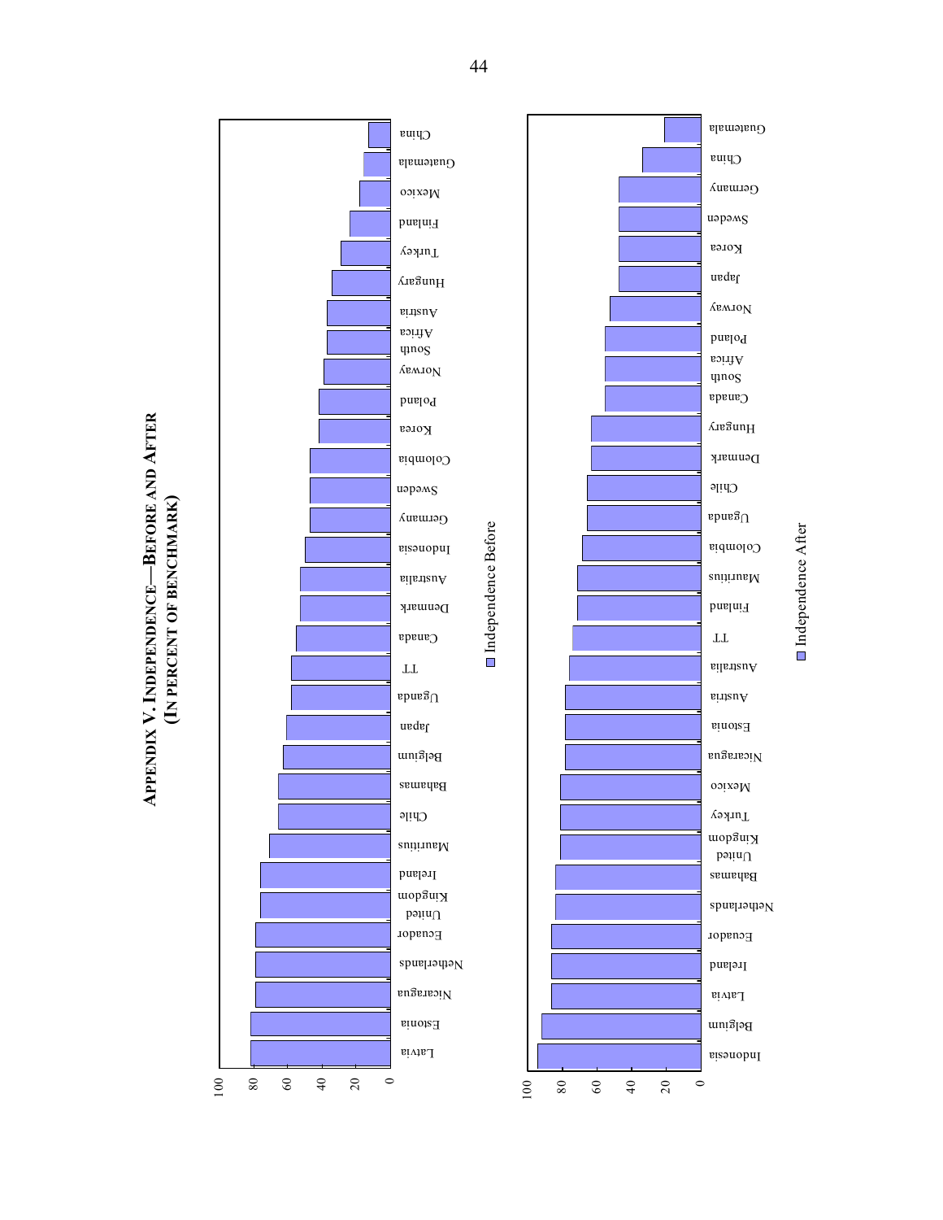# APPENDIX V. INDEPENDENCE—BEFORE AND AFTER
## (IN PERCENT OF BENCHMARK)

Independence Before

| Country | Value |
|---|---|
| Latvia | 81 |
| Estonia | 81 |
| Nicaragua | 78 |
| Netherlands | 78 |
| Ecuador | 78 |
| United Kingdom | 75 |
| Ireland | 75 |
| Mauritius | 70 |
| Chile | 65 |
| Bahamas | 65 |
| Belgium | 62 |
| Japan | 60 |
| Uganda | 57 |
| TT | 57 |
| Canada | 55 |
| Denmark | 52 |
| Australia | 52 |
| Indonesia | 50 |
| Germany | 47 |
| Sweden | 47 |
| Colombia | 47 |
| Korea | 42 |
| Poland | 42 |
| Norway | 39 |
| South Africa | 37 |
| Austria | 37 |
| Hungary | 34 |
| Turkey | 29 |
| Finland | 24 |
| Mexico | 18 |
| Guatemala | 16 |
| China | 13 |

Independence After

| Country | Value |
|---|---|
| Indonesia | 95 |
| Belgium | 92 |
| Latvia | 87 |
| Ireland | 87 |
| Ecuador | 87 |
| Netherlands | 84 |
| Bahamas | 84 |
| United Kingdom | 82 |
| Turkey | 82 |
| Mexico | 82 |
| Nicaragua | 79 |
| Estonia | 79 |
| Austria | 79 |
| Australia | 76 |
| TT | 74 |
| Finland | 71 |
| Mauritius | 71 |
| Colombia | 68 |
| Uganda | 66 |
| Chile | 66 |
| Denmark | 63 |
| Hungary | 63 |
| Canada | 55 |
| South Africa | 55 |
| Poland | 55 |
| Norway | 53 |
| Japan | 47 |
| Korea | 47 |
| Sweden | 47 |
| Germany | 47 |
| China | 34 |
| Guatemala | 21 |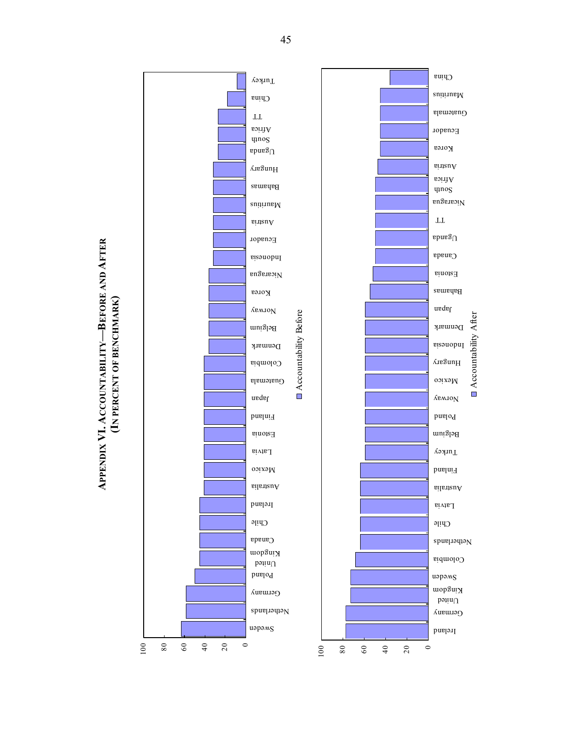## Appendix VI. Accountability—Before and After

### (In percent of benchmark)

Accountability Before

| Country | Value |
|---|---|
| Sweden | 63 |
| Netherlands | 59 |
| Germany | 59 |
| Poland | 50 |
| United Kingdom | 45 |
| Canada | 45 |
| Chile | 45 |
| Ireland | 45 |
| Australia | 41 |
| Mexico | 41 |
| Latvia | 41 |
| Estonia | 41 |
| Finland | 41 |
| Japan | 41 |
| Guatemala | 41 |
| Colombia | 41 |
| Denmark | 36 |
| Belgium | 36 |
| Norway | 36 |
| Korea | 36 |
| Nicaragua | 36 |
| Indonesia | 32 |
| Ecuador | 32 |
| Austria | 32 |
| Mauritius | 32 |
| Bahamas | 32 |
| Hungary | 32 |
| Uganda | 27 |
| South Africa | 27 |
| TT | 27 |
| China | 18 |
| Turkey | 9 |

Accountability After

| Country | Value |
|---|---|
| Ireland | 77 |
| Germany | 77 |
| United Kingdom | 73 |
| Sweden | 73 |
| Colombia | 68 |
| Netherlands | 64 |
| Chile | 64 |
| Latvia | 64 |
| Australia | 64 |
| Finland | 64 |
| Turkey | 59 |
| Belgium | 59 |
| Poland | 59 |
| Norway | 59 |
| Mexico | 59 |
| Hungary | 59 |
| Indonesia | 59 |
| Denmark | 59 |
| Japan | 59 |
| Bahamas | 55 |
| Estonia | 52 |
| Canada | 50 |
| Uganda | 50 |
| TT | 50 |
| Nicaragua | 50 |
| South Africa | 50 |
| Austria | 48 |
| Korea | 45 |
| Ecuador | 45 |
| Guatemala | 45 |
| Mauritius | 45 |
| China | 36 |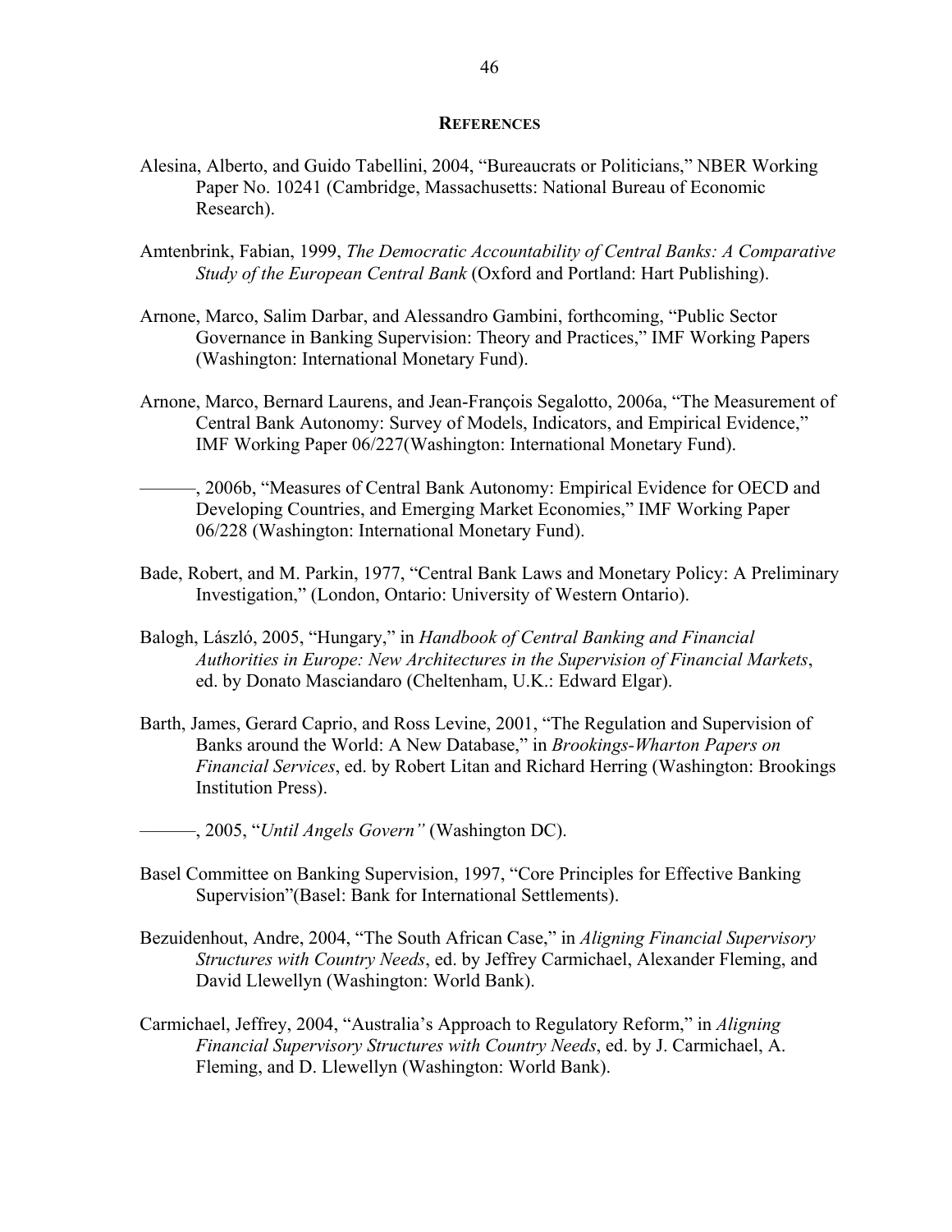## References

Alesina, Alberto, and Guido Tabellini, 2004, "Bureaucrats or Politicians," NBER Working Paper No. 10241 (Cambridge, Massachusetts: National Bureau of Economic Research).

Amtenbrink, Fabian, 1999, *The Democratic Accountability of Central Banks: A Comparative Study of the European Central Bank* (Oxford and Portland: Hart Publishing).

Arnone, Marco, Salim Darbar, and Alessandro Gambini, forthcoming, "Public Sector Governance in Banking Supervision: Theory and Practices," IMF Working Papers (Washington: International Monetary Fund).

Arnone, Marco, Bernard Laurens, and Jean-François Segalotto, 2006a, "The Measurement of Central Bank Autonomy: Survey of Models, Indicators, and Empirical Evidence," IMF Working Paper 06/227(Washington: International Monetary Fund).

———, 2006b, "Measures of Central Bank Autonomy: Empirical Evidence for OECD and Developing Countries, and Emerging Market Economies," IMF Working Paper 06/228 (Washington: International Monetary Fund).

Bade, Robert, and M. Parkin, 1977, "Central Bank Laws and Monetary Policy: A Preliminary Investigation," (London, Ontario: University of Western Ontario).

Balogh, László, 2005, "Hungary," in *Handbook of Central Banking and Financial Authorities in Europe: New Architectures in the Supervision of Financial Markets*, ed. by Donato Masciandaro (Cheltenham, U.K.: Edward Elgar).

Barth, James, Gerard Caprio, and Ross Levine, 2001, "The Regulation and Supervision of Banks around the World: A New Database," in *Brookings-Wharton Papers on Financial Services*, ed. by Robert Litan and Richard Herring (Washington: Brookings Institution Press).

———, 2005, "*Until Angels Govern"* (Washington DC).

Basel Committee on Banking Supervision, 1997, "Core Principles for Effective Banking Supervision"(Basel: Bank for International Settlements).

Bezuidenhout, Andre, 2004, "The South African Case," in *Aligning Financial Supervisory Structures with Country Needs*, ed. by Jeffrey Carmichael, Alexander Fleming, and David Llewellyn (Washington: World Bank).

Carmichael, Jeffrey, 2004, "Australia's Approach to Regulatory Reform," in *Aligning Financial Supervisory Structures with Country Needs*, ed. by J. Carmichael, A. Fleming, and D. Llewellyn (Washington: World Bank).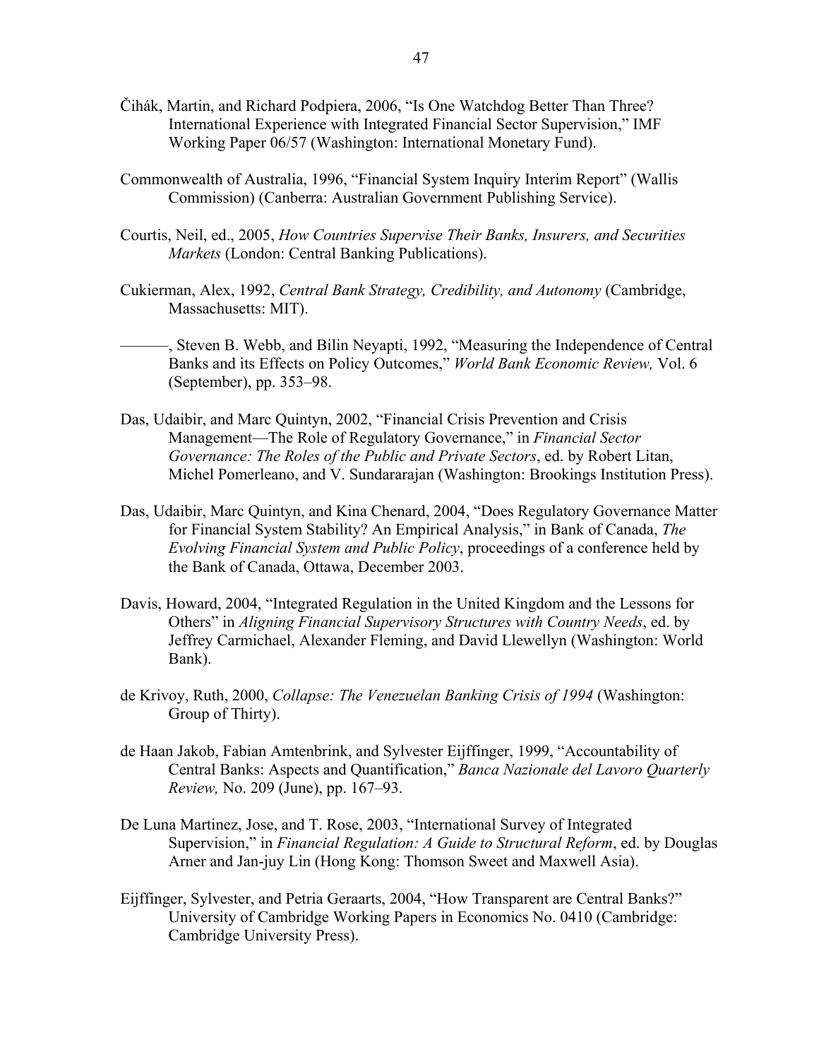Čihák, Martin, and Richard Podpiera, 2006, "Is One Watchdog Better Than Three? International Experience with Integrated Financial Sector Supervision," IMF Working Paper 06/57 (Washington: International Monetary Fund).

Commonwealth of Australia, 1996, "Financial System Inquiry Interim Report" (Wallis Commission) (Canberra: Australian Government Publishing Service).

Courtis, Neil, ed., 2005, *How Countries Supervise Their Banks, Insurers, and Securities Markets* (London: Central Banking Publications).

Cukierman, Alex, 1992, *Central Bank Strategy, Credibility, and Autonomy* (Cambridge, Massachusetts: MIT).

———, Steven B. Webb, and Bilin Neyapti, 1992, "Measuring the Independence of Central Banks and its Effects on Policy Outcomes," *World Bank Economic Review,* Vol. 6 (September), pp. 353–98.

Das, Udaibir, and Marc Quintyn, 2002, "Financial Crisis Prevention and Crisis Management—The Role of Regulatory Governance," in *Financial Sector Governance: The Roles of the Public and Private Sectors*, ed. by Robert Litan, Michel Pomerleano, and V. Sundararajan (Washington: Brookings Institution Press).

Das, Udaibir, Marc Quintyn, and Kina Chenard, 2004, "Does Regulatory Governance Matter for Financial System Stability? An Empirical Analysis," in Bank of Canada, *The Evolving Financial System and Public Policy*, proceedings of a conference held by the Bank of Canada, Ottawa, December 2003.

Davis, Howard, 2004, "Integrated Regulation in the United Kingdom and the Lessons for Others" in *Aligning Financial Supervisory Structures with Country Needs*, ed. by Jeffrey Carmichael, Alexander Fleming, and David Llewellyn (Washington: World Bank).

de Krivoy, Ruth, 2000, *Collapse: The Venezuelan Banking Crisis of 1994* (Washington: Group of Thirty).

de Haan Jakob, Fabian Amtenbrink, and Sylvester Eijffinger, 1999, "Accountability of Central Banks: Aspects and Quantification," *Banca Nazionale del Lavoro Quarterly Review,* No. 209 (June), pp. 167–93.

De Luna Martinez, Jose, and T. Rose, 2003, "International Survey of Integrated Supervision," in *Financial Regulation: A Guide to Structural Reform*, ed. by Douglas Arner and Jan-juy Lin (Hong Kong: Thomson Sweet and Maxwell Asia).

Eijffinger, Sylvester, and Petria Geraarts, 2004, "How Transparent are Central Banks?" University of Cambridge Working Papers in Economics No. 0410 (Cambridge: Cambridge University Press).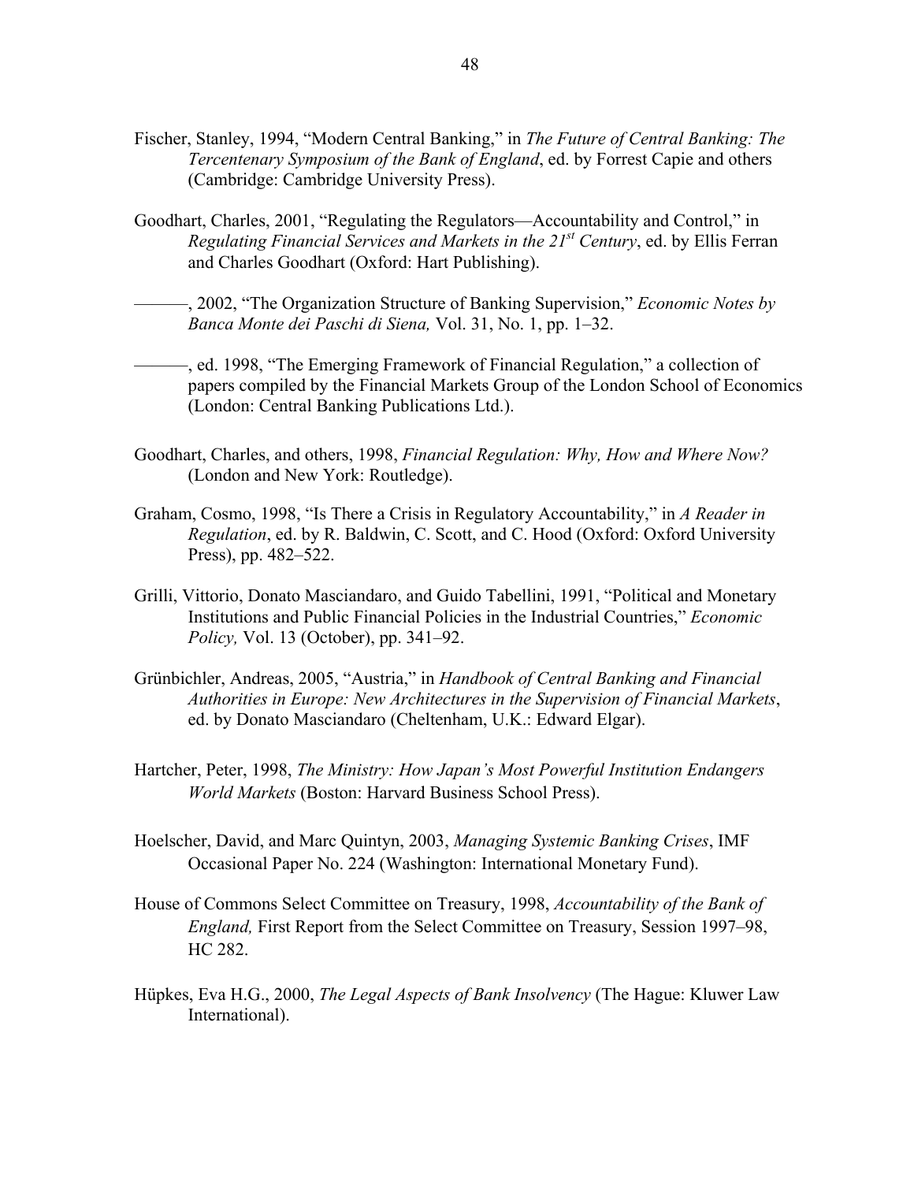Fischer, Stanley, 1994, "Modern Central Banking," in *The Future of Central Banking: The Tercentenary Symposium of the Bank of England*, ed. by Forrest Capie and others (Cambridge: Cambridge University Press).

Goodhart, Charles, 2001, "Regulating the Regulators—Accountability and Control," in *Regulating Financial Services and Markets in the 21st Century*, ed. by Ellis Ferran and Charles Goodhart (Oxford: Hart Publishing).

———, 2002, "The Organization Structure of Banking Supervision," *Economic Notes by Banca Monte dei Paschi di Siena,* Vol. 31, No. 1, pp. 1–32.

———, ed. 1998, "The Emerging Framework of Financial Regulation," a collection of papers compiled by the Financial Markets Group of the London School of Economics (London: Central Banking Publications Ltd.).

Goodhart, Charles, and others, 1998, *Financial Regulation: Why, How and Where Now?* (London and New York: Routledge).

Graham, Cosmo, 1998, "Is There a Crisis in Regulatory Accountability," in *A Reader in Regulation*, ed. by R. Baldwin, C. Scott, and C. Hood (Oxford: Oxford University Press), pp. 482–522.

Grilli, Vittorio, Donato Masciandaro, and Guido Tabellini, 1991, "Political and Monetary Institutions and Public Financial Policies in the Industrial Countries," *Economic Policy,* Vol. 13 (October), pp. 341–92.

Grünbichler, Andreas, 2005, "Austria," in *Handbook of Central Banking and Financial Authorities in Europe: New Architectures in the Supervision of Financial Markets*, ed. by Donato Masciandaro (Cheltenham, U.K.: Edward Elgar).

Hartcher, Peter, 1998, *The Ministry: How Japan's Most Powerful Institution Endangers World Markets* (Boston: Harvard Business School Press).

Hoelscher, David, and Marc Quintyn, 2003, *Managing Systemic Banking Crises*, IMF Occasional Paper No. 224 (Washington: International Monetary Fund).

House of Commons Select Committee on Treasury, 1998, *Accountability of the Bank of England,* First Report from the Select Committee on Treasury, Session 1997–98, HC 282.

Hüpkes, Eva H.G., 2000, *The Legal Aspects of Bank Insolvency* (The Hague: Kluwer Law International).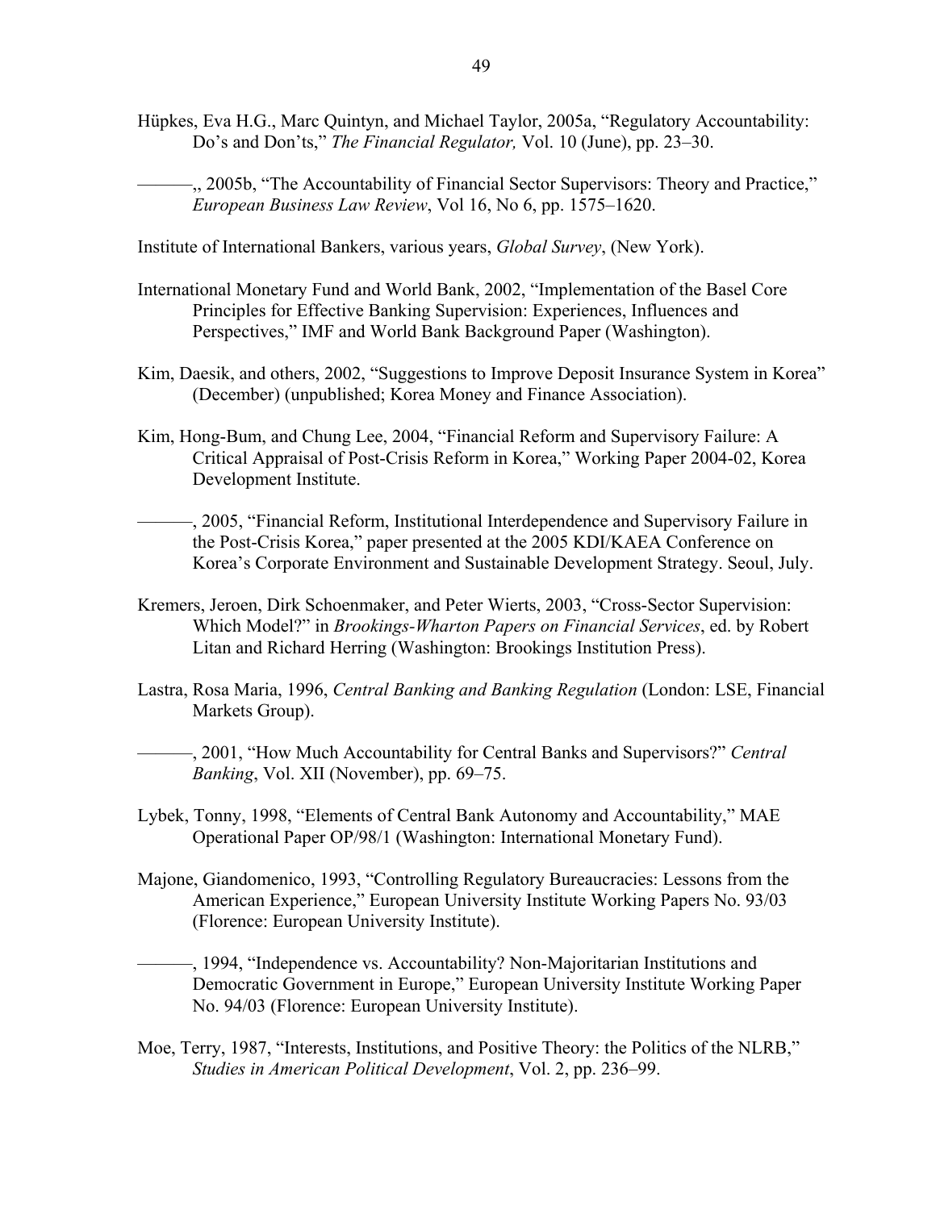Hüpkes, Eva H.G., Marc Quintyn, and Michael Taylor, 2005a, "Regulatory Accountability: Do's and Don'ts," *The Financial Regulator,* Vol. 10 (June), pp. 23–30.

———,, 2005b, "The Accountability of Financial Sector Supervisors: Theory and Practice," *European Business Law Review*, Vol 16, No 6, pp. 1575–1620.

Institute of International Bankers, various years, *Global Survey*, (New York).

International Monetary Fund and World Bank, 2002, "Implementation of the Basel Core Principles for Effective Banking Supervision: Experiences, Influences and Perspectives," IMF and World Bank Background Paper (Washington).

Kim, Daesik, and others, 2002, "Suggestions to Improve Deposit Insurance System in Korea" (December) (unpublished; Korea Money and Finance Association).

Kim, Hong-Bum, and Chung Lee, 2004, "Financial Reform and Supervisory Failure: A Critical Appraisal of Post-Crisis Reform in Korea," Working Paper 2004-02, Korea Development Institute.

———, 2005, "Financial Reform, Institutional Interdependence and Supervisory Failure in the Post-Crisis Korea," paper presented at the 2005 KDI/KAEA Conference on Korea's Corporate Environment and Sustainable Development Strategy. Seoul, July.

Kremers, Jeroen, Dirk Schoenmaker, and Peter Wierts, 2003, "Cross-Sector Supervision: Which Model?" in *Brookings-Wharton Papers on Financial Services*, ed. by Robert Litan and Richard Herring (Washington: Brookings Institution Press).

Lastra, Rosa Maria, 1996, *Central Banking and Banking Regulation* (London: LSE, Financial Markets Group).

———, 2001, "How Much Accountability for Central Banks and Supervisors?" *Central Banking*, Vol. XII (November), pp. 69–75.

Lybek, Tonny, 1998, "Elements of Central Bank Autonomy and Accountability," MAE Operational Paper OP/98/1 (Washington: International Monetary Fund).

Majone, Giandomenico, 1993, "Controlling Regulatory Bureaucracies: Lessons from the American Experience," European University Institute Working Papers No. 93/03 (Florence: European University Institute).

———, 1994, "Independence vs. Accountability? Non-Majoritarian Institutions and Democratic Government in Europe," European University Institute Working Paper No. 94/03 (Florence: European University Institute).

Moe, Terry, 1987, "Interests, Institutions, and Positive Theory: the Politics of the NLRB," *Studies in American Political Development*, Vol. 2, pp. 236–99.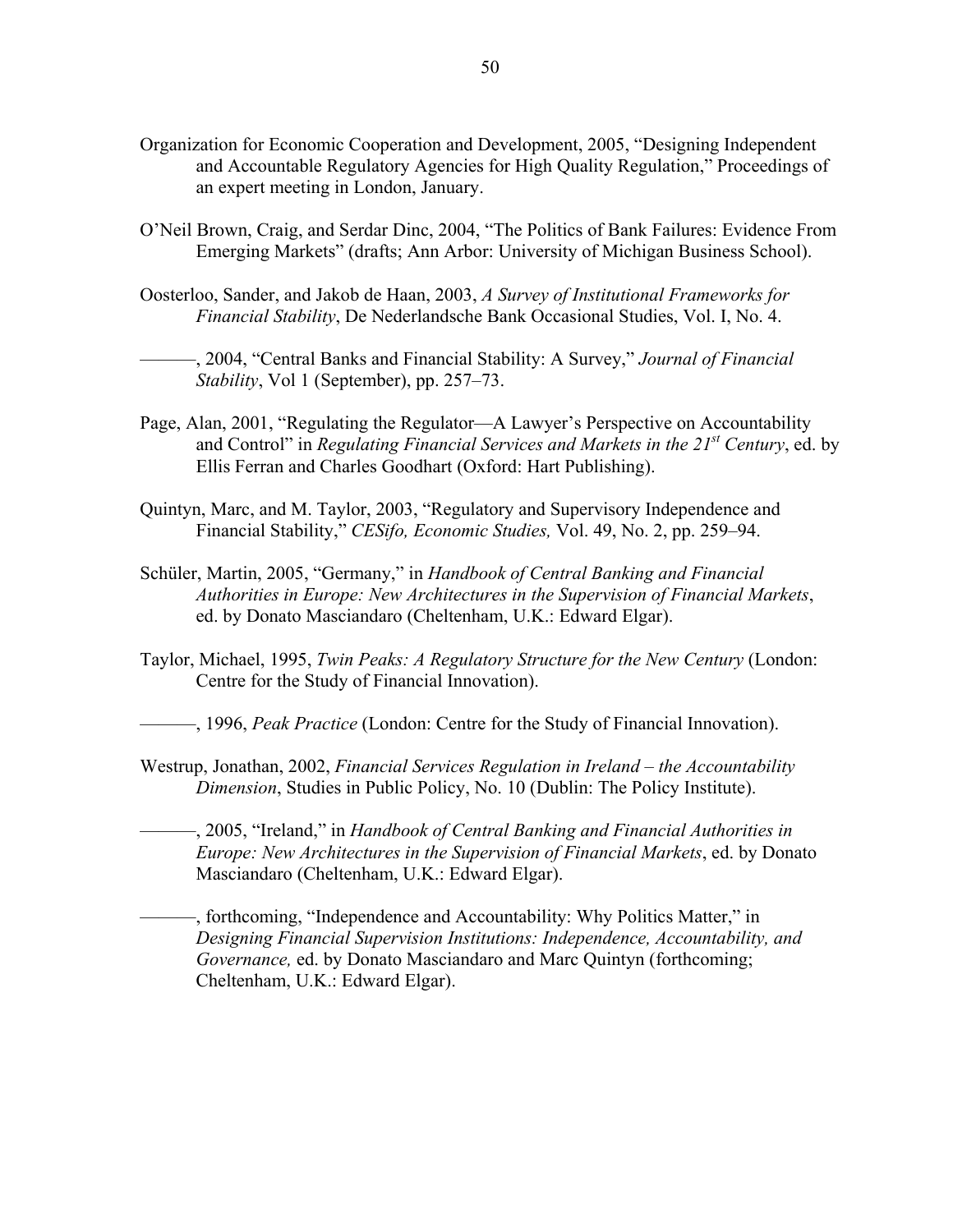Organization for Economic Cooperation and Development, 2005, "Designing Independent and Accountable Regulatory Agencies for High Quality Regulation," Proceedings of an expert meeting in London, January.

O'Neil Brown, Craig, and Serdar Dinc, 2004, "The Politics of Bank Failures: Evidence From Emerging Markets" (drafts; Ann Arbor: University of Michigan Business School).

Oosterloo, Sander, and Jakob de Haan, 2003, *A Survey of Institutional Frameworks for Financial Stability*, De Nederlandsche Bank Occasional Studies, Vol. I, No. 4.

———, 2004, "Central Banks and Financial Stability: A Survey," *Journal of Financial Stability*, Vol 1 (September), pp. 257–73.

Page, Alan, 2001, "Regulating the Regulator—A Lawyer's Perspective on Accountability and Control" in *Regulating Financial Services and Markets in the 21st Century*, ed. by Ellis Ferran and Charles Goodhart (Oxford: Hart Publishing).

Quintyn, Marc, and M. Taylor, 2003, "Regulatory and Supervisory Independence and Financial Stability," *CESifo, Economic Studies,* Vol. 49, No. 2, pp. 259–94.

Schüler, Martin, 2005, "Germany," in *Handbook of Central Banking and Financial Authorities in Europe: New Architectures in the Supervision of Financial Markets*, ed. by Donato Masciandaro (Cheltenham, U.K.: Edward Elgar).

Taylor, Michael, 1995, *Twin Peaks: A Regulatory Structure for the New Century* (London: Centre for the Study of Financial Innovation).

———, 1996, *Peak Practice* (London: Centre for the Study of Financial Innovation).

Westrup, Jonathan, 2002, *Financial Services Regulation in Ireland – the Accountability Dimension*, Studies in Public Policy, No. 10 (Dublin: The Policy Institute).

———, 2005, "Ireland," in *Handbook of Central Banking and Financial Authorities in Europe: New Architectures in the Supervision of Financial Markets*, ed. by Donato Masciandaro (Cheltenham, U.K.: Edward Elgar).

———, forthcoming, "Independence and Accountability: Why Politics Matter," in *Designing Financial Supervision Institutions: Independence, Accountability, and Governance,* ed. by Donato Masciandaro and Marc Quintyn (forthcoming; Cheltenham, U.K.: Edward Elgar).